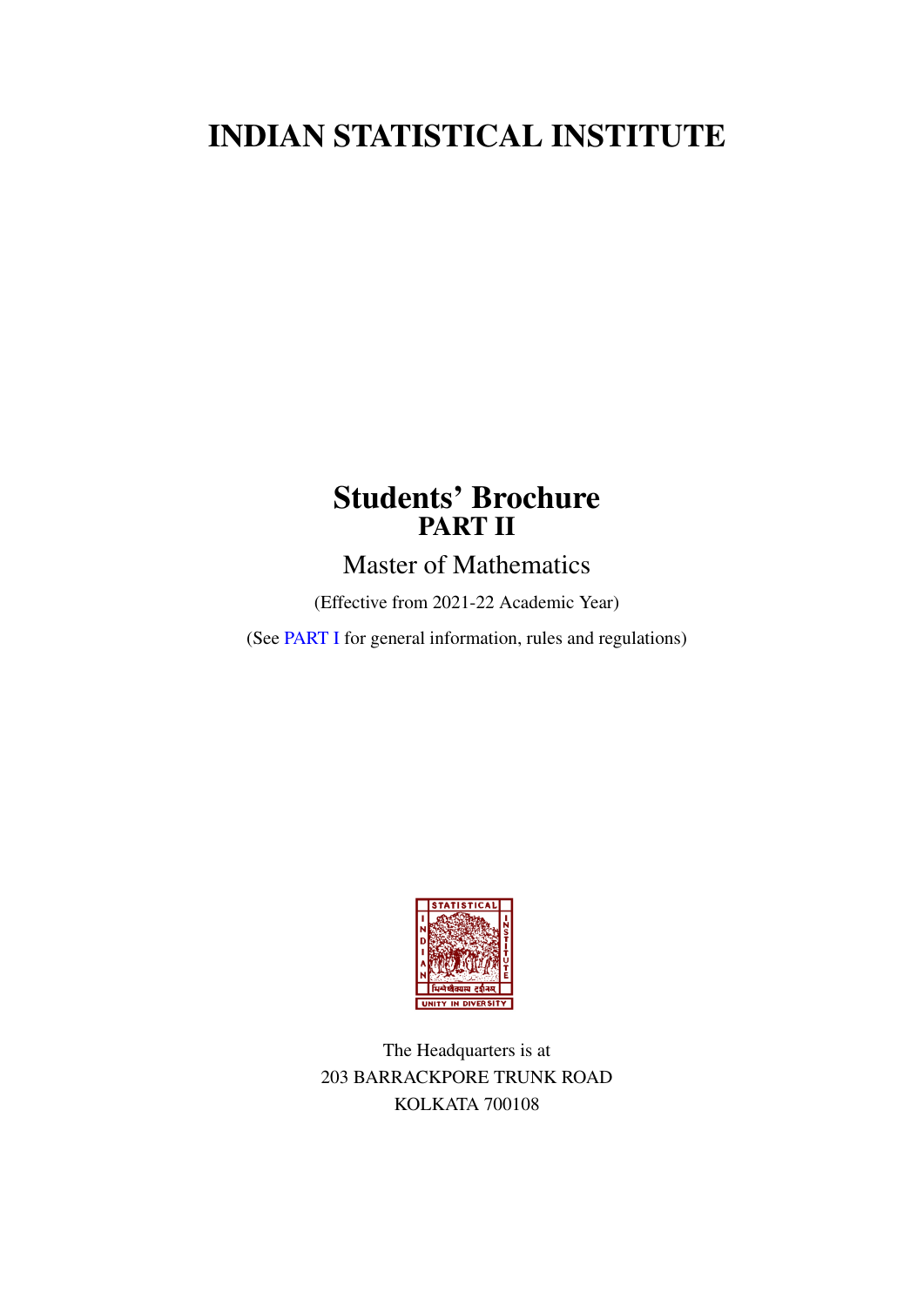# INDIAN STATISTICAL INSTITUTE

## Students' Brochure
## PART II

Master of Mathematics

(Effective from 2021-22 Academic Year)

(See PART I for general information, rules and regulations)

The Headquarters is at
203 BARRACKPORE TRUNK ROAD
KOLKATA 700108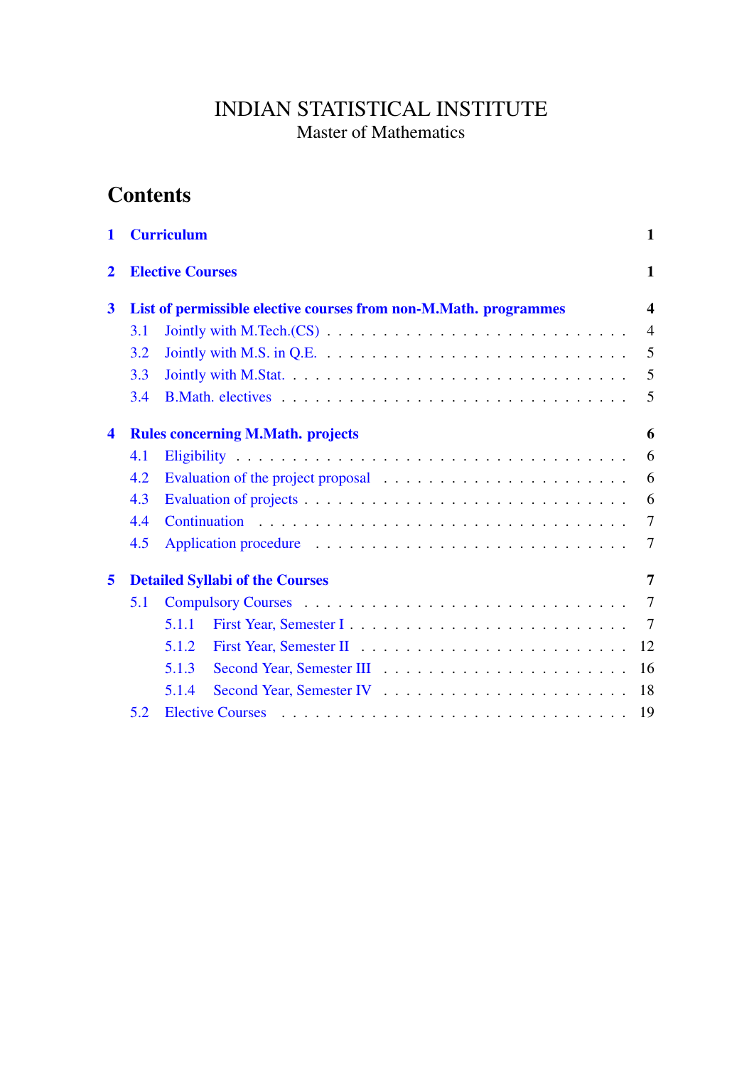# INDIAN STATISTICAL INSTITUTE

Master of Mathematics

## Contents

- **1 Curriculum** — 1
- **2 Elective Courses** — 1
- **3 List of permissible elective courses from non-M.Math. programmes** — 4
  - 3.1 Jointly with M.Tech.(CS) — 4
  - 3.2 Jointly with M.S. in Q.E. — 5
  - 3.3 Jointly with M.Stat. — 5
  - 3.4 B.Math. electives — 5
- **4 Rules concerning M.Math. projects** — 6
  - 4.1 Eligibility — 6
  - 4.2 Evaluation of the project proposal — 6
  - 4.3 Evaluation of projects — 6
  - 4.4 Continuation — 7
  - 4.5 Application procedure — 7
- **5 Detailed Syllabi of the Courses** — 7
  - 5.1 Compulsory Courses — 7
    - 5.1.1 First Year, Semester I — 7
    - 5.1.2 First Year, Semester II — 12
    - 5.1.3 Second Year, Semester III — 16
    - 5.1.4 Second Year, Semester IV — 18
  - 5.2 Elective Courses — 19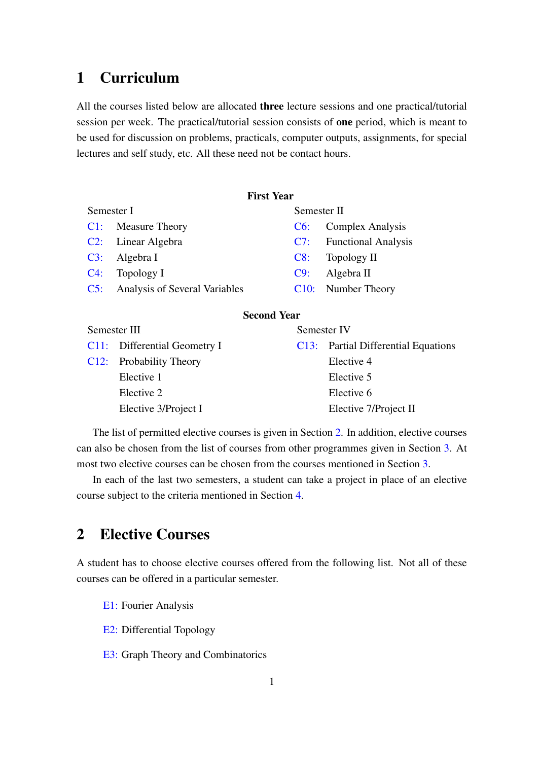# 1 Curriculum

All the courses listed below are allocated **three** lecture sessions and one practical/tutorial session per week. The practical/tutorial session consists of **one** period, which is meant to be used for discussion on problems, practicals, computer outputs, assignments, for special lectures and self study, etc. All these need not be contact hours.

**First Year**

| Semester I | | Semester II | |
|---|---|---|---|
| C1: | Measure Theory | C6: | Complex Analysis |
| C2: | Linear Algebra | C7: | Functional Analysis |
| C3: | Algebra I | C8: | Topology II |
| C4: | Topology I | C9: | Algebra II |
| C5: | Analysis of Several Variables | C10: | Number Theory |

**Second Year**

| Semester III | | Semester IV | |
|---|---|---|---|
| C11: | Differential Geometry I | C13: | Partial Differential Equations |
| C12: | Probability Theory | | Elective 4 |
| | Elective 1 | | Elective 5 |
| | Elective 2 | | Elective 6 |
| | Elective 3/Project I | | Elective 7/Project II |

The list of permitted elective courses is given in Section 2. In addition, elective courses can also be chosen from the list of courses from other programmes given in Section 3. At most two elective courses can be chosen from the courses mentioned in Section 3.

In each of the last two semesters, a student can take a project in place of an elective course subject to the criteria mentioned in Section 4.

# 2 Elective Courses

A student has to choose elective courses offered from the following list. Not all of these courses can be offered in a particular semester.

E1: Fourier Analysis

E2: Differential Topology

E3: Graph Theory and Combinatorics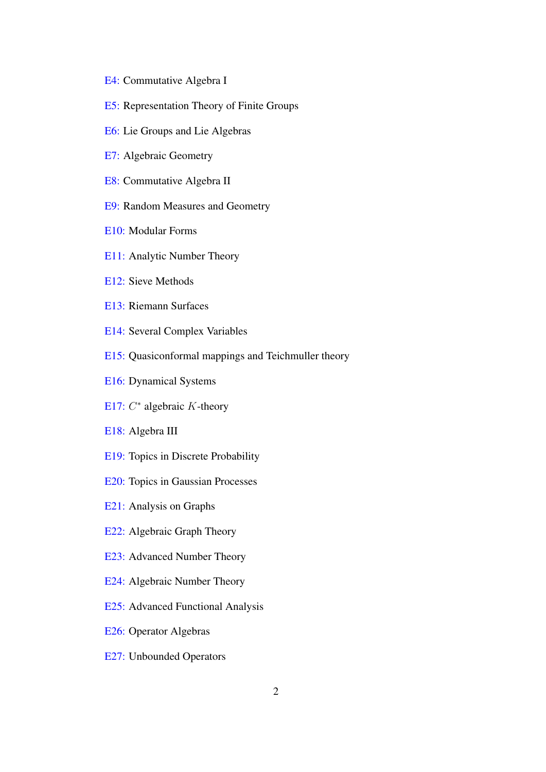E4: Commutative Algebra I

E5: Representation Theory of Finite Groups

E6: Lie Groups and Lie Algebras

E7: Algebraic Geometry

E8: Commutative Algebra II

E9: Random Measures and Geometry

E10: Modular Forms

E11: Analytic Number Theory

E12: Sieve Methods

E13: Riemann Surfaces

E14: Several Complex Variables

E15: Quasiconformal mappings and Teichmuller theory

E16: Dynamical Systems

E17: $C^*$ algebraic $K$-theory

E18: Algebra III

E19: Topics in Discrete Probability

E20: Topics in Gaussian Processes

E21: Analysis on Graphs

E22: Algebraic Graph Theory

E23: Advanced Number Theory

E24: Algebraic Number Theory

E25: Advanced Functional Analysis

E26: Operator Algebras

E27: Unbounded Operators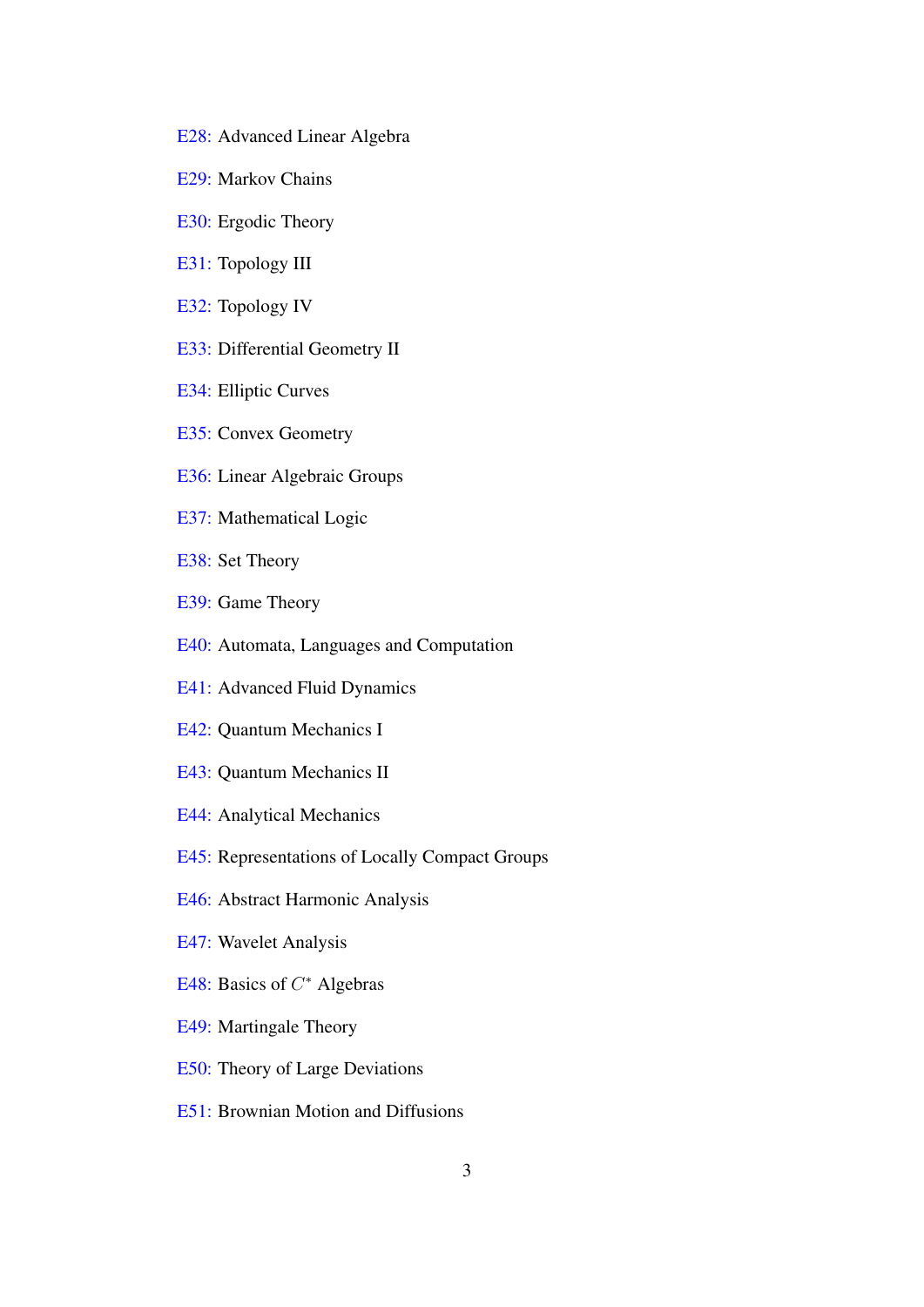E28: Advanced Linear Algebra

E29: Markov Chains

E30: Ergodic Theory

E31: Topology III

E32: Topology IV

E33: Differential Geometry II

E34: Elliptic Curves

E35: Convex Geometry

E36: Linear Algebraic Groups

E37: Mathematical Logic

E38: Set Theory

E39: Game Theory

E40: Automata, Languages and Computation

E41: Advanced Fluid Dynamics

E42: Quantum Mechanics I

E43: Quantum Mechanics II

E44: Analytical Mechanics

E45: Representations of Locally Compact Groups

E46: Abstract Harmonic Analysis

E47: Wavelet Analysis

E48: Basics of $C^*$ Algebras

E49: Martingale Theory

E50: Theory of Large Deviations

E51: Brownian Motion and Diffusions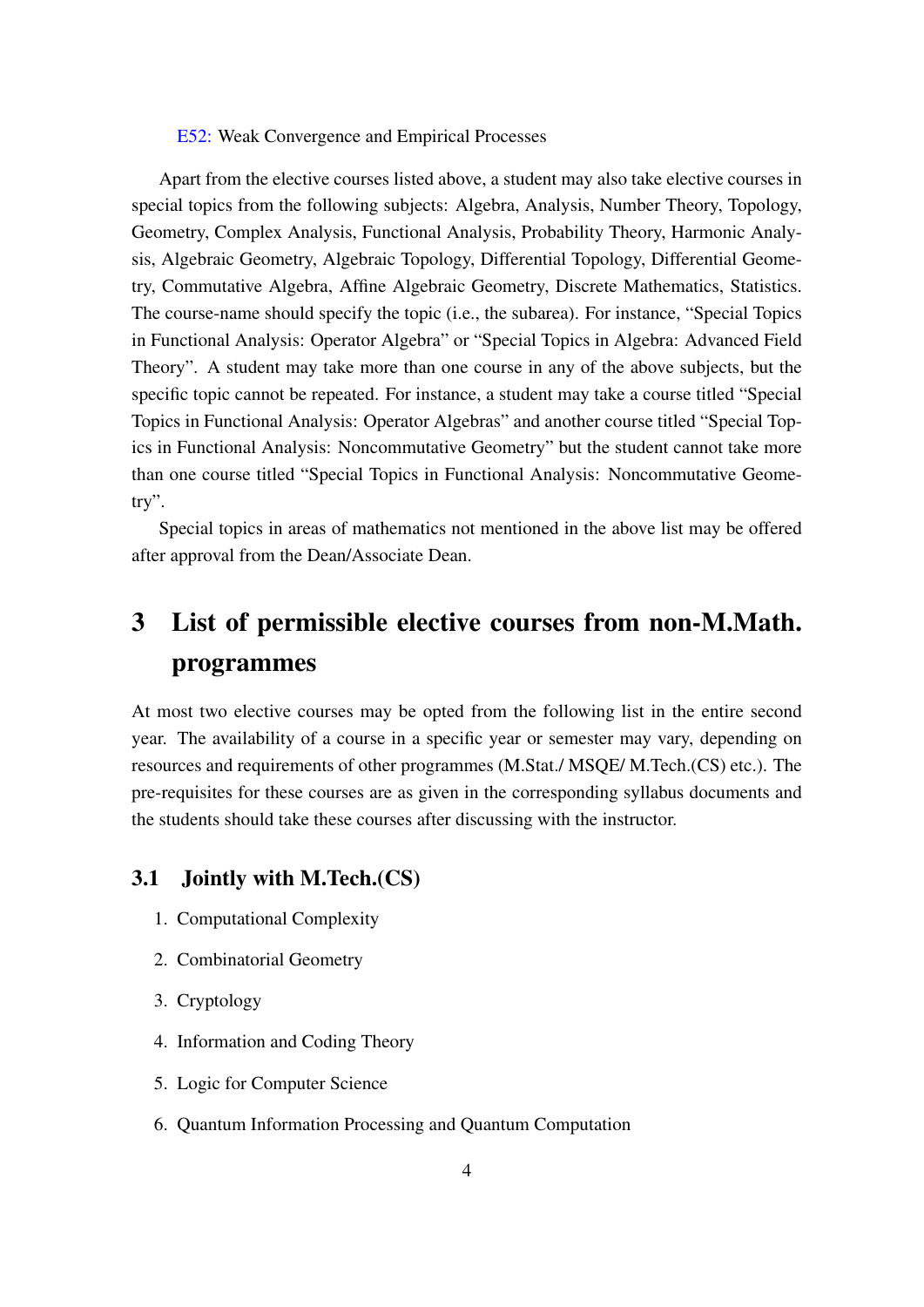E52: Weak Convergence and Empirical Processes

Apart from the elective courses listed above, a student may also take elective courses in special topics from the following subjects: Algebra, Analysis, Number Theory, Topology, Geometry, Complex Analysis, Functional Analysis, Probability Theory, Harmonic Analysis, Algebraic Geometry, Algebraic Topology, Differential Topology, Differential Geometry, Commutative Algebra, Affine Algebraic Geometry, Discrete Mathematics, Statistics. The course-name should specify the topic (i.e., the subarea). For instance, "Special Topics in Functional Analysis: Operator Algebra" or "Special Topics in Algebra: Advanced Field Theory". A student may take more than one course in any of the above subjects, but the specific topic cannot be repeated. For instance, a student may take a course titled "Special Topics in Functional Analysis: Operator Algebras" and another course titled "Special Topics in Functional Analysis: Noncommutative Geometry" but the student cannot take more than one course titled "Special Topics in Functional Analysis: Noncommutative Geometry".

Special topics in areas of mathematics not mentioned in the above list may be offered after approval from the Dean/Associate Dean.

# 3 List of permissible elective courses from non-M.Math. programmes

At most two elective courses may be opted from the following list in the entire second year. The availability of a course in a specific year or semester may vary, depending on resources and requirements of other programmes (M.Stat./ MSQE/ M.Tech.(CS) etc.). The pre-requisites for these courses are as given in the corresponding syllabus documents and the students should take these courses after discussing with the instructor.

## 3.1 Jointly with M.Tech.(CS)

1. Computational Complexity
2. Combinatorial Geometry
3. Cryptology
4. Information and Coding Theory
5. Logic for Computer Science
6. Quantum Information Processing and Quantum Computation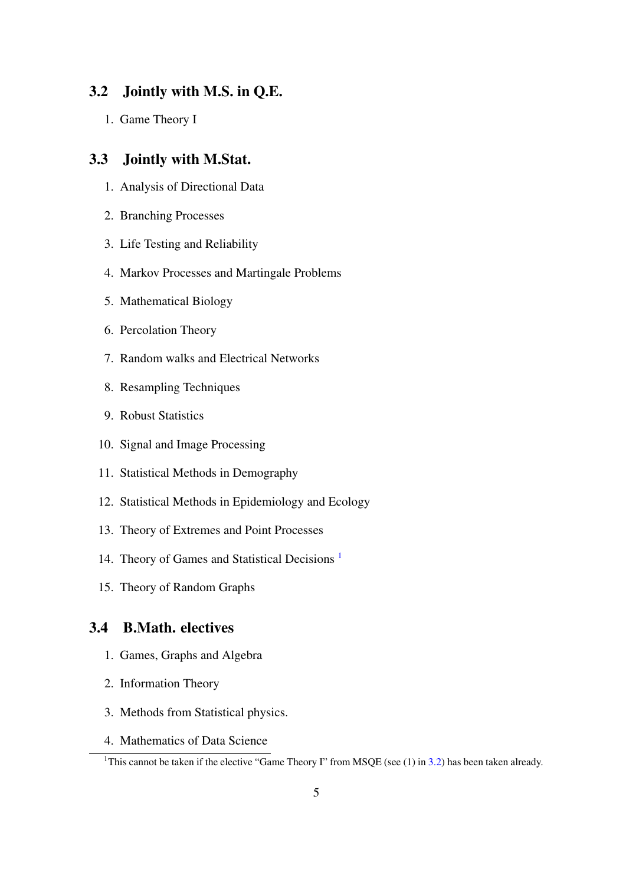### 3.2 Jointly with M.S. in Q.E.

1. Game Theory I

### 3.3 Jointly with M.Stat.

1. Analysis of Directional Data
2. Branching Processes
3. Life Testing and Reliability
4. Markov Processes and Martingale Problems
5. Mathematical Biology
6. Percolation Theory
7. Random walks and Electrical Networks
8. Resampling Techniques
9. Robust Statistics
10. Signal and Image Processing
11. Statistical Methods in Demography
12. Statistical Methods in Epidemiology and Ecology
13. Theory of Extremes and Point Processes
14. Theory of Games and Statistical Decisions [1]
15. Theory of Random Graphs

### 3.4 B.Math. electives

1. Games, Graphs and Algebra
2. Information Theory
3. Methods from Statistical physics.
4. Mathematics of Data Science

---

[1] This cannot be taken if the elective "Game Theory I" from MSQE (see (1) in 3.2) has been taken already.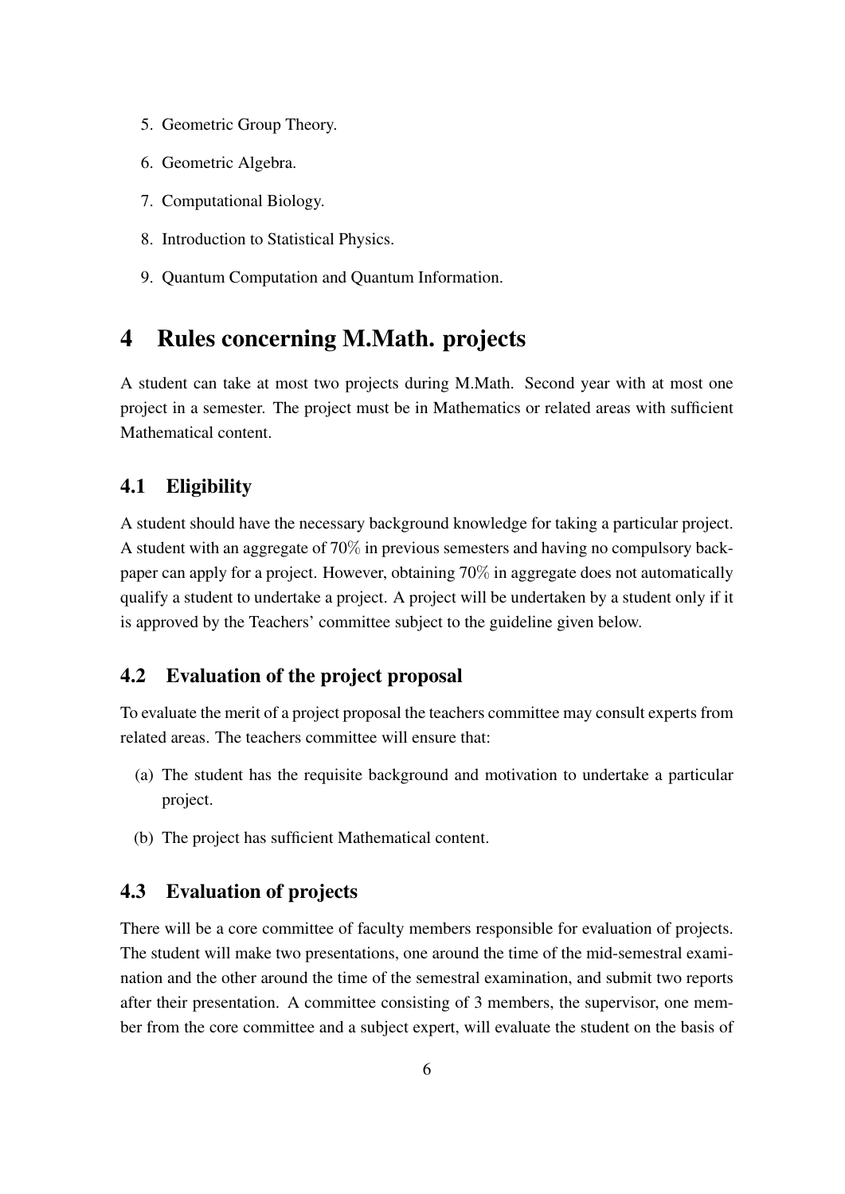5. Geometric Group Theory.
6. Geometric Algebra.
7. Computational Biology.
8. Introduction to Statistical Physics.
9. Quantum Computation and Quantum Information.

# 4 Rules concerning M.Math. projects

A student can take at most two projects during M.Math. Second year with at most one project in a semester. The project must be in Mathematics or related areas with sufficient Mathematical content.

## 4.1 Eligibility

A student should have the necessary background knowledge for taking a particular project. A student with an aggregate of 70% in previous semesters and having no compulsory back-paper can apply for a project. However, obtaining 70% in aggregate does not automatically qualify a student to undertake a project. A project will be undertaken by a student only if it is approved by the Teachers' committee subject to the guideline given below.

## 4.2 Evaluation of the project proposal

To evaluate the merit of a project proposal the teachers committee may consult experts from related areas. The teachers committee will ensure that:

(a) The student has the requisite background and motivation to undertake a particular project.

(b) The project has sufficient Mathematical content.

## 4.3 Evaluation of projects

There will be a core committee of faculty members responsible for evaluation of projects. The student will make two presentations, one around the time of the mid-semestral examination and the other around the time of the semestral examination, and submit two reports after their presentation. A committee consisting of 3 members, the supervisor, one member from the core committee and a subject expert, will evaluate the student on the basis of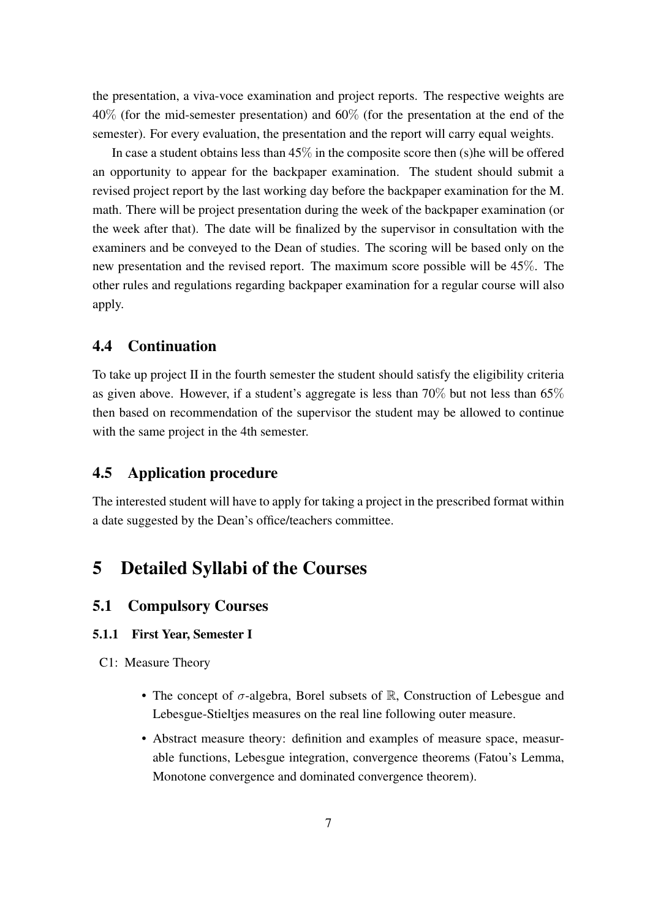the presentation, a viva-voce examination and project reports. The respective weights are 40% (for the mid-semester presentation) and 60% (for the presentation at the end of the semester). For every evaluation, the presentation and the report will carry equal weights.

In case a student obtains less than 45% in the composite score then (s)he will be offered an opportunity to appear for the backpaper examination. The student should submit a revised project report by the last working day before the backpaper examination for the M. math. There will be project presentation during the week of the backpaper examination (or the week after that). The date will be finalized by the supervisor in consultation with the examiners and be conveyed to the Dean of studies. The scoring will be based only on the new presentation and the revised report. The maximum score possible will be 45%. The other rules and regulations regarding backpaper examination for a regular course will also apply.

## 4.4 Continuation

To take up project II in the fourth semester the student should satisfy the eligibility criteria as given above. However, if a student's aggregate is less than 70% but not less than 65% then based on recommendation of the supervisor the student may be allowed to continue with the same project in the 4th semester.

## 4.5 Application procedure

The interested student will have to apply for taking a project in the prescribed format within a date suggested by the Dean's office/teachers committee.

# 5 Detailed Syllabi of the Courses

## 5.1 Compulsory Courses

### 5.1.1 First Year, Semester I

C1: Measure Theory

- The concept of $\sigma$-algebra, Borel subsets of $\mathbb{R}$, Construction of Lebesgue and Lebesgue-Stieltjes measures on the real line following outer measure.
- Abstract measure theory: definition and examples of measure space, measurable functions, Lebesgue integration, convergence theorems (Fatou's Lemma, Monotone convergence and dominated convergence theorem).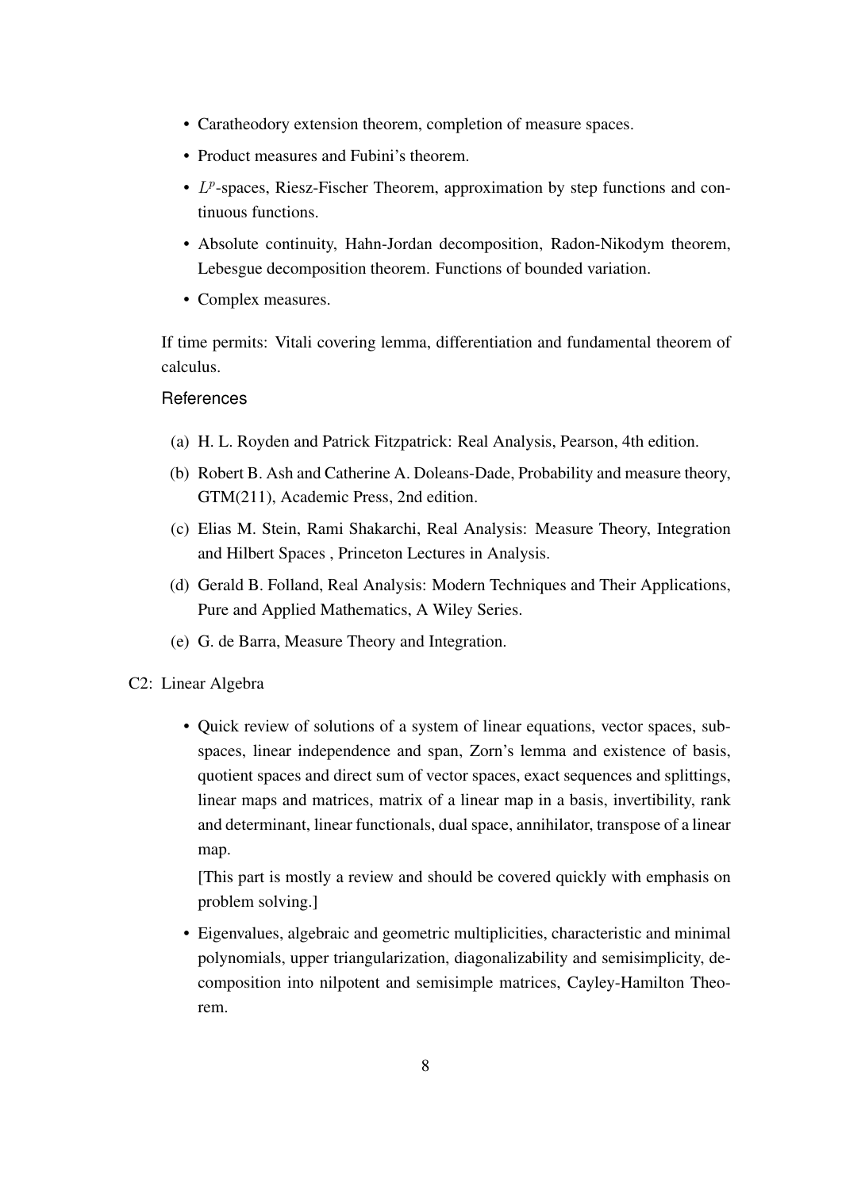- Caratheodory extension theorem, completion of measure spaces.
- Product measures and Fubini's theorem.
- $L^p$-spaces, Riesz-Fischer Theorem, approximation by step functions and continuous functions.
- Absolute continuity, Hahn-Jordan decomposition, Radon-Nikodym theorem, Lebesgue decomposition theorem. Functions of bounded variation.
- Complex measures.

If time permits: Vitali covering lemma, differentiation and fundamental theorem of calculus.

#### References

(a) H. L. Royden and Patrick Fitzpatrick: Real Analysis, Pearson, 4th edition.

(b) Robert B. Ash and Catherine A. Doleans-Dade, Probability and measure theory, GTM(211), Academic Press, 2nd edition.

(c) Elias M. Stein, Rami Shakarchi, Real Analysis: Measure Theory, Integration and Hilbert Spaces , Princeton Lectures in Analysis.

(d) Gerald B. Folland, Real Analysis: Modern Techniques and Their Applications, Pure and Applied Mathematics, A Wiley Series.

(e) G. de Barra, Measure Theory and Integration.

C2: Linear Algebra

- Quick review of solutions of a system of linear equations, vector spaces, subspaces, linear independence and span, Zorn's lemma and existence of basis, quotient spaces and direct sum of vector spaces, exact sequences and splittings, linear maps and matrices, matrix of a linear map in a basis, invertibility, rank and determinant, linear functionals, dual space, annihilator, transpose of a linear map.

  [This part is mostly a review and should be covered quickly with emphasis on problem solving.]

- Eigenvalues, algebraic and geometric multiplicities, characteristic and minimal polynomials, upper triangularization, diagonalizability and semisimplicity, decomposition into nilpotent and semisimple matrices, Cayley-Hamilton Theorem.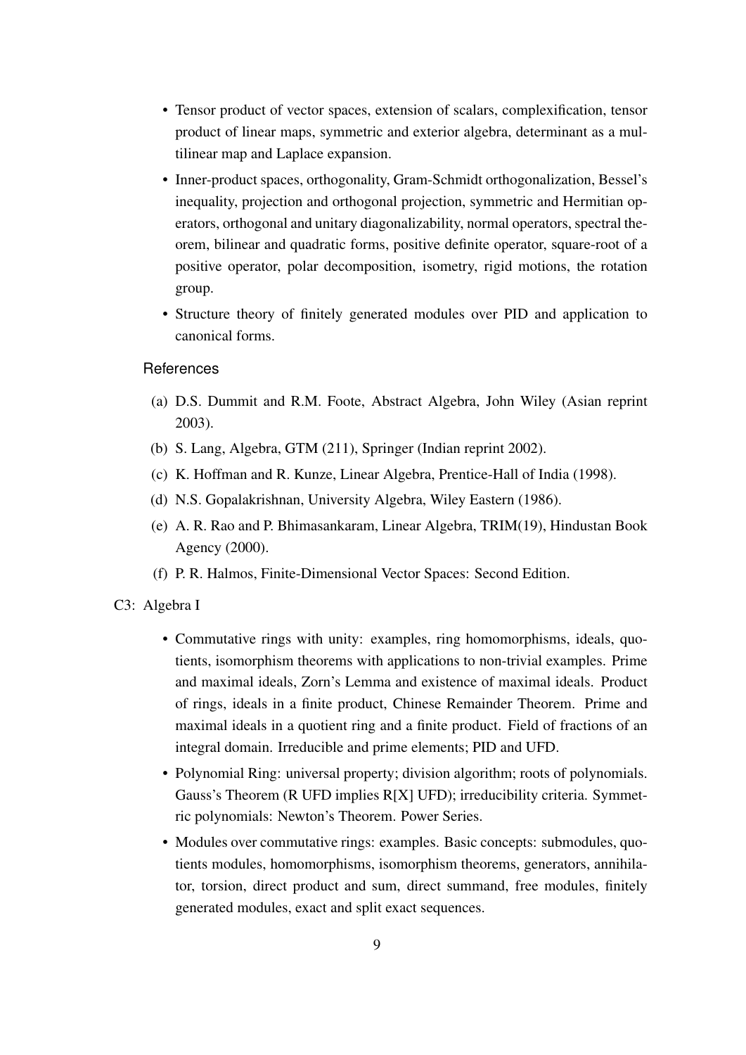- Tensor product of vector spaces, extension of scalars, complexification, tensor product of linear maps, symmetric and exterior algebra, determinant as a multilinear map and Laplace expansion.
- Inner-product spaces, orthogonality, Gram-Schmidt orthogonalization, Bessel's inequality, projection and orthogonal projection, symmetric and Hermitian operators, orthogonal and unitary diagonalizability, normal operators, spectral theorem, bilinear and quadratic forms, positive definite operator, square-root of a positive operator, polar decomposition, isometry, rigid motions, the rotation group.
- Structure theory of finitely generated modules over PID and application to canonical forms.

References

(a) D.S. Dummit and R.M. Foote, Abstract Algebra, John Wiley (Asian reprint 2003).

(b) S. Lang, Algebra, GTM (211), Springer (Indian reprint 2002).

(c) K. Hoffman and R. Kunze, Linear Algebra, Prentice-Hall of India (1998).

(d) N.S. Gopalakrishnan, University Algebra, Wiley Eastern (1986).

(e) A. R. Rao and P. Bhimasankaram, Linear Algebra, TRIM(19), Hindustan Book Agency (2000).

(f) P. R. Halmos, Finite-Dimensional Vector Spaces: Second Edition.

C3: Algebra I

- Commutative rings with unity: examples, ring homomorphisms, ideals, quotients, isomorphism theorems with applications to non-trivial examples. Prime and maximal ideals, Zorn's Lemma and existence of maximal ideals. Product of rings, ideals in a finite product, Chinese Remainder Theorem. Prime and maximal ideals in a quotient ring and a finite product. Field of fractions of an integral domain. Irreducible and prime elements; PID and UFD.
- Polynomial Ring: universal property; division algorithm; roots of polynomials. Gauss's Theorem (R UFD implies R[X] UFD); irreducibility criteria. Symmetric polynomials: Newton's Theorem. Power Series.
- Modules over commutative rings: examples. Basic concepts: submodules, quotients modules, homomorphisms, isomorphism theorems, generators, annihilator, torsion, direct product and sum, direct summand, free modules, finitely generated modules, exact and split exact sequences.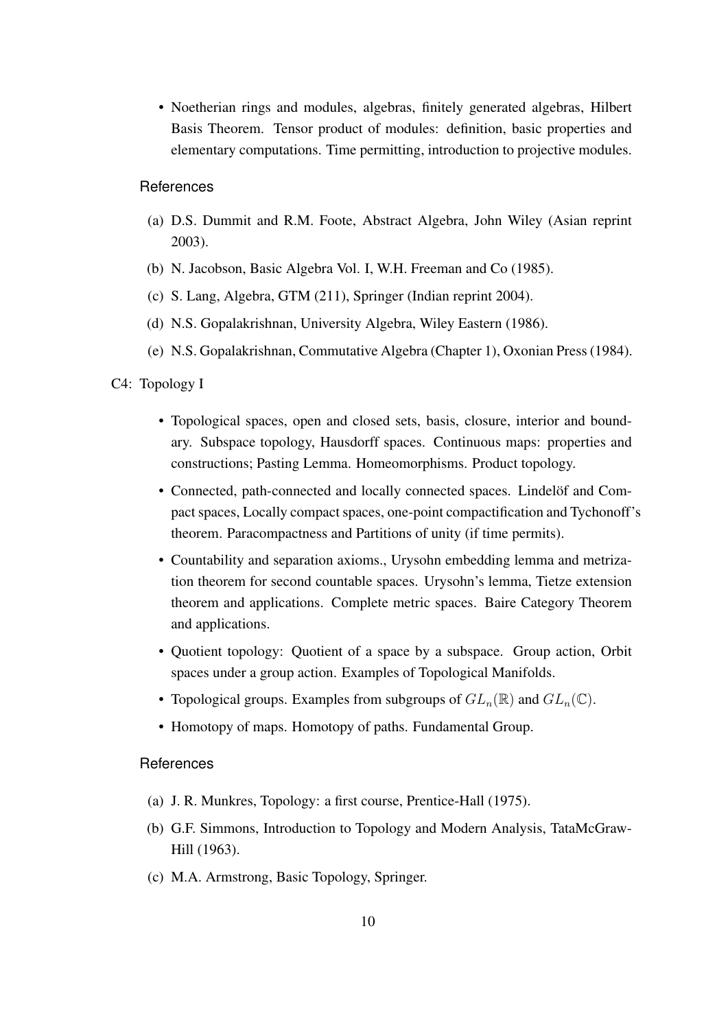- Noetherian rings and modules, algebras, finitely generated algebras, Hilbert Basis Theorem. Tensor product of modules: definition, basic properties and elementary computations. Time permitting, introduction to projective modules.

**References**

(a) D.S. Dummit and R.M. Foote, Abstract Algebra, John Wiley (Asian reprint 2003).

(b) N. Jacobson, Basic Algebra Vol. I, W.H. Freeman and Co (1985).

(c) S. Lang, Algebra, GTM (211), Springer (Indian reprint 2004).

(d) N.S. Gopalakrishnan, University Algebra, Wiley Eastern (1986).

(e) N.S. Gopalakrishnan, Commutative Algebra (Chapter 1), Oxonian Press (1984).

C4: Topology I

- Topological spaces, open and closed sets, basis, closure, interior and boundary. Subspace topology, Hausdorff spaces. Continuous maps: properties and constructions; Pasting Lemma. Homeomorphisms. Product topology.
- Connected, path-connected and locally connected spaces. Lindelöf and Compact spaces, Locally compact spaces, one-point compactification and Tychonoff's theorem. Paracompactness and Partitions of unity (if time permits).
- Countability and separation axioms., Urysohn embedding lemma and metrization theorem for second countable spaces. Urysohn's lemma, Tietze extension theorem and applications. Complete metric spaces. Baire Category Theorem and applications.
- Quotient topology: Quotient of a space by a subspace. Group action, Orbit spaces under a group action. Examples of Topological Manifolds.
- Topological groups. Examples from subgroups of $GL_n(\mathbb{R})$ and $GL_n(\mathbb{C})$.
- Homotopy of maps. Homotopy of paths. Fundamental Group.

**References**

(a) J. R. Munkres, Topology: a first course, Prentice-Hall (1975).

(b) G.F. Simmons, Introduction to Topology and Modern Analysis, TataMcGraw-Hill (1963).

(c) M.A. Armstrong, Basic Topology, Springer.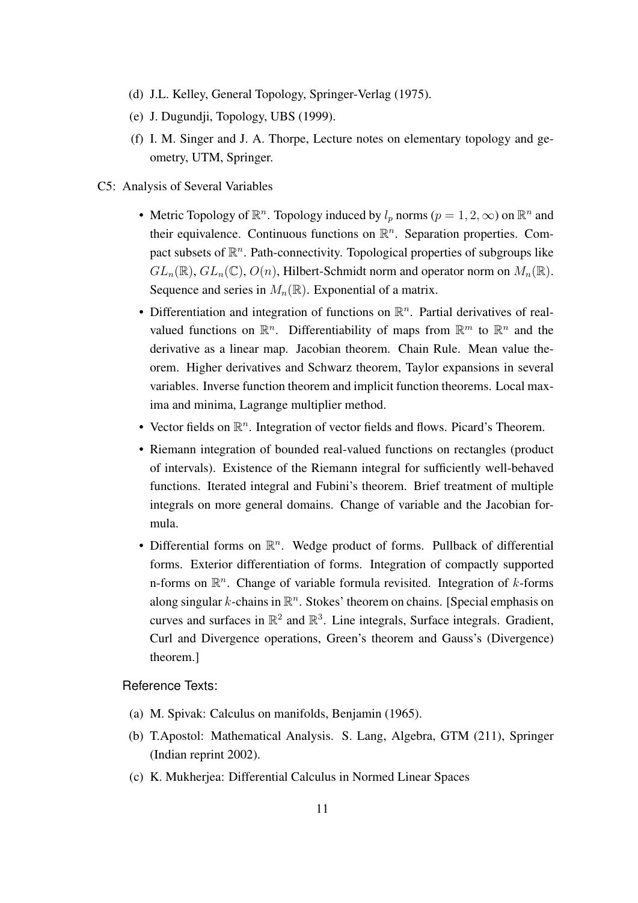(d) J.L. Kelley, General Topology, Springer-Verlag (1975).

(e) J. Dugundji, Topology, UBS (1999).

(f) I. M. Singer and J. A. Thorpe, Lecture notes on elementary topology and geometry, UTM, Springer.

C5: Analysis of Several Variables

- Metric Topology of $\mathbb{R}^n$. Topology induced by $l_p$ norms ($p = 1, 2, \infty$) on $\mathbb{R}^n$ and their equivalence. Continuous functions on $\mathbb{R}^n$. Separation properties. Compact subsets of $\mathbb{R}^n$. Path-connectivity. Topological properties of subgroups like $GL_n(\mathbb{R})$, $GL_n(\mathbb{C})$, $O(n)$, Hilbert-Schmidt norm and operator norm on $M_n(\mathbb{R})$. Sequence and series in $M_n(\mathbb{R})$. Exponential of a matrix.
- Differentiation and integration of functions on $\mathbb{R}^n$. Partial derivatives of real-valued functions on $\mathbb{R}^n$. Differentiability of maps from $\mathbb{R}^m$ to $\mathbb{R}^n$ and the derivative as a linear map. Jacobian theorem. Chain Rule. Mean value theorem. Higher derivatives and Schwarz theorem, Taylor expansions in several variables. Inverse function theorem and implicit function theorems. Local maxima and minima, Lagrange multiplier method.
- Vector fields on $\mathbb{R}^n$. Integration of vector fields and flows. Picard's Theorem.
- Riemann integration of bounded real-valued functions on rectangles (product of intervals). Existence of the Riemann integral for sufficiently well-behaved functions. Iterated integral and Fubini's theorem. Brief treatment of multiple integrals on more general domains. Change of variable and the Jacobian formula.
- Differential forms on $\mathbb{R}^n$. Wedge product of forms. Pullback of differential forms. Exterior differentiation of forms. Integration of compactly supported n-forms on $\mathbb{R}^n$. Change of variable formula revisited. Integration of $k$-forms along singular $k$-chains in $\mathbb{R}^n$. Stokes' theorem on chains. [Special emphasis on curves and surfaces in $\mathbb{R}^2$ and $\mathbb{R}^3$. Line integrals, Surface integrals. Gradient, Curl and Divergence operations, Green's theorem and Gauss's (Divergence) theorem.]

Reference Texts:

(a) M. Spivak: Calculus on manifolds, Benjamin (1965).

(b) T.Apostol: Mathematical Analysis. S. Lang, Algebra, GTM (211), Springer (Indian reprint 2002).

(c) K. Mukherjea: Differential Calculus in Normed Linear Spaces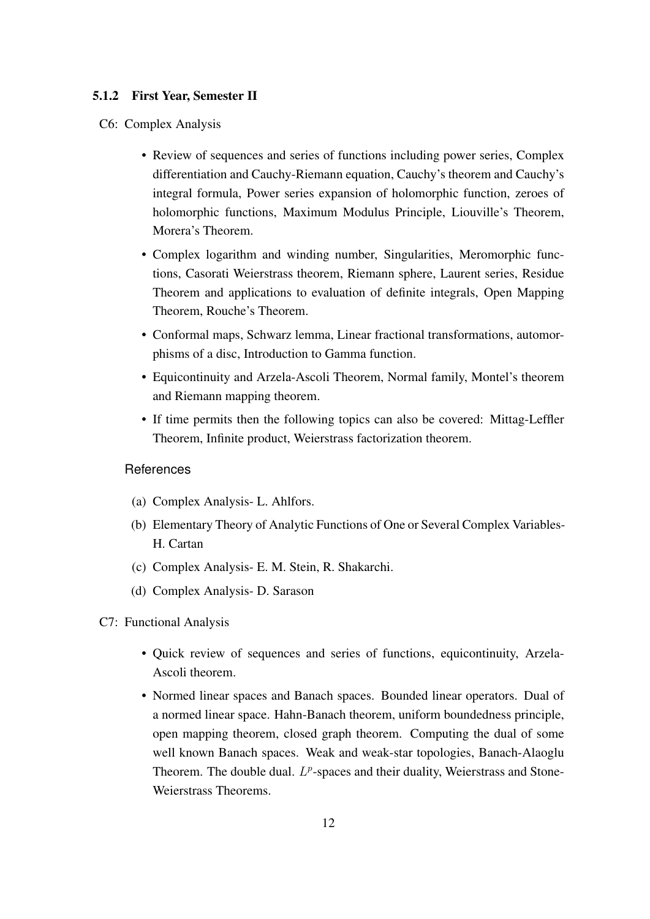### 5.1.2 First Year, Semester II

C6: Complex Analysis

- Review of sequences and series of functions including power series, Complex differentiation and Cauchy-Riemann equation, Cauchy's theorem and Cauchy's integral formula, Power series expansion of holomorphic function, zeroes of holomorphic functions, Maximum Modulus Principle, Liouville's Theorem, Morera's Theorem.
- Complex logarithm and winding number, Singularities, Meromorphic functions, Casorati Weierstrass theorem, Riemann sphere, Laurent series, Residue Theorem and applications to evaluation of definite integrals, Open Mapping Theorem, Rouche's Theorem.
- Conformal maps, Schwarz lemma, Linear fractional transformations, automorphisms of a disc, Introduction to Gamma function.
- Equicontinuity and Arzela-Ascoli Theorem, Normal family, Montel's theorem and Riemann mapping theorem.
- If time permits then the following topics can also be covered: Mittag-Leffler Theorem, Infinite product, Weierstrass factorization theorem.

References

(a) Complex Analysis- L. Ahlfors.

(b) Elementary Theory of Analytic Functions of One or Several Complex Variables- H. Cartan

(c) Complex Analysis- E. M. Stein, R. Shakarchi.

(d) Complex Analysis- D. Sarason

C7: Functional Analysis

- Quick review of sequences and series of functions, equicontinuity, Arzela-Ascoli theorem.
- Normed linear spaces and Banach spaces. Bounded linear operators. Dual of a normed linear space. Hahn-Banach theorem, uniform boundedness principle, open mapping theorem, closed graph theorem. Computing the dual of some well known Banach spaces. Weak and weak-star topologies, Banach-Alaoglu Theorem. The double dual. $L^p$-spaces and their duality, Weierstrass and Stone-Weierstrass Theorems.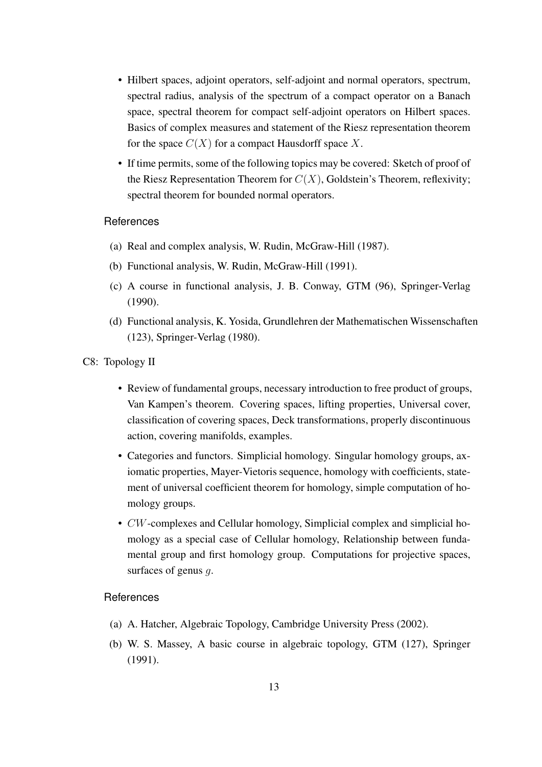- Hilbert spaces, adjoint operators, self-adjoint and normal operators, spectrum, spectral radius, analysis of the spectrum of a compact operator on a Banach space, spectral theorem for compact self-adjoint operators on Hilbert spaces. Basics of complex measures and statement of the Riesz representation theorem for the space $C(X)$ for a compact Hausdorff space $X$.
- If time permits, some of the following topics may be covered: Sketch of proof of the Riesz Representation Theorem for $C(X)$, Goldstein's Theorem, reflexivity; spectral theorem for bounded normal operators.

**References**

(a) Real and complex analysis, W. Rudin, McGraw-Hill (1987).

(b) Functional analysis, W. Rudin, McGraw-Hill (1991).

(c) A course in functional analysis, J. B. Conway, GTM (96), Springer-Verlag (1990).

(d) Functional analysis, K. Yosida, Grundlehren der Mathematischen Wissenschaften (123), Springer-Verlag (1980).

C8: Topology II

- Review of fundamental groups, necessary introduction to free product of groups, Van Kampen's theorem. Covering spaces, lifting properties, Universal cover, classification of covering spaces, Deck transformations, properly discontinuous action, covering manifolds, examples.
- Categories and functors. Simplicial homology. Singular homology groups, axiomatic properties, Mayer-Vietoris sequence, homology with coefficients, statement of universal coefficient theorem for homology, simple computation of homology groups.
- $CW$-complexes and Cellular homology, Simplicial complex and simplicial homology as a special case of Cellular homology, Relationship between fundamental group and first homology group. Computations for projective spaces, surfaces of genus $g$.

**References**

(a) A. Hatcher, Algebraic Topology, Cambridge University Press (2002).

(b) W. S. Massey, A basic course in algebraic topology, GTM (127), Springer (1991).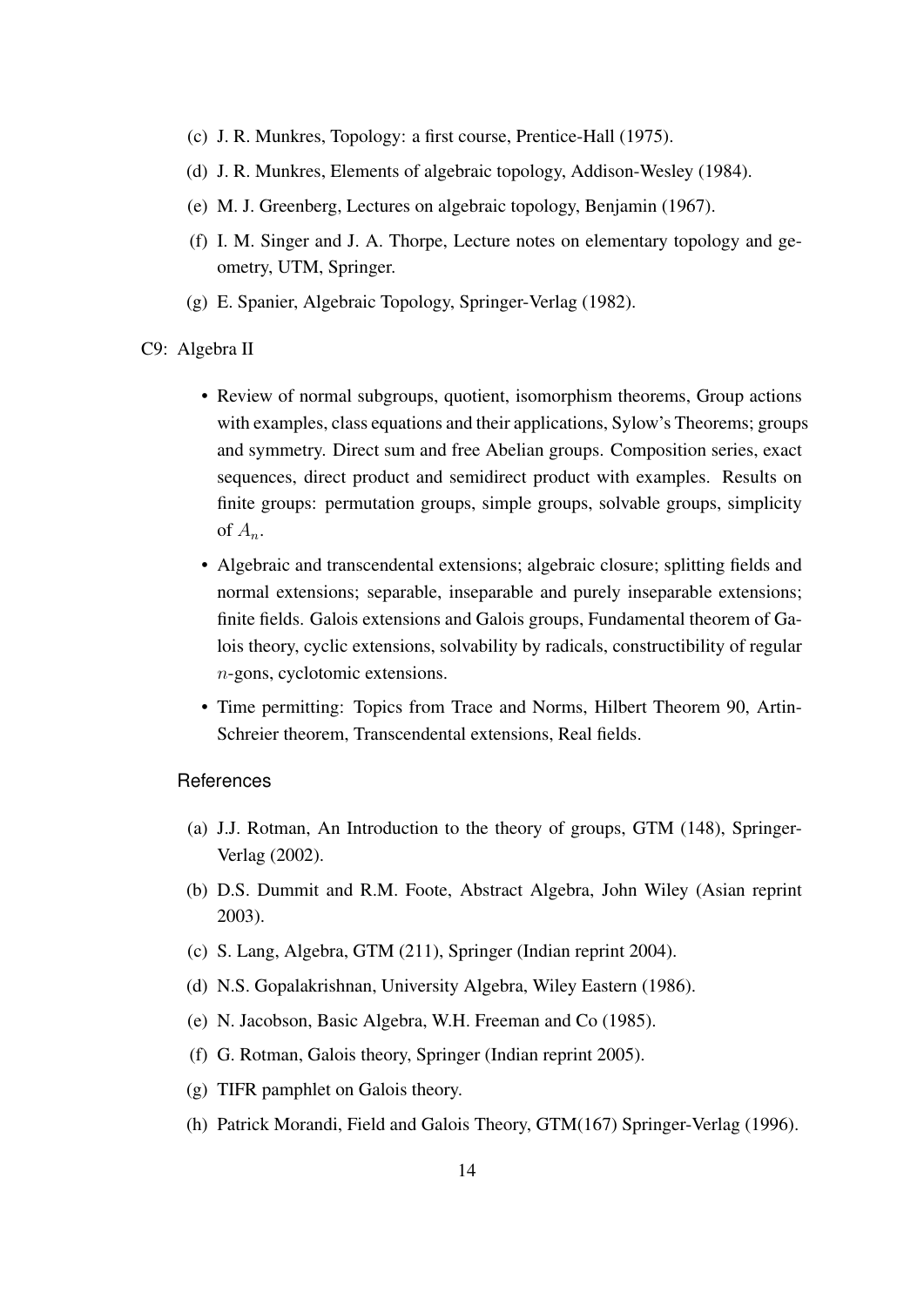(c) J. R. Munkres, Topology: a first course, Prentice-Hall (1975).

(d) J. R. Munkres, Elements of algebraic topology, Addison-Wesley (1984).

(e) M. J. Greenberg, Lectures on algebraic topology, Benjamin (1967).

(f) I. M. Singer and J. A. Thorpe, Lecture notes on elementary topology and geometry, UTM, Springer.

(g) E. Spanier, Algebraic Topology, Springer-Verlag (1982).

C9: Algebra II

- Review of normal subgroups, quotient, isomorphism theorems, Group actions with examples, class equations and their applications, Sylow's Theorems; groups and symmetry. Direct sum and free Abelian groups. Composition series, exact sequences, direct product and semidirect product with examples. Results on finite groups: permutation groups, simple groups, solvable groups, simplicity of $A_n$.
- Algebraic and transcendental extensions; algebraic closure; splitting fields and normal extensions; separable, inseparable and purely inseparable extensions; finite fields. Galois extensions and Galois groups, Fundamental theorem of Galois theory, cyclic extensions, solvability by radicals, constructibility of regular $n$-gons, cyclotomic extensions.
- Time permitting: Topics from Trace and Norms, Hilbert Theorem 90, Artin-Schreier theorem, Transcendental extensions, Real fields.

References

(a) J.J. Rotman, An Introduction to the theory of groups, GTM (148), Springer-Verlag (2002).

(b) D.S. Dummit and R.M. Foote, Abstract Algebra, John Wiley (Asian reprint 2003).

(c) S. Lang, Algebra, GTM (211), Springer (Indian reprint 2004).

(d) N.S. Gopalakrishnan, University Algebra, Wiley Eastern (1986).

(e) N. Jacobson, Basic Algebra, W.H. Freeman and Co (1985).

(f) G. Rotman, Galois theory, Springer (Indian reprint 2005).

(g) TIFR pamphlet on Galois theory.

(h) Patrick Morandi, Field and Galois Theory, GTM(167) Springer-Verlag (1996).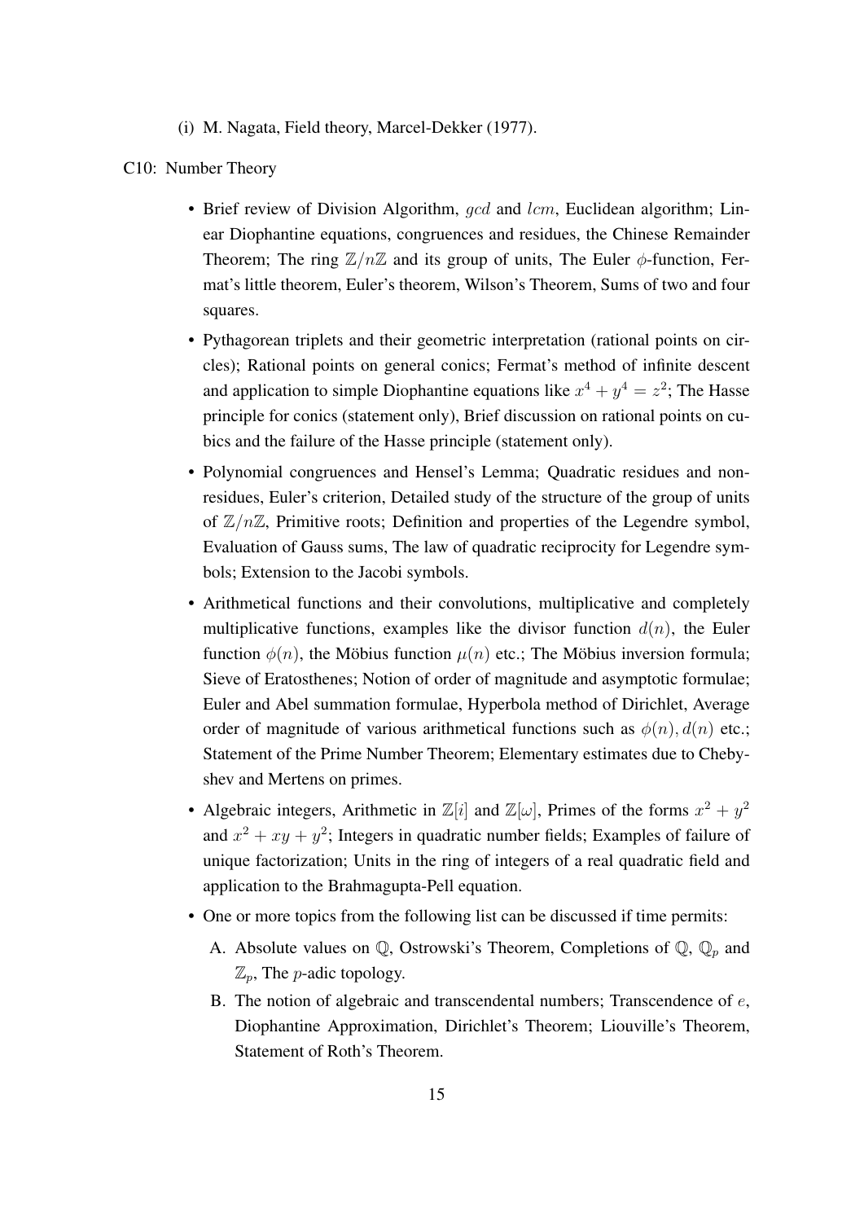(i) M. Nagata, Field theory, Marcel-Dekker (1977).

C10: Number Theory

- Brief review of Division Algorithm, $gcd$ and $lcm$, Euclidean algorithm; Linear Diophantine equations, congruences and residues, the Chinese Remainder Theorem; The ring $\mathbb{Z}/n\mathbb{Z}$ and its group of units, The Euler $\phi$-function, Fermat's little theorem, Euler's theorem, Wilson's Theorem, Sums of two and four squares.
- Pythagorean triplets and their geometric interpretation (rational points on circles); Rational points on general conics; Fermat's method of infinite descent and application to simple Diophantine equations like $x^4 + y^4 = z^2$; The Hasse principle for conics (statement only), Brief discussion on rational points on cubics and the failure of the Hasse principle (statement only).
- Polynomial congruences and Hensel's Lemma; Quadratic residues and non-residues, Euler's criterion, Detailed study of the structure of the group of units of $\mathbb{Z}/n\mathbb{Z}$, Primitive roots; Definition and properties of the Legendre symbol, Evaluation of Gauss sums, The law of quadratic reciprocity for Legendre symbols; Extension to the Jacobi symbols.
- Arithmetical functions and their convolutions, multiplicative and completely multiplicative functions, examples like the divisor function $d(n)$, the Euler function $\phi(n)$, the Möbius function $\mu(n)$ etc.; The Möbius inversion formula; Sieve of Eratosthenes; Notion of order of magnitude and asymptotic formulae; Euler and Abel summation formulae, Hyperbola method of Dirichlet, Average order of magnitude of various arithmetical functions such as $\phi(n), d(n)$ etc.; Statement of the Prime Number Theorem; Elementary estimates due to Chebyshev and Mertens on primes.
- Algebraic integers, Arithmetic in $\mathbb{Z}[i]$ and $\mathbb{Z}[\omega]$, Primes of the forms $x^2 + y^2$ and $x^2 + xy + y^2$; Integers in quadratic number fields; Examples of failure of unique factorization; Units in the ring of integers of a real quadratic field and application to the Brahmagupta-Pell equation.
- One or more topics from the following list can be discussed if time permits:
  A. Absolute values on $\mathbb{Q}$, Ostrowski's Theorem, Completions of $\mathbb{Q}$, $\mathbb{Q}_p$ and $\mathbb{Z}_p$, The $p$-adic topology.
  B. The notion of algebraic and transcendental numbers; Transcendence of $e$, Diophantine Approximation, Dirichlet's Theorem; Liouville's Theorem, Statement of Roth's Theorem.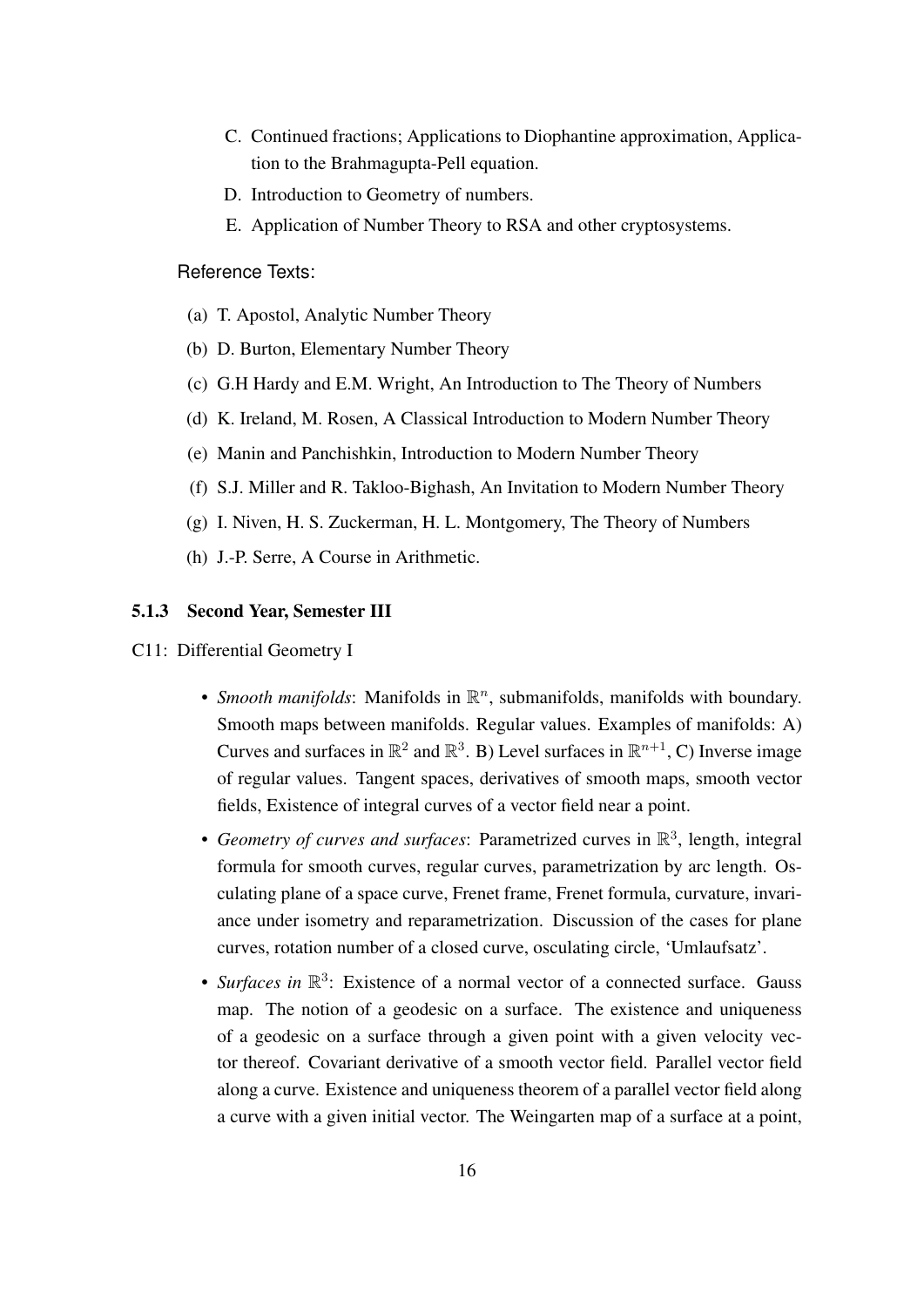C. Continued fractions; Applications to Diophantine approximation, Application to the Brahmagupta-Pell equation.

D. Introduction to Geometry of numbers.

E. Application of Number Theory to RSA and other cryptosystems.

Reference Texts:

(a) T. Apostol, Analytic Number Theory

(b) D. Burton, Elementary Number Theory

(c) G.H Hardy and E.M. Wright, An Introduction to The Theory of Numbers

(d) K. Ireland, M. Rosen, A Classical Introduction to Modern Number Theory

(e) Manin and Panchishkin, Introduction to Modern Number Theory

(f) S.J. Miller and R. Takloo-Bighash, An Invitation to Modern Number Theory

(g) I. Niven, H. S. Zuckerman, H. L. Montgomery, The Theory of Numbers

(h) J.-P. Serre, A Course in Arithmetic.

### 5.1.3 Second Year, Semester III

C11: Differential Geometry I

- *Smooth manifolds*: Manifolds in $\mathbb{R}^n$, submanifolds, manifolds with boundary. Smooth maps between manifolds. Regular values. Examples of manifolds: A) Curves and surfaces in $\mathbb{R}^2$ and $\mathbb{R}^3$. B) Level surfaces in $\mathbb{R}^{n+1}$, C) Inverse image of regular values. Tangent spaces, derivatives of smooth maps, smooth vector fields, Existence of integral curves of a vector field near a point.
- *Geometry of curves and surfaces*: Parametrized curves in $\mathbb{R}^3$, length, integral formula for smooth curves, regular curves, parametrization by arc length. Osculating plane of a space curve, Frenet frame, Frenet formula, curvature, invariance under isometry and reparametrization. Discussion of the cases for plane curves, rotation number of a closed curve, osculating circle, 'Umlaufsatz'.
- *Surfaces in* $\mathbb{R}^3$: Existence of a normal vector of a connected surface. Gauss map. The notion of a geodesic on a surface. The existence and uniqueness of a geodesic on a surface through a given point with a given velocity vector thereof. Covariant derivative of a smooth vector field. Parallel vector field along a curve. Existence and uniqueness theorem of a parallel vector field along a curve with a given initial vector. The Weingarten map of a surface at a point,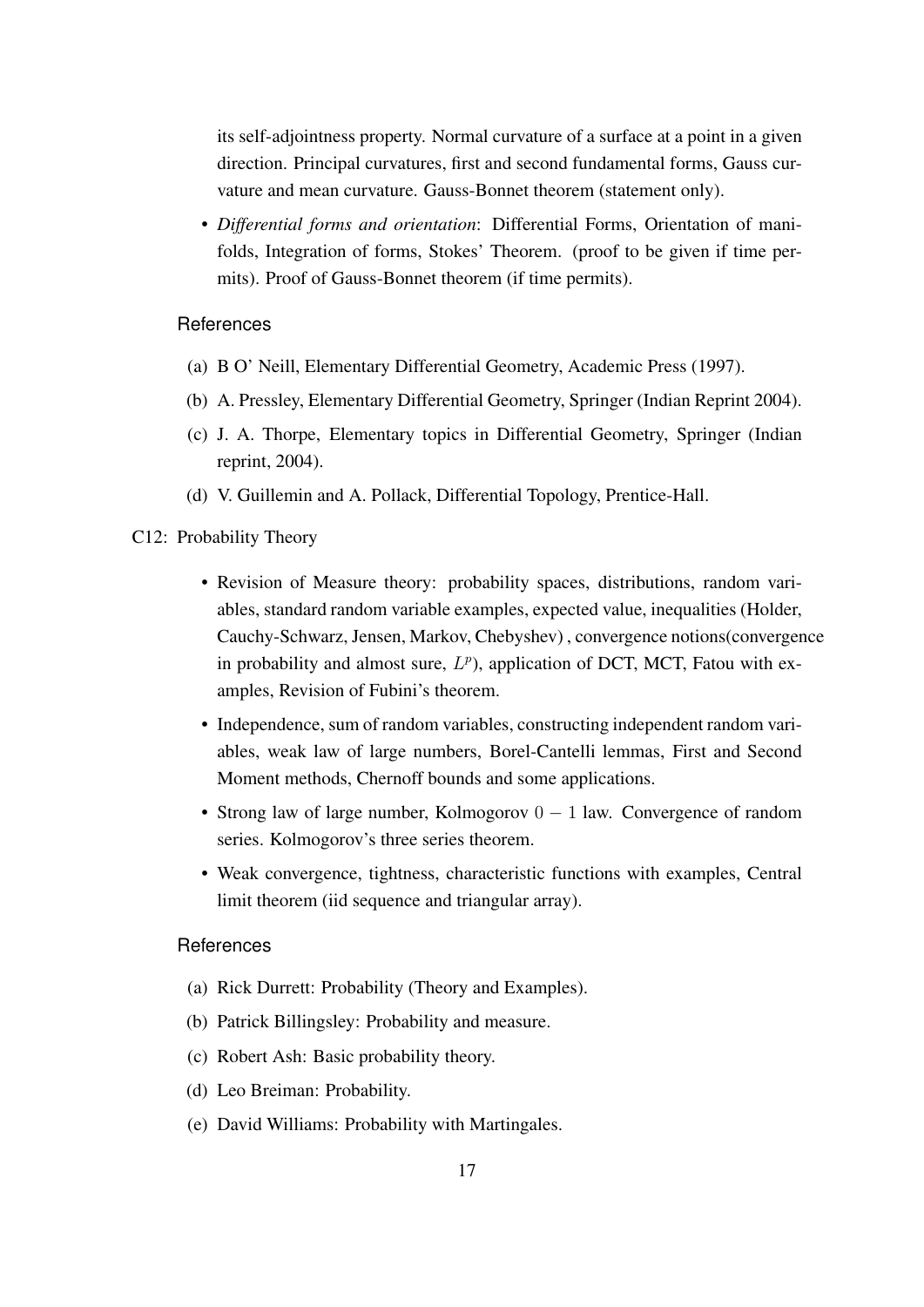its self-adjointness property. Normal curvature of a surface at a point in a given direction. Principal curvatures, first and second fundamental forms, Gauss curvature and mean curvature. Gauss-Bonnet theorem (statement only).

- *Differential forms and orientation*: Differential Forms, Orientation of manifolds, Integration of forms, Stokes' Theorem. (proof to be given if time permits). Proof of Gauss-Bonnet theorem (if time permits).

References

(a) B O' Neill, Elementary Differential Geometry, Academic Press (1997).

(b) A. Pressley, Elementary Differential Geometry, Springer (Indian Reprint 2004).

(c) J. A. Thorpe, Elementary topics in Differential Geometry, Springer (Indian reprint, 2004).

(d) V. Guillemin and A. Pollack, Differential Topology, Prentice-Hall.

C12: Probability Theory

- Revision of Measure theory: probability spaces, distributions, random variables, standard random variable examples, expected value, inequalities (Holder, Cauchy-Schwarz, Jensen, Markov, Chebyshev) , convergence notions(convergence in probability and almost sure, $L^p$), application of DCT, MCT, Fatou with examples, Revision of Fubini's theorem.
- Independence, sum of random variables, constructing independent random variables, weak law of large numbers, Borel-Cantelli lemmas, First and Second Moment methods, Chernoff bounds and some applications.
- Strong law of large number, Kolmogorov $0-1$ law. Convergence of random series. Kolmogorov's three series theorem.
- Weak convergence, tightness, characteristic functions with examples, Central limit theorem (iid sequence and triangular array).

References

(a) Rick Durrett: Probability (Theory and Examples).

(b) Patrick Billingsley: Probability and measure.

(c) Robert Ash: Basic probability theory.

(d) Leo Breiman: Probability.

(e) David Williams: Probability with Martingales.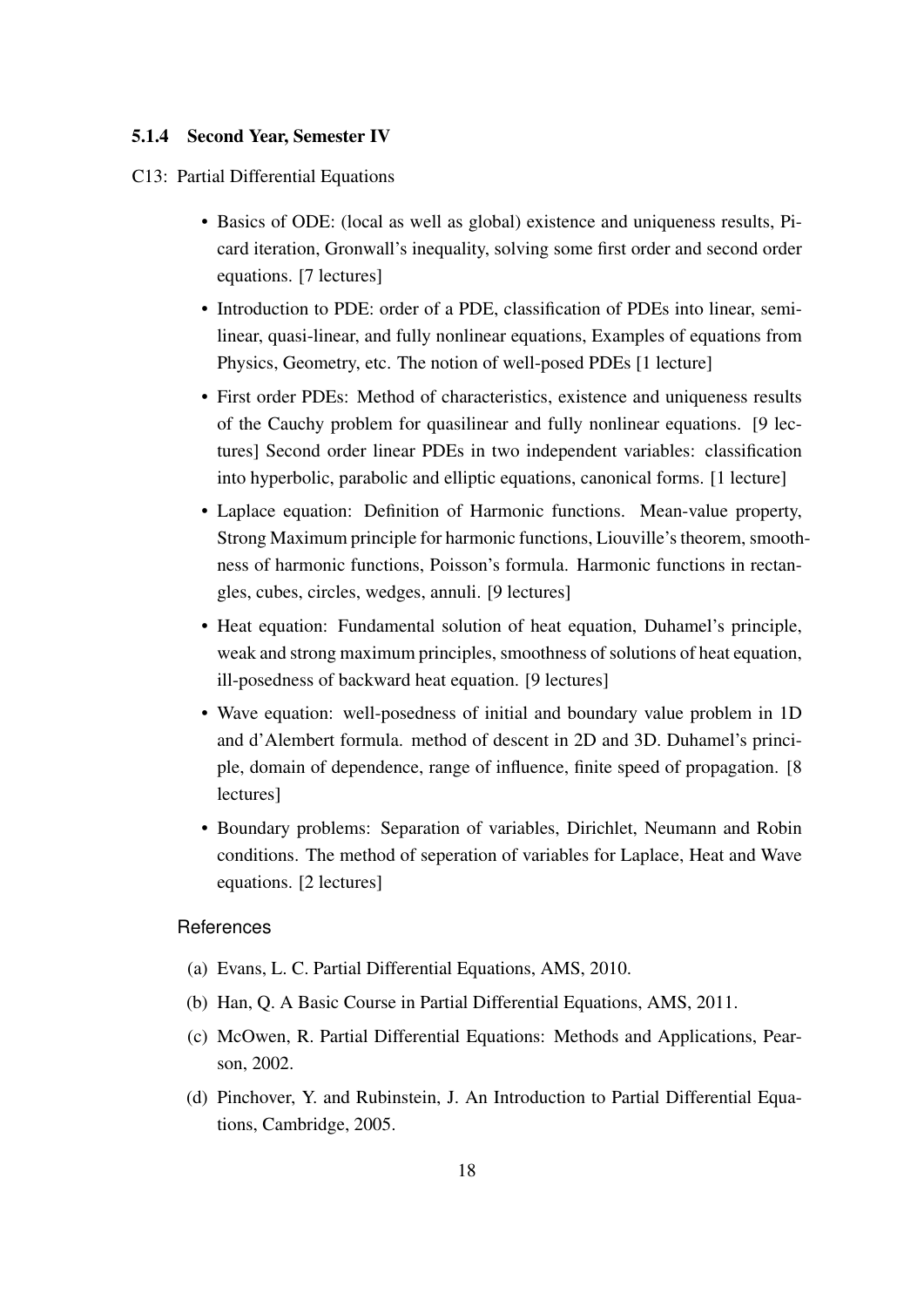### 5.1.4 Second Year, Semester IV

C13: Partial Differential Equations

- Basics of ODE: (local as well as global) existence and uniqueness results, Picard iteration, Gronwall's inequality, solving some first order and second order equations. [7 lectures]
- Introduction to PDE: order of a PDE, classification of PDEs into linear, semi-linear, quasi-linear, and fully nonlinear equations, Examples of equations from Physics, Geometry, etc. The notion of well-posed PDEs [1 lecture]
- First order PDEs: Method of characteristics, existence and uniqueness results of the Cauchy problem for quasilinear and fully nonlinear equations. [9 lectures] Second order linear PDEs in two independent variables: classification into hyperbolic, parabolic and elliptic equations, canonical forms. [1 lecture]
- Laplace equation: Definition of Harmonic functions. Mean-value property, Strong Maximum principle for harmonic functions, Liouville's theorem, smoothness of harmonic functions, Poisson's formula. Harmonic functions in rectangles, cubes, circles, wedges, annuli. [9 lectures]
- Heat equation: Fundamental solution of heat equation, Duhamel's principle, weak and strong maximum principles, smoothness of solutions of heat equation, ill-posedness of backward heat equation. [9 lectures]
- Wave equation: well-posedness of initial and boundary value problem in 1D and d'Alembert formula. method of descent in 2D and 3D. Duhamel's principle, domain of dependence, range of influence, finite speed of propagation. [8 lectures]
- Boundary problems: Separation of variables, Dirichlet, Neumann and Robin conditions. The method of seperation of variables for Laplace, Heat and Wave equations. [2 lectures]

References

(a) Evans, L. C. Partial Differential Equations, AMS, 2010.

(b) Han, Q. A Basic Course in Partial Differential Equations, AMS, 2011.

(c) McOwen, R. Partial Differential Equations: Methods and Applications, Pearson, 2002.

(d) Pinchover, Y. and Rubinstein, J. An Introduction to Partial Differential Equations, Cambridge, 2005.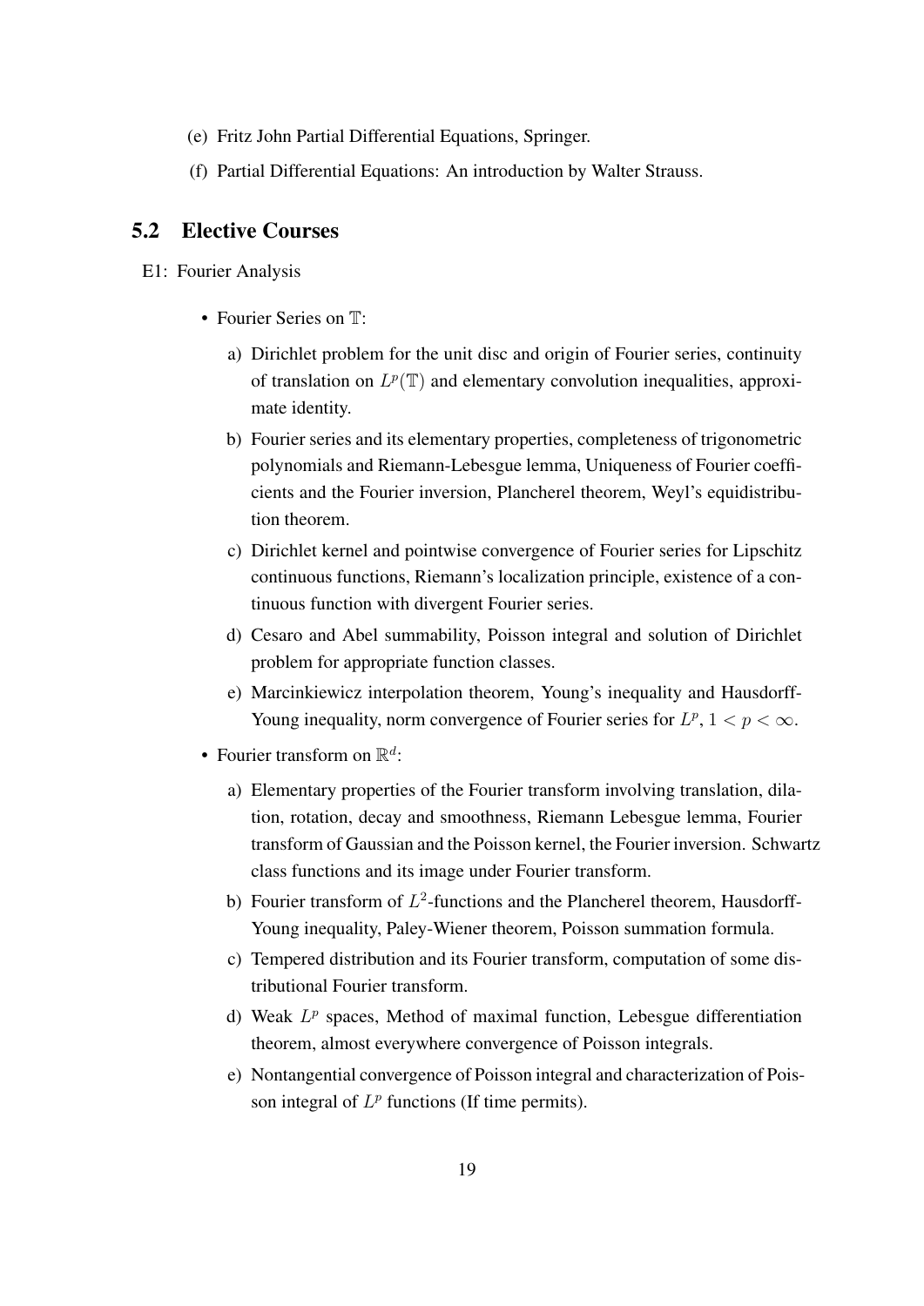(e) Fritz John Partial Differential Equations, Springer.

(f) Partial Differential Equations: An introduction by Walter Strauss.

## 5.2 Elective Courses

E1: Fourier Analysis

- Fourier Series on $\mathbb{T}$:
  a) Dirichlet problem for the unit disc and origin of Fourier series, continuity of translation on $L^p(\mathbb{T})$ and elementary convolution inequalities, approximate identity.
  b) Fourier series and its elementary properties, completeness of trigonometric polynomials and Riemann-Lebesgue lemma, Uniqueness of Fourier coefficients and the Fourier inversion, Plancherel theorem, Weyl's equidistribution theorem.
  c) Dirichlet kernel and pointwise convergence of Fourier series for Lipschitz continuous functions, Riemann's localization principle, existence of a continuous function with divergent Fourier series.
  d) Cesaro and Abel summability, Poisson integral and solution of Dirichlet problem for appropriate function classes.
  e) Marcinkiewicz interpolation theorem, Young's inequality and Hausdorff-Young inequality, norm convergence of Fourier series for $L^p$, $1 < p < \infty$.
- Fourier transform on $\mathbb{R}^d$:
  a) Elementary properties of the Fourier transform involving translation, dilation, rotation, decay and smoothness, Riemann Lebesgue lemma, Fourier transform of Gaussian and the Poisson kernel, the Fourier inversion. Schwartz class functions and its image under Fourier transform.
  b) Fourier transform of $L^2$-functions and the Plancherel theorem, Hausdorff-Young inequality, Paley-Wiener theorem, Poisson summation formula.
  c) Tempered distribution and its Fourier transform, computation of some distributional Fourier transform.
  d) Weak $L^p$ spaces, Method of maximal function, Lebesgue differentiation theorem, almost everywhere convergence of Poisson integrals.
  e) Nontangential convergence of Poisson integral and characterization of Poisson integral of $L^p$ functions (If time permits).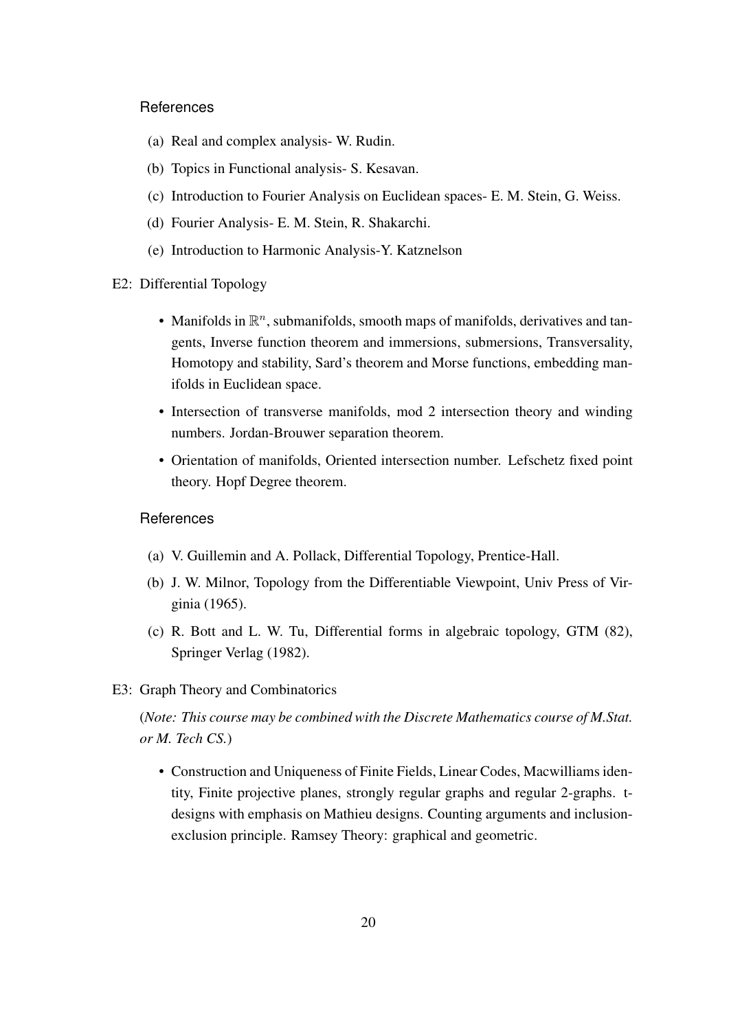#### References

(a) Real and complex analysis- W. Rudin.

(b) Topics in Functional analysis- S. Kesavan.

(c) Introduction to Fourier Analysis on Euclidean spaces- E. M. Stein, G. Weiss.

(d) Fourier Analysis- E. M. Stein, R. Shakarchi.

(e) Introduction to Harmonic Analysis-Y. Katznelson

E2: Differential Topology

- Manifolds in $\mathbb{R}^n$, submanifolds, smooth maps of manifolds, derivatives and tangents, Inverse function theorem and immersions, submersions, Transversality, Homotopy and stability, Sard's theorem and Morse functions, embedding manifolds in Euclidean space.
- Intersection of transverse manifolds, mod 2 intersection theory and winding numbers. Jordan-Brouwer separation theorem.
- Orientation of manifolds, Oriented intersection number. Lefschetz fixed point theory. Hopf Degree theorem.

#### References

(a) V. Guillemin and A. Pollack, Differential Topology, Prentice-Hall.

(b) J. W. Milnor, Topology from the Differentiable Viewpoint, Univ Press of Virginia (1965).

(c) R. Bott and L. W. Tu, Differential forms in algebraic topology, GTM (82), Springer Verlag (1982).

E3: Graph Theory and Combinatorics

(*Note: This course may be combined with the Discrete Mathematics course of M.Stat. or M. Tech CS.*)

- Construction and Uniqueness of Finite Fields, Linear Codes, Macwilliams identity, Finite projective planes, strongly regular graphs and regular 2-graphs. t-designs with emphasis on Mathieu designs. Counting arguments and inclusion-exclusion principle. Ramsey Theory: graphical and geometric.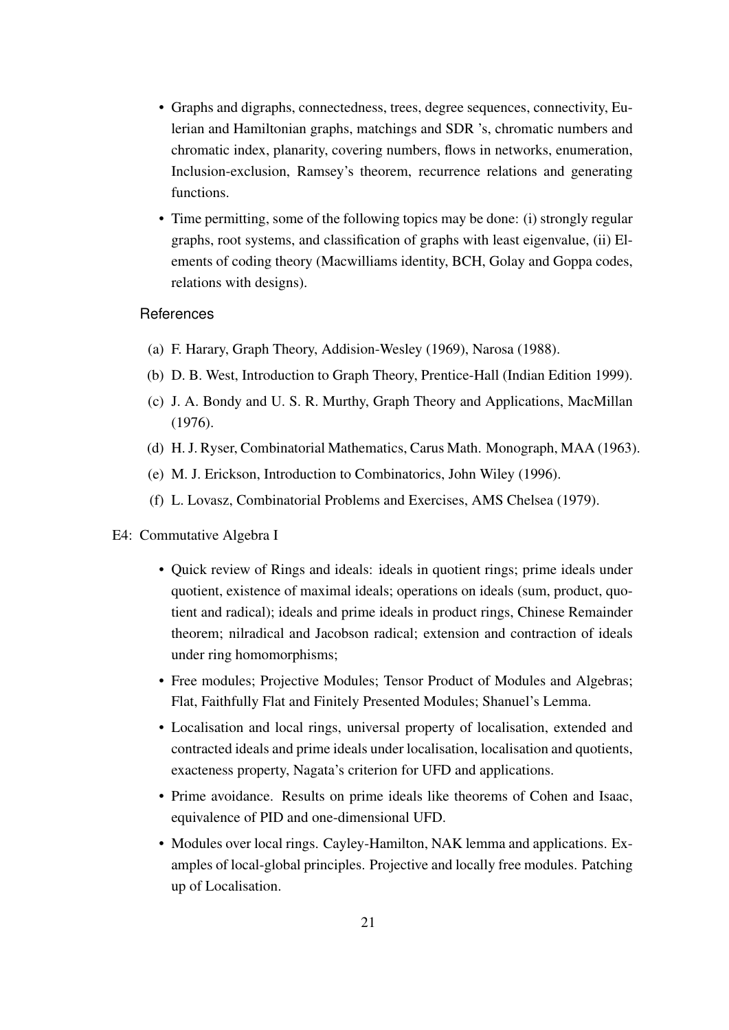- Graphs and digraphs, connectedness, trees, degree sequences, connectivity, Eulerian and Hamiltonian graphs, matchings and SDR 's, chromatic numbers and chromatic index, planarity, covering numbers, flows in networks, enumeration, Inclusion-exclusion, Ramsey's theorem, recurrence relations and generating functions.
- Time permitting, some of the following topics may be done: (i) strongly regular graphs, root systems, and classification of graphs with least eigenvalue, (ii) Elements of coding theory (Macwilliams identity, BCH, Golay and Goppa codes, relations with designs).

References

(a) F. Harary, Graph Theory, Addision-Wesley (1969), Narosa (1988).

(b) D. B. West, Introduction to Graph Theory, Prentice-Hall (Indian Edition 1999).

(c) J. A. Bondy and U. S. R. Murthy, Graph Theory and Applications, MacMillan (1976).

(d) H. J. Ryser, Combinatorial Mathematics, Carus Math. Monograph, MAA (1963).

(e) M. J. Erickson, Introduction to Combinatorics, John Wiley (1996).

(f) L. Lovasz, Combinatorial Problems and Exercises, AMS Chelsea (1979).

E4: Commutative Algebra I

- Quick review of Rings and ideals: ideals in quotient rings; prime ideals under quotient, existence of maximal ideals; operations on ideals (sum, product, quotient and radical); ideals and prime ideals in product rings, Chinese Remainder theorem; nilradical and Jacobson radical; extension and contraction of ideals under ring homomorphisms;
- Free modules; Projective Modules; Tensor Product of Modules and Algebras; Flat, Faithfully Flat and Finitely Presented Modules; Shanuel's Lemma.
- Localisation and local rings, universal property of localisation, extended and contracted ideals and prime ideals under localisation, localisation and quotients, exacteness property, Nagata's criterion for UFD and applications.
- Prime avoidance. Results on prime ideals like theorems of Cohen and Isaac, equivalence of PID and one-dimensional UFD.
- Modules over local rings. Cayley-Hamilton, NAK lemma and applications. Examples of local-global principles. Projective and locally free modules. Patching up of Localisation.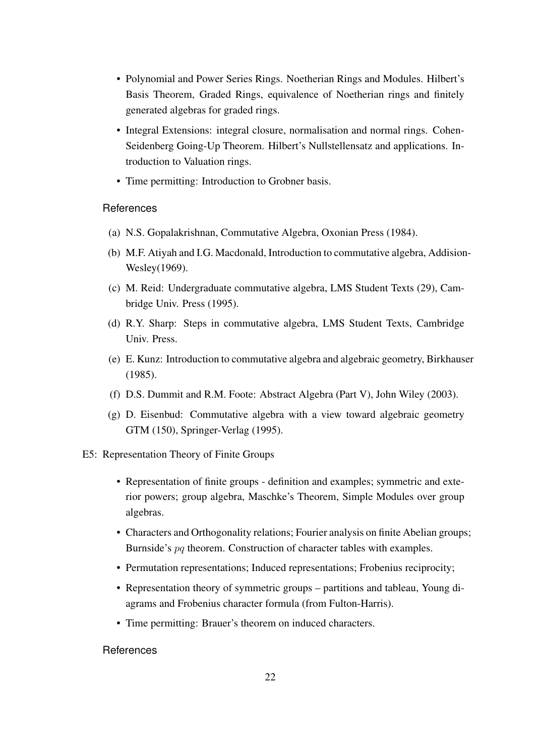- Polynomial and Power Series Rings. Noetherian Rings and Modules. Hilbert's Basis Theorem, Graded Rings, equivalence of Noetherian rings and finitely generated algebras for graded rings.
- Integral Extensions: integral closure, normalisation and normal rings. Cohen-Seidenberg Going-Up Theorem. Hilbert's Nullstellensatz and applications. Introduction to Valuation rings.
- Time permitting: Introduction to Grobner basis.

**References**

(a) N.S. Gopalakrishnan, Commutative Algebra, Oxonian Press (1984).

(b) M.F. Atiyah and I.G. Macdonald, Introduction to commutative algebra, Addision-Wesley(1969).

(c) M. Reid: Undergraduate commutative algebra, LMS Student Texts (29), Cambridge Univ. Press (1995).

(d) R.Y. Sharp: Steps in commutative algebra, LMS Student Texts, Cambridge Univ. Press.

(e) E. Kunz: Introduction to commutative algebra and algebraic geometry, Birkhauser (1985).

(f) D.S. Dummit and R.M. Foote: Abstract Algebra (Part V), John Wiley (2003).

(g) D. Eisenbud: Commutative algebra with a view toward algebraic geometry GTM (150), Springer-Verlag (1995).

E5: Representation Theory of Finite Groups

- Representation of finite groups - definition and examples; symmetric and exterior powers; group algebra, Maschke's Theorem, Simple Modules over group algebras.
- Characters and Orthogonality relations; Fourier analysis on finite Abelian groups; Burnside's $pq$ theorem. Construction of character tables with examples.
- Permutation representations; Induced representations; Frobenius reciprocity;
- Representation theory of symmetric groups – partitions and tableau, Young diagrams and Frobenius character formula (from Fulton-Harris).
- Time permitting: Brauer's theorem on induced characters.

**References**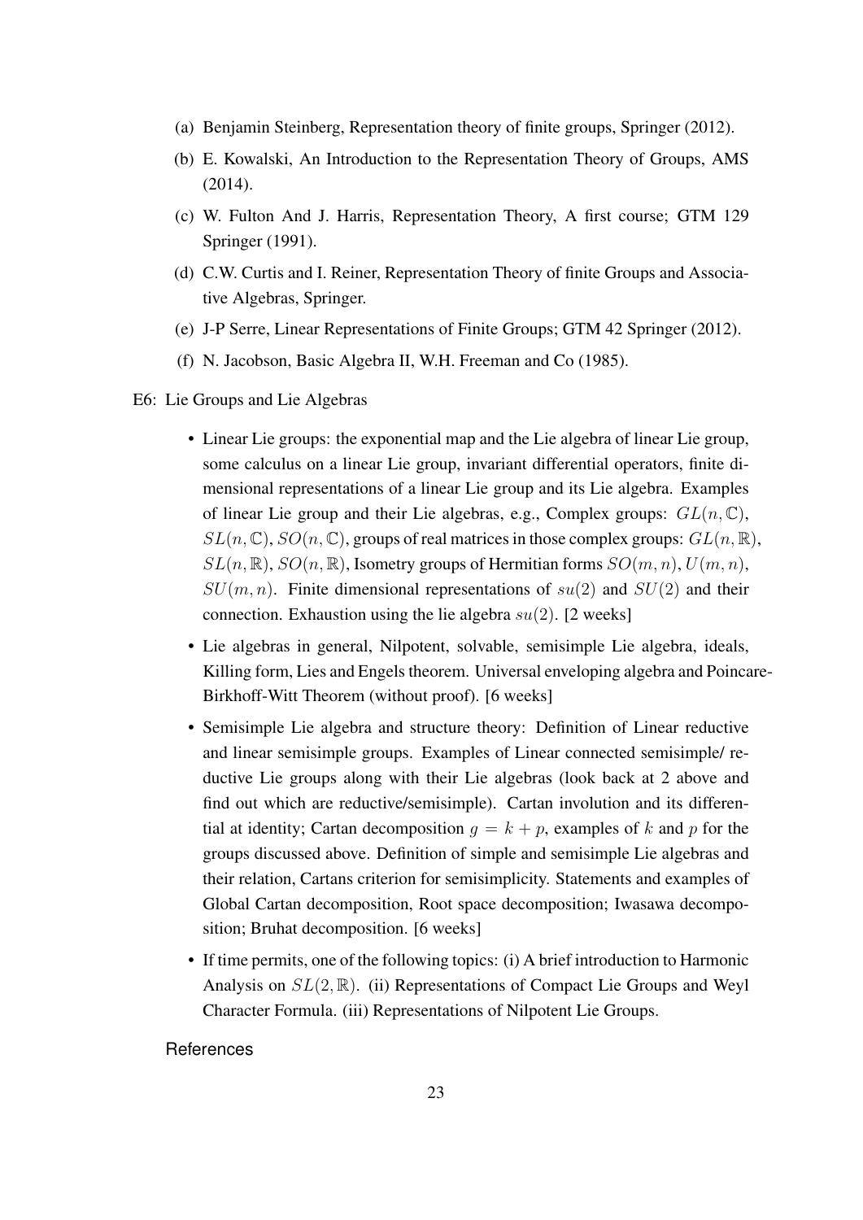(a) Benjamin Steinberg, Representation theory of finite groups, Springer (2012).

(b) E. Kowalski, An Introduction to the Representation Theory of Groups, AMS (2014).

(c) W. Fulton And J. Harris, Representation Theory, A first course; GTM 129 Springer (1991).

(d) C.W. Curtis and I. Reiner, Representation Theory of finite Groups and Associative Algebras, Springer.

(e) J-P Serre, Linear Representations of Finite Groups; GTM 42 Springer (2012).

(f) N. Jacobson, Basic Algebra II, W.H. Freeman and Co (1985).

E6: Lie Groups and Lie Algebras

- Linear Lie groups: the exponential map and the Lie algebra of linear Lie group, some calculus on a linear Lie group, invariant differential operators, finite dimensional representations of a linear Lie group and its Lie algebra. Examples of linear Lie group and their Lie algebras, e.g., Complex groups: $GL(n, \mathbb{C})$, $SL(n, \mathbb{C})$, $SO(n, \mathbb{C})$, groups of real matrices in those complex groups: $GL(n, \mathbb{R})$, $SL(n, \mathbb{R})$, $SO(n, \mathbb{R})$, Isometry groups of Hermitian forms $SO(m, n)$, $U(m, n)$, $SU(m, n)$. Finite dimensional representations of $su(2)$ and $SU(2)$ and their connection. Exhaustion using the lie algebra $su(2)$. [2 weeks]
- Lie algebras in general, Nilpotent, solvable, semisimple Lie algebra, ideals, Killing form, Lies and Engels theorem. Universal enveloping algebra and Poincare-Birkhoff-Witt Theorem (without proof). [6 weeks]
- Semisimple Lie algebra and structure theory: Definition of Linear reductive and linear semisimple groups. Examples of Linear connected semisimple/ reductive Lie groups along with their Lie algebras (look back at 2 above and find out which are reductive/semisimple). Cartan involution and its differential at identity; Cartan decomposition $g = k + p$, examples of $k$ and $p$ for the groups discussed above. Definition of simple and semisimple Lie algebras and their relation, Cartans criterion for semisimplicity. Statements and examples of Global Cartan decomposition, Root space decomposition; Iwasawa decomposition; Bruhat decomposition. [6 weeks]
- If time permits, one of the following topics: (i) A brief introduction to Harmonic Analysis on $SL(2, \mathbb{R})$. (ii) Representations of Compact Lie Groups and Weyl Character Formula. (iii) Representations of Nilpotent Lie Groups.

References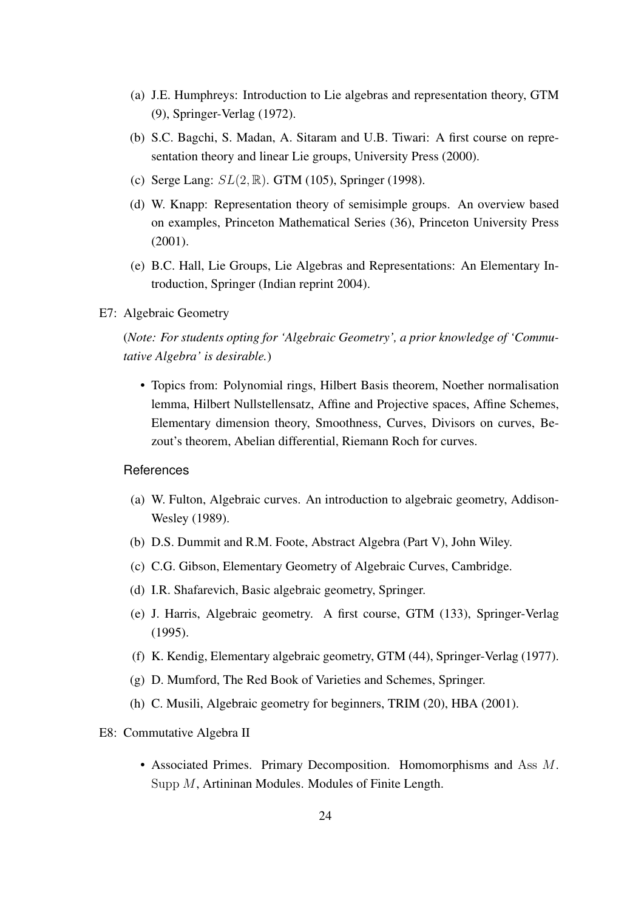(a) J.E. Humphreys: Introduction to Lie algebras and representation theory, GTM (9), Springer-Verlag (1972).

(b) S.C. Bagchi, S. Madan, A. Sitaram and U.B. Tiwari: A first course on representation theory and linear Lie groups, University Press (2000).

(c) Serge Lang: $SL(2, \mathbb{R})$. GTM (105), Springer (1998).

(d) W. Knapp: Representation theory of semisimple groups. An overview based on examples, Princeton Mathematical Series (36), Princeton University Press (2001).

(e) B.C. Hall, Lie Groups, Lie Algebras and Representations: An Elementary Introduction, Springer (Indian reprint 2004).

E7: Algebraic Geometry

(*Note: For students opting for 'Algebraic Geometry', a prior knowledge of 'Commutative Algebra' is desirable.*)

- Topics from: Polynomial rings, Hilbert Basis theorem, Noether normalisation lemma, Hilbert Nullstellensatz, Affine and Projective spaces, Affine Schemes, Elementary dimension theory, Smoothness, Curves, Divisors on curves, Bezout's theorem, Abelian differential, Riemann Roch for curves.

References

(a) W. Fulton, Algebraic curves. An introduction to algebraic geometry, Addison-Wesley (1989).

(b) D.S. Dummit and R.M. Foote, Abstract Algebra (Part V), John Wiley.

(c) C.G. Gibson, Elementary Geometry of Algebraic Curves, Cambridge.

(d) I.R. Shafarevich, Basic algebraic geometry, Springer.

(e) J. Harris, Algebraic geometry. A first course, GTM (133), Springer-Verlag (1995).

(f) K. Kendig, Elementary algebraic geometry, GTM (44), Springer-Verlag (1977).

(g) D. Mumford, The Red Book of Varieties and Schemes, Springer.

(h) C. Musili, Algebraic geometry for beginners, TRIM (20), HBA (2001).

E8: Commutative Algebra II

- Associated Primes. Primary Decomposition. Homomorphisms and $\text{Ass}\ M$. $\text{Supp}\ M$, Artininan Modules. Modules of Finite Length.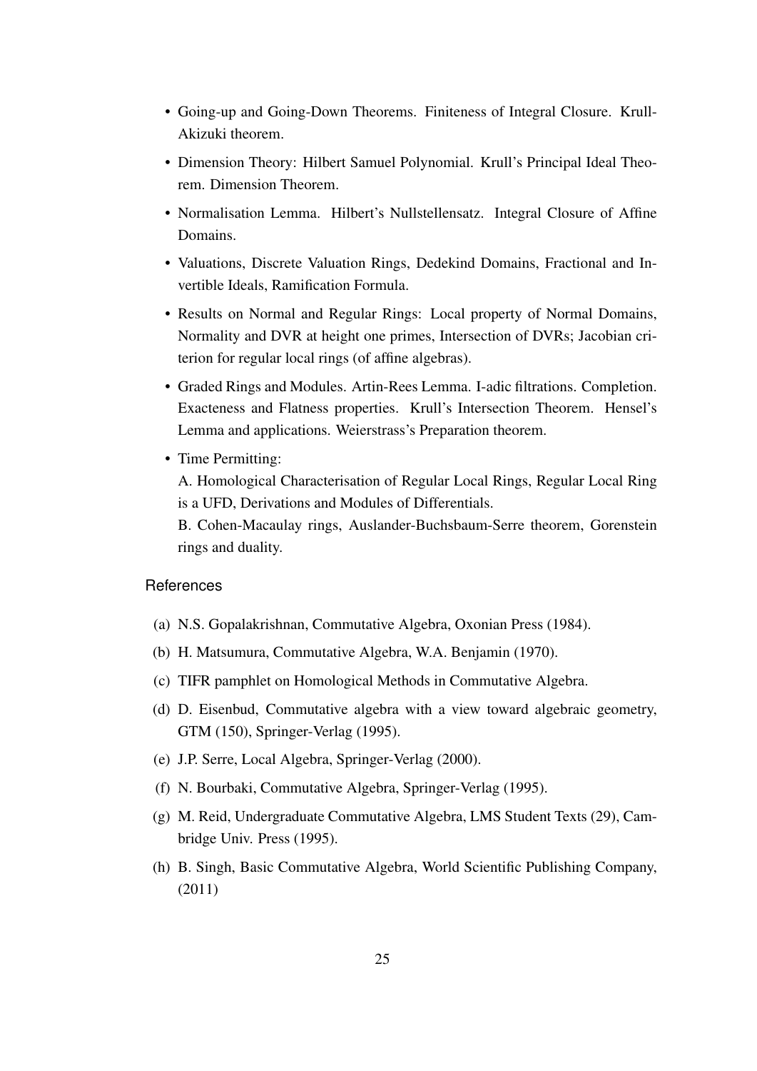- Going-up and Going-Down Theorems. Finiteness of Integral Closure. Krull-Akizuki theorem.
- Dimension Theory: Hilbert Samuel Polynomial. Krull's Principal Ideal Theorem. Dimension Theorem.
- Normalisation Lemma. Hilbert's Nullstellensatz. Integral Closure of Affine Domains.
- Valuations, Discrete Valuation Rings, Dedekind Domains, Fractional and Invertible Ideals, Ramification Formula.
- Results on Normal and Regular Rings: Local property of Normal Domains, Normality and DVR at height one primes, Intersection of DVRs; Jacobian criterion for regular local rings (of affine algebras).
- Graded Rings and Modules. Artin-Rees Lemma. I-adic filtrations. Completion. Exacteness and Flatness properties. Krull's Intersection Theorem. Hensel's Lemma and applications. Weierstrass's Preparation theorem.
- Time Permitting:

  A. Homological Characterisation of Regular Local Rings, Regular Local Ring is a UFD, Derivations and Modules of Differentials.

  B. Cohen-Macaulay rings, Auslander-Buchsbaum-Serre theorem, Gorenstein rings and duality.

### References

(a) N.S. Gopalakrishnan, Commutative Algebra, Oxonian Press (1984).

(b) H. Matsumura, Commutative Algebra, W.A. Benjamin (1970).

(c) TIFR pamphlet on Homological Methods in Commutative Algebra.

(d) D. Eisenbud, Commutative algebra with a view toward algebraic geometry, GTM (150), Springer-Verlag (1995).

(e) J.P. Serre, Local Algebra, Springer-Verlag (2000).

(f) N. Bourbaki, Commutative Algebra, Springer-Verlag (1995).

(g) M. Reid, Undergraduate Commutative Algebra, LMS Student Texts (29), Cambridge Univ. Press (1995).

(h) B. Singh, Basic Commutative Algebra, World Scientific Publishing Company, (2011)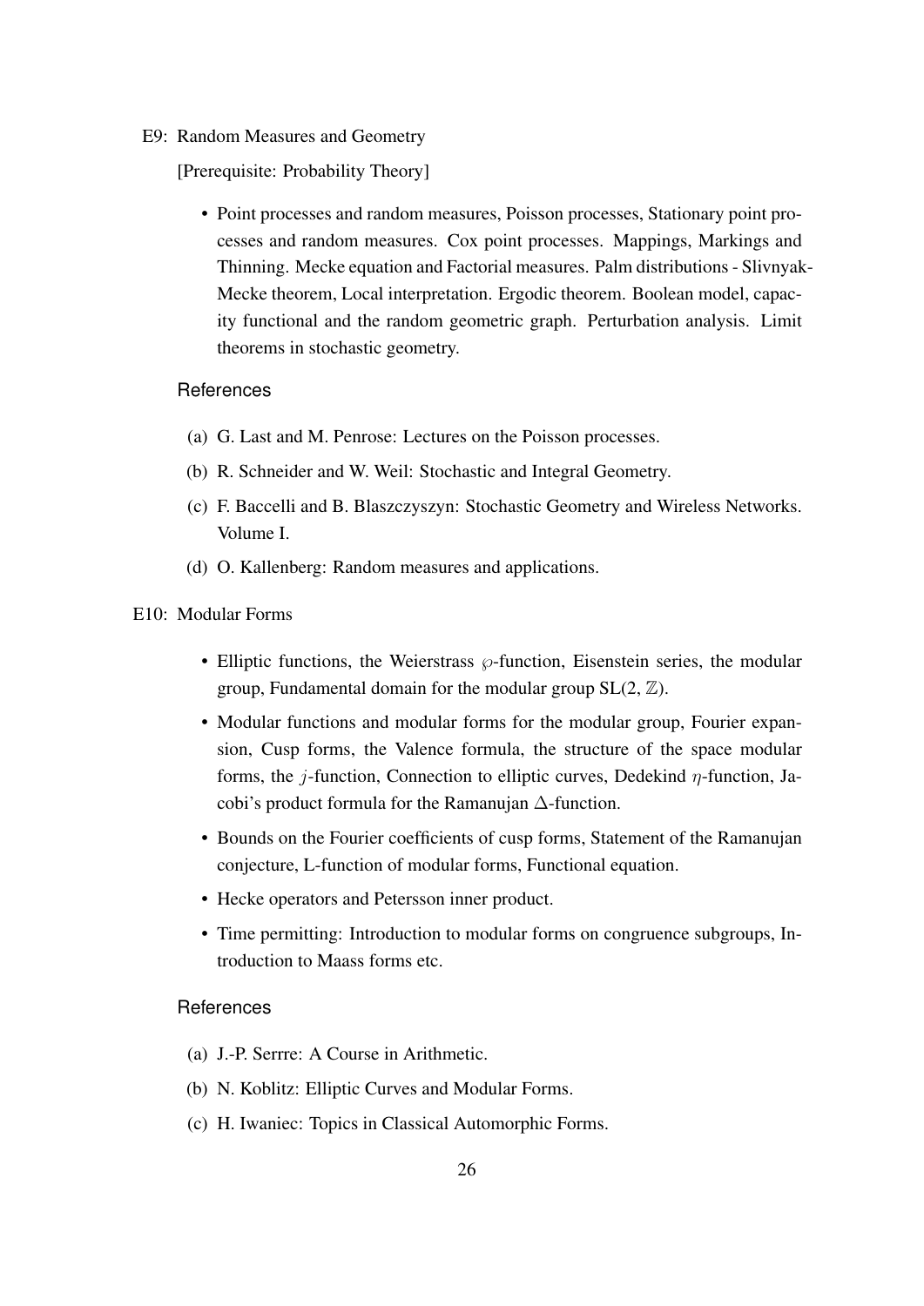E9: Random Measures and Geometry

[Prerequisite: Probability Theory]

- Point processes and random measures, Poisson processes, Stationary point processes and random measures. Cox point processes. Mappings, Markings and Thinning. Mecke equation and Factorial measures. Palm distributions - Slivnyak-Mecke theorem, Local interpretation. Ergodic theorem. Boolean model, capacity functional and the random geometric graph. Perturbation analysis. Limit theorems in stochastic geometry.

### References

(a) G. Last and M. Penrose: Lectures on the Poisson processes.

(b) R. Schneider and W. Weil: Stochastic and Integral Geometry.

(c) F. Baccelli and B. Blaszczyszyn: Stochastic Geometry and Wireless Networks. Volume I.

(d) O. Kallenberg: Random measures and applications.

E10: Modular Forms

- Elliptic functions, the Weierstrass $\wp$-function, Eisenstein series, the modular group, Fundamental domain for the modular group SL(2, $\mathbb{Z}$).
- Modular functions and modular forms for the modular group, Fourier expansion, Cusp forms, the Valence formula, the structure of the space modular forms, the $j$-function, Connection to elliptic curves, Dedekind $\eta$-function, Jacobi's product formula for the Ramanujan $\Delta$-function.
- Bounds on the Fourier coefficients of cusp forms, Statement of the Ramanujan conjecture, L-function of modular forms, Functional equation.
- Hecke operators and Petersson inner product.
- Time permitting: Introduction to modular forms on congruence subgroups, Introduction to Maass forms etc.

### References

(a) J.-P. Serrre: A Course in Arithmetic.

(b) N. Koblitz: Elliptic Curves and Modular Forms.

(c) H. Iwaniec: Topics in Classical Automorphic Forms.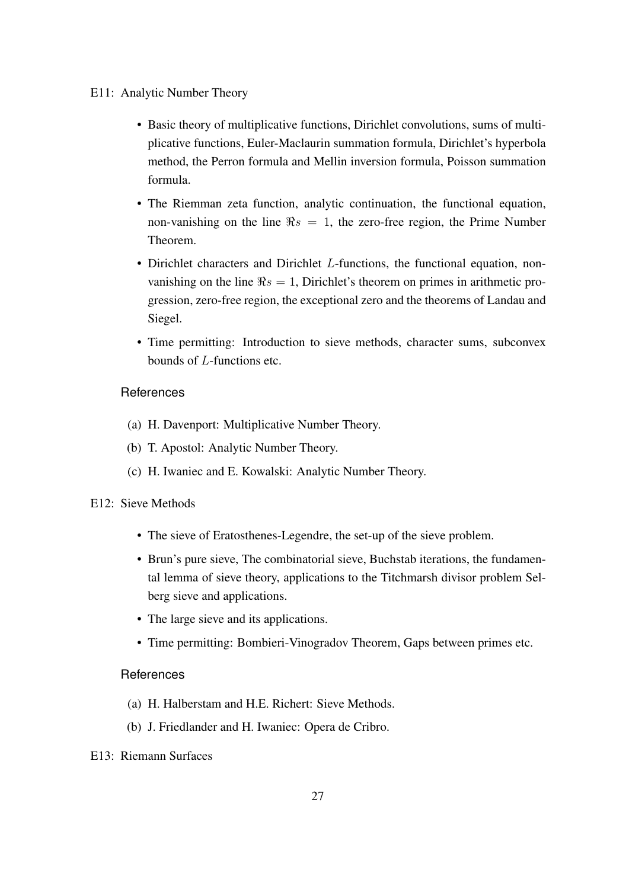E11: Analytic Number Theory

- Basic theory of multiplicative functions, Dirichlet convolutions, sums of multiplicative functions, Euler-Maclaurin summation formula, Dirichlet's hyperbola method, the Perron formula and Mellin inversion formula, Poisson summation formula.
- The Riemman zeta function, analytic continuation, the functional equation, non-vanishing on the line $\Re s = 1$, the zero-free region, the Prime Number Theorem.
- Dirichlet characters and Dirichlet $L$-functions, the functional equation, non-vanishing on the line $\Re s = 1$, Dirichlet's theorem on primes in arithmetic progression, zero-free region, the exceptional zero and the theorems of Landau and Siegel.
- Time permitting: Introduction to sieve methods, character sums, subconvex bounds of $L$-functions etc.

References

(a) H. Davenport: Multiplicative Number Theory.

(b) T. Apostol: Analytic Number Theory.

(c) H. Iwaniec and E. Kowalski: Analytic Number Theory.

E12: Sieve Methods

- The sieve of Eratosthenes-Legendre, the set-up of the sieve problem.
- Brun's pure sieve, The combinatorial sieve, Buchstab iterations, the fundamental lemma of sieve theory, applications to the Titchmarsh divisor problem Selberg sieve and applications.
- The large sieve and its applications.
- Time permitting: Bombieri-Vinogradov Theorem, Gaps between primes etc.

References

(a) H. Halberstam and H.E. Richert: Sieve Methods.

(b) J. Friedlander and H. Iwaniec: Opera de Cribro.

E13: Riemann Surfaces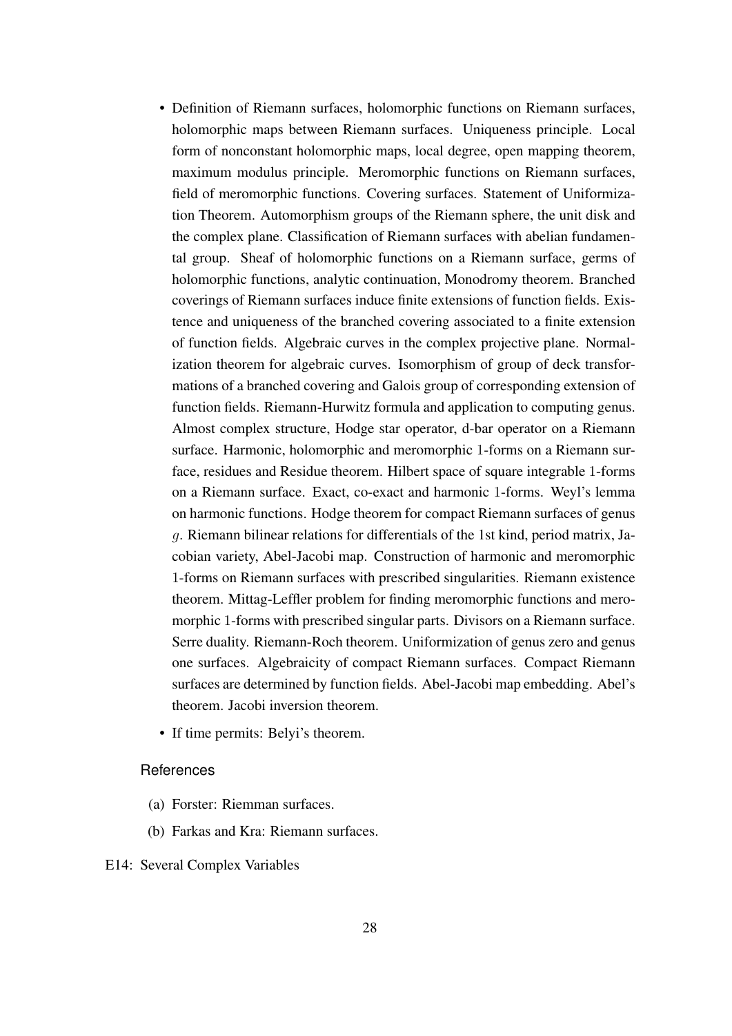- Definition of Riemann surfaces, holomorphic functions on Riemann surfaces, holomorphic maps between Riemann surfaces. Uniqueness principle. Local form of nonconstant holomorphic maps, local degree, open mapping theorem, maximum modulus principle. Meromorphic functions on Riemann surfaces, field of meromorphic functions. Covering surfaces. Statement of Uniformization Theorem. Automorphism groups of the Riemann sphere, the unit disk and the complex plane. Classification of Riemann surfaces with abelian fundamental group. Sheaf of holomorphic functions on a Riemann surface, germs of holomorphic functions, analytic continuation, Monodromy theorem. Branched coverings of Riemann surfaces induce finite extensions of function fields. Existence and uniqueness of the branched covering associated to a finite extension of function fields. Algebraic curves in the complex projective plane. Normalization theorem for algebraic curves. Isomorphism of group of deck transformations of a branched covering and Galois group of corresponding extension of function fields. Riemann-Hurwitz formula and application to computing genus. Almost complex structure, Hodge star operator, d-bar operator on a Riemann surface. Harmonic, holomorphic and meromorphic 1-forms on a Riemann surface, residues and Residue theorem. Hilbert space of square integrable 1-forms on a Riemann surface. Exact, co-exact and harmonic 1-forms. Weyl's lemma on harmonic functions. Hodge theorem for compact Riemann surfaces of genus $g$. Riemann bilinear relations for differentials of the 1st kind, period matrix, Jacobian variety, Abel-Jacobi map. Construction of harmonic and meromorphic 1-forms on Riemann surfaces with prescribed singularities. Riemann existence theorem. Mittag-Leffler problem for finding meromorphic functions and meromorphic 1-forms with prescribed singular parts. Divisors on a Riemann surface. Serre duality. Riemann-Roch theorem. Uniformization of genus zero and genus one surfaces. Algebraicity of compact Riemann surfaces. Compact Riemann surfaces are determined by function fields. Abel-Jacobi map embedding. Abel's theorem. Jacobi inversion theorem.
- If time permits: Belyi's theorem.

### References

(a) Forster: Riemman surfaces.

(b) Farkas and Kra: Riemann surfaces.

E14: Several Complex Variables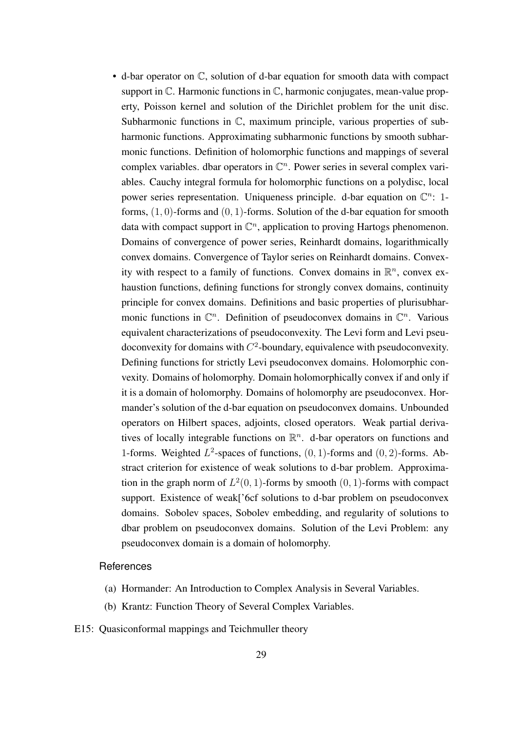- d-bar operator on $\mathbb{C}$, solution of d-bar equation for smooth data with compact support in $\mathbb{C}$. Harmonic functions in $\mathbb{C}$, harmonic conjugates, mean-value property, Poisson kernel and solution of the Dirichlet problem for the unit disc. Subharmonic functions in $\mathbb{C}$, maximum principle, various properties of subharmonic functions. Approximating subharmonic functions by smooth subharmonic functions. Definition of holomorphic functions and mappings of several complex variables. dbar operators in $\mathbb{C}^n$. Power series in several complex variables. Cauchy integral formula for holomorphic functions on a polydisc, local power series representation. Uniqueness principle. d-bar equation on $\mathbb{C}^n$: 1-forms, $(1,0)$-forms and $(0,1)$-forms. Solution of the d-bar equation for smooth data with compact support in $\mathbb{C}^n$, application to proving Hartogs phenomenon. Domains of convergence of power series, Reinhardt domains, logarithmically convex domains. Convergence of Taylor series on Reinhardt domains. Convexity with respect to a family of functions. Convex domains in $\mathbb{R}^n$, convex exhaustion functions, defining functions for strongly convex domains, continuity principle for convex domains. Definitions and basic properties of plurisubharmonic functions in $\mathbb{C}^n$. Definition of pseudoconvex domains in $\mathbb{C}^n$. Various equivalent characterizations of pseudoconvexity. The Levi form and Levi pseudoconvexity for domains with $C^2$-boundary, equivalence with pseudoconvexity. Defining functions for strictly Levi pseudoconvex domains. Holomorphic convexity. Domains of holomorphy. Domain holomorphically convex if and only if it is a domain of holomorphy. Domains of holomorphy are pseudoconvex. Hormander's solution of the d-bar equation on pseudoconvex domains. Unbounded operators on Hilbert spaces, adjoints, closed operators. Weak partial derivatives of locally integrable functions on $\mathbb{R}^n$. d-bar operators on functions and 1-forms. Weighted $L^2$-spaces of functions, $(0,1)$-forms and $(0,2)$-forms. Abstract criterion for existence of weak solutions to d-bar problem. Approximation in the graph norm of $L^2(0,1)$-forms by smooth $(0,1)$-forms with compact support. Existence of weak['6cf solutions to d-bar problem on pseudoconvex domains. Sobolev spaces, Sobolev embedding, and regularity of solutions to dbar problem on pseudoconvex domains. Solution of the Levi Problem: any pseudoconvex domain is a domain of holomorphy.

References

(a) Hormander: An Introduction to Complex Analysis in Several Variables.

(b) Krantz: Function Theory of Several Complex Variables.

E15: Quasiconformal mappings and Teichmuller theory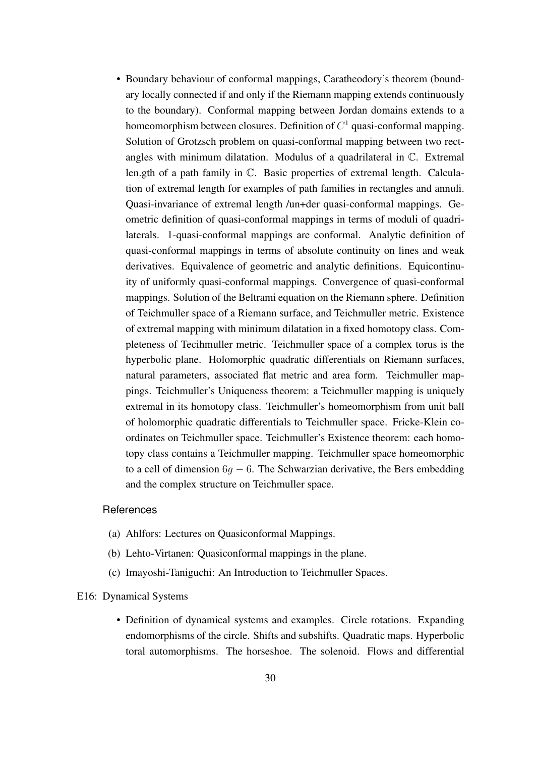- Boundary behaviour of conformal mappings, Caratheodory's theorem (boundary locally connected if and only if the Riemann mapping extends continuously to the boundary). Conformal mapping between Jordan domains extends to a homeomorphism between closures. Definition of $C^1$ quasi-conformal mapping. Solution of Grotzsch problem on quasi-conformal mapping between two rectangles with minimum dilatation. Modulus of a quadrilateral in $\mathbb{C}$. Extremal len.gth of a path family in $\mathbb{C}$. Basic properties of extremal length. Calculation of extremal length for examples of path families in rectangles and annuli. Quasi-invariance of extremal length /un+der quasi-conformal mappings. Geometric definition of quasi-conformal mappings in terms of moduli of quadrilaterals. 1-quasi-conformal mappings are conformal. Analytic definition of quasi-conformal mappings in terms of absolute continuity on lines and weak derivatives. Equivalence of geometric and analytic definitions. Equicontinuity of uniformly quasi-conformal mappings. Convergence of quasi-conformal mappings. Solution of the Beltrami equation on the Riemann sphere. Definition of Teichmuller space of a Riemann surface, and Teichmuller metric. Existence of extremal mapping with minimum dilatation in a fixed homotopy class. Completeness of Tecihmuller metric. Teichmuller space of a complex torus is the hyperbolic plane. Holomorphic quadratic differentials on Riemann surfaces, natural parameters, associated flat metric and area form. Teichmuller mappings. Teichmuller's Uniqueness theorem: a Teichmuller mapping is uniquely extremal in its homotopy class. Teichmuller's homeomorphism from unit ball of holomorphic quadratic differentials to Teichmuller space. Fricke-Klein coordinates on Teichmuller space. Teichmuller's Existence theorem: each homotopy class contains a Teichmuller mapping. Teichmuller space homeomorphic to a cell of dimension $6g - 6$. The Schwarzian derivative, the Bers embedding and the complex structure on Teichmuller space.

### References

(a) Ahlfors: Lectures on Quasiconformal Mappings.

(b) Lehto-Virtanen: Quasiconformal mappings in the plane.

(c) Imayoshi-Taniguchi: An Introduction to Teichmuller Spaces.

E16: Dynamical Systems

- Definition of dynamical systems and examples. Circle rotations. Expanding endomorphisms of the circle. Shifts and subshifts. Quadratic maps. Hyperbolic toral automorphisms. The horseshoe. The solenoid. Flows and differential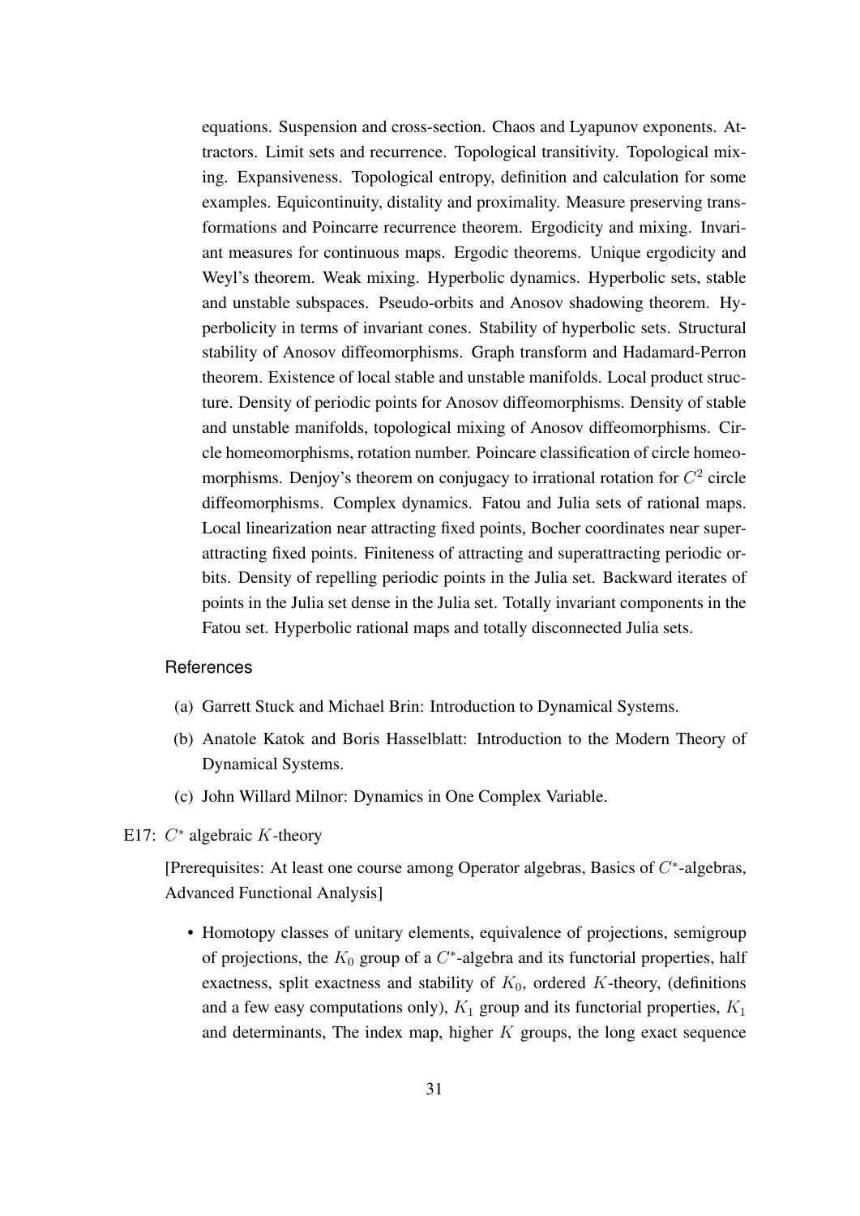equations. Suspension and cross-section. Chaos and Lyapunov exponents. Attractors. Limit sets and recurrence. Topological transitivity. Topological mixing. Expansiveness. Topological entropy, definition and calculation for some examples. Equicontinuity, distality and proximality. Measure preserving transformations and Poincarre recurrence theorem. Ergodicity and mixing. Invariant measures for continuous maps. Ergodic theorems. Unique ergodicity and Weyl's theorem. Weak mixing. Hyperbolic dynamics. Hyperbolic sets, stable and unstable subspaces. Pseudo-orbits and Anosov shadowing theorem. Hyperbolicity in terms of invariant cones. Stability of hyperbolic sets. Structural stability of Anosov diffeomorphisms. Graph transform and Hadamard-Perron theorem. Existence of local stable and unstable manifolds. Local product structure. Density of periodic points for Anosov diffeomorphisms. Density of stable and unstable manifolds, topological mixing of Anosov diffeomorphisms. Circle homeomorphisms, rotation number. Poincare classification of circle homeomorphisms. Denjoy's theorem on conjugacy to irrational rotation for $C^2$ circle diffeomorphisms. Complex dynamics. Fatou and Julia sets of rational maps. Local linearization near attracting fixed points, Bocher coordinates near superattracting fixed points. Finiteness of attracting and superattracting periodic orbits. Density of repelling periodic points in the Julia set. Backward iterates of points in the Julia set dense in the Julia set. Totally invariant components in the Fatou set. Hyperbolic rational maps and totally disconnected Julia sets.

References

(a) Garrett Stuck and Michael Brin: Introduction to Dynamical Systems.

(b) Anatole Katok and Boris Hasselblatt: Introduction to the Modern Theory of Dynamical Systems.

(c) John Willard Milnor: Dynamics in One Complex Variable.

E17: $C^*$ algebraic $K$-theory

[Prerequisites: At least one course among Operator algebras, Basics of $C^*$-algebras, Advanced Functional Analysis]

- Homotopy classes of unitary elements, equivalence of projections, semigroup of projections, the $K_0$ group of a $C^*$-algebra and its functorial properties, half exactness, split exactness and stability of $K_0$, ordered $K$-theory, (definitions and a few easy computations only), $K_1$ group and its functorial properties, $K_1$ and determinants, The index map, higher $K$ groups, the long exact sequence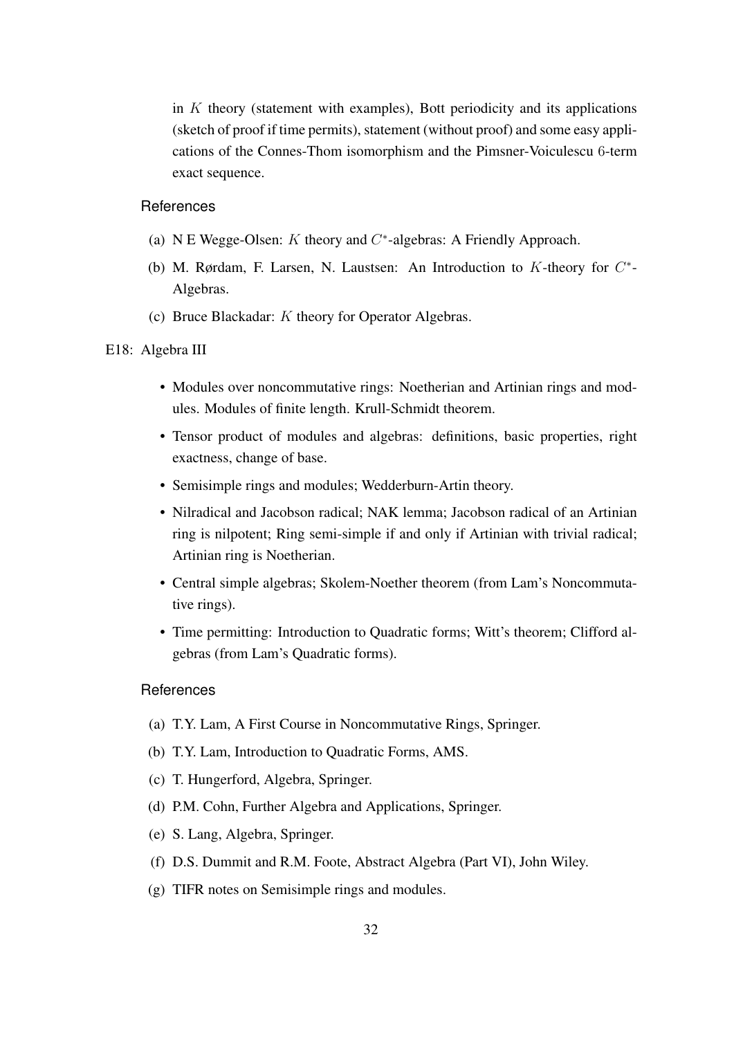in $K$ theory (statement with examples), Bott periodicity and its applications (sketch of proof if time permits), statement (without proof) and some easy applications of the Connes-Thom isomorphism and the Pimsner-Voiculescu $6$-term exact sequence.

References

(a) N E Wegge-Olsen: $K$ theory and $C^*$-algebras: A Friendly Approach.

(b) M. Rørdam, F. Larsen, N. Laustsen: An Introduction to $K$-theory for $C^*$-Algebras.

(c) Bruce Blackadar: $K$ theory for Operator Algebras.

E18: Algebra III

- Modules over noncommutative rings: Noetherian and Artinian rings and modules. Modules of finite length. Krull-Schmidt theorem.
- Tensor product of modules and algebras: definitions, basic properties, right exactness, change of base.
- Semisimple rings and modules; Wedderburn-Artin theory.
- Nilradical and Jacobson radical; NAK lemma; Jacobson radical of an Artinian ring is nilpotent; Ring semi-simple if and only if Artinian with trivial radical; Artinian ring is Noetherian.
- Central simple algebras; Skolem-Noether theorem (from Lam's Noncommutative rings).
- Time permitting: Introduction to Quadratic forms; Witt's theorem; Clifford algebras (from Lam's Quadratic forms).

References

(a) T.Y. Lam, A First Course in Noncommutative Rings, Springer.

(b) T.Y. Lam, Introduction to Quadratic Forms, AMS.

(c) T. Hungerford, Algebra, Springer.

(d) P.M. Cohn, Further Algebra and Applications, Springer.

(e) S. Lang, Algebra, Springer.

(f) D.S. Dummit and R.M. Foote, Abstract Algebra (Part VI), John Wiley.

(g) TIFR notes on Semisimple rings and modules.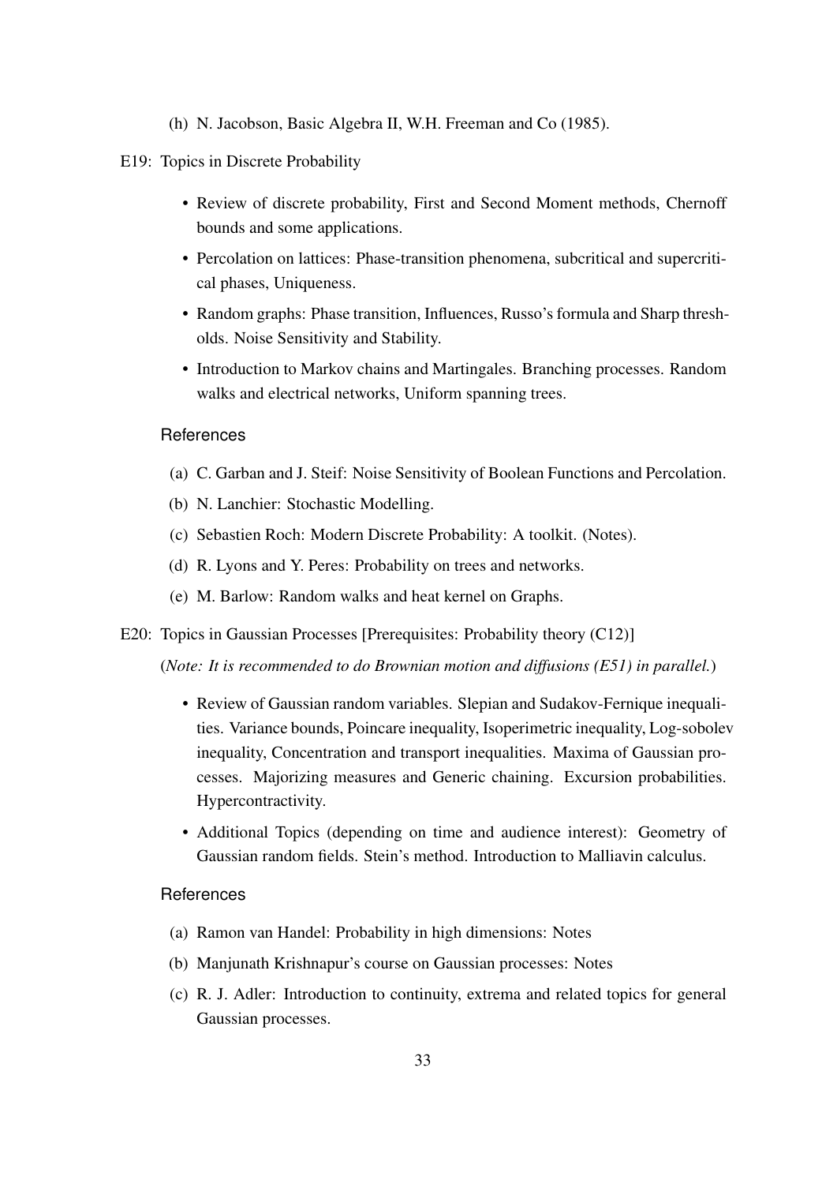(h) N. Jacobson, Basic Algebra II, W.H. Freeman and Co (1985).

E19: Topics in Discrete Probability

- Review of discrete probability, First and Second Moment methods, Chernoff bounds and some applications.
- Percolation on lattices: Phase-transition phenomena, subcritical and supercritical phases, Uniqueness.
- Random graphs: Phase transition, Influences, Russo's formula and Sharp thresholds. Noise Sensitivity and Stability.
- Introduction to Markov chains and Martingales. Branching processes. Random walks and electrical networks, Uniform spanning trees.

References

(a) C. Garban and J. Steif: Noise Sensitivity of Boolean Functions and Percolation.

(b) N. Lanchier: Stochastic Modelling.

(c) Sebastien Roch: Modern Discrete Probability: A toolkit. (Notes).

(d) R. Lyons and Y. Peres: Probability on trees and networks.

(e) M. Barlow: Random walks and heat kernel on Graphs.

E20: Topics in Gaussian Processes [Prerequisites: Probability theory (C12)]

(*Note: It is recommended to do Brownian motion and diffusions (E51) in parallel.*)

- Review of Gaussian random variables. Slepian and Sudakov-Fernique inequalities. Variance bounds, Poincare inequality, Isoperimetric inequality, Log-sobolev inequality, Concentration and transport inequalities. Maxima of Gaussian processes. Majorizing measures and Generic chaining. Excursion probabilities. Hypercontractivity.
- Additional Topics (depending on time and audience interest): Geometry of Gaussian random fields. Stein's method. Introduction to Malliavin calculus.

References

(a) Ramon van Handel: Probability in high dimensions: Notes

(b) Manjunath Krishnapur's course on Gaussian processes: Notes

(c) R. J. Adler: Introduction to continuity, extrema and related topics for general Gaussian processes.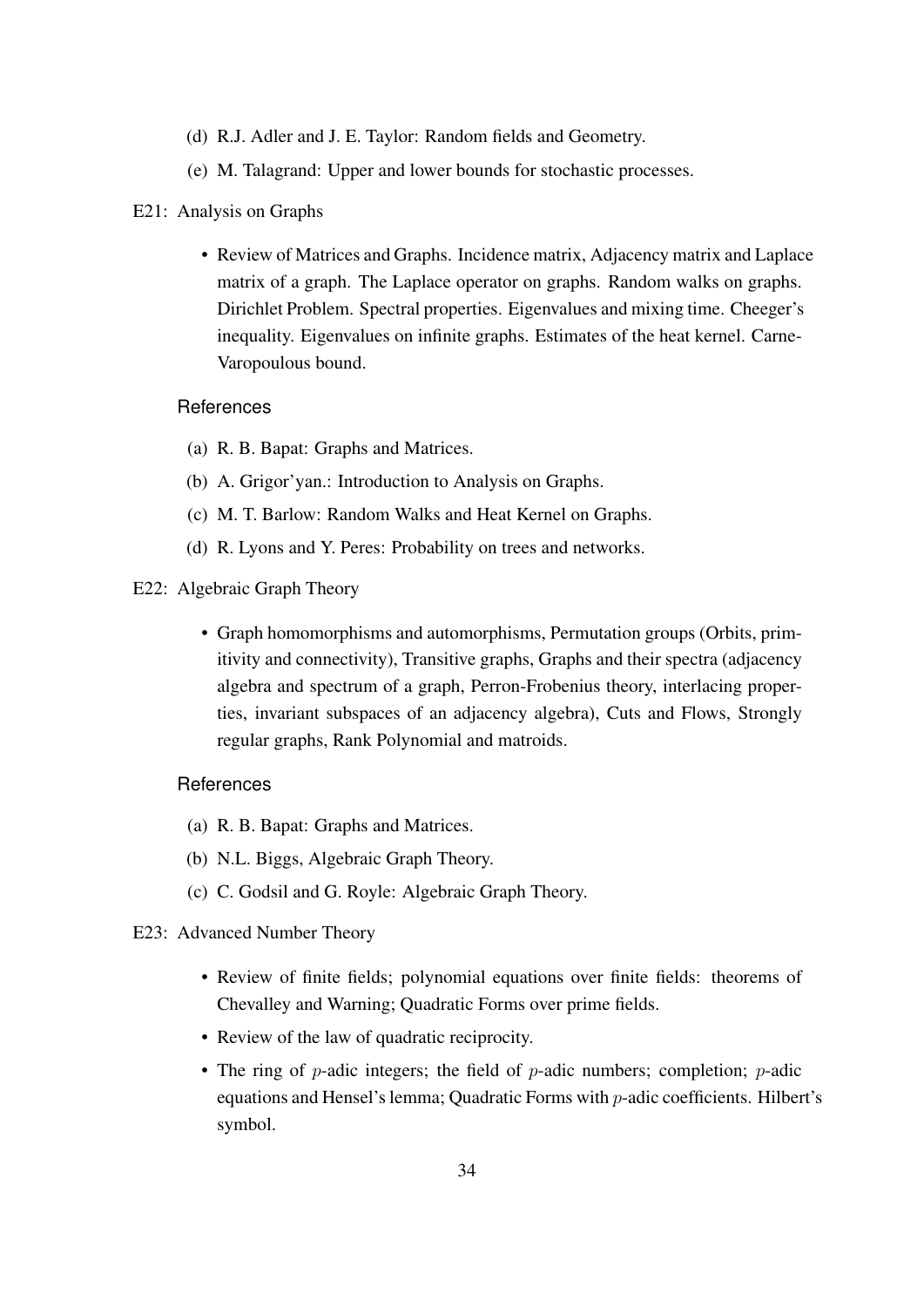(d) R.J. Adler and J. E. Taylor: Random fields and Geometry.

(e) M. Talagrand: Upper and lower bounds for stochastic processes.

E21: Analysis on Graphs

- Review of Matrices and Graphs. Incidence matrix, Adjacency matrix and Laplace matrix of a graph. The Laplace operator on graphs. Random walks on graphs. Dirichlet Problem. Spectral properties. Eigenvalues and mixing time. Cheeger's inequality. Eigenvalues on infinite graphs. Estimates of the heat kernel. Carne-Varopoulous bound.

References

(a) R. B. Bapat: Graphs and Matrices.

(b) A. Grigor'yan.: Introduction to Analysis on Graphs.

(c) M. T. Barlow: Random Walks and Heat Kernel on Graphs.

(d) R. Lyons and Y. Peres: Probability on trees and networks.

E22: Algebraic Graph Theory

- Graph homomorphisms and automorphisms, Permutation groups (Orbits, primitivity and connectivity), Transitive graphs, Graphs and their spectra (adjacency algebra and spectrum of a graph, Perron-Frobenius theory, interlacing properties, invariant subspaces of an adjacency algebra), Cuts and Flows, Strongly regular graphs, Rank Polynomial and matroids.

References

(a) R. B. Bapat: Graphs and Matrices.

(b) N.L. Biggs, Algebraic Graph Theory.

(c) C. Godsil and G. Royle: Algebraic Graph Theory.

E23: Advanced Number Theory

- Review of finite fields; polynomial equations over finite fields: theorems of Chevalley and Warning; Quadratic Forms over prime fields.
- Review of the law of quadratic reciprocity.
- The ring of $p$-adic integers; the field of $p$-adic numbers; completion; $p$-adic equations and Hensel's lemma; Quadratic Forms with $p$-adic coefficients. Hilbert's symbol.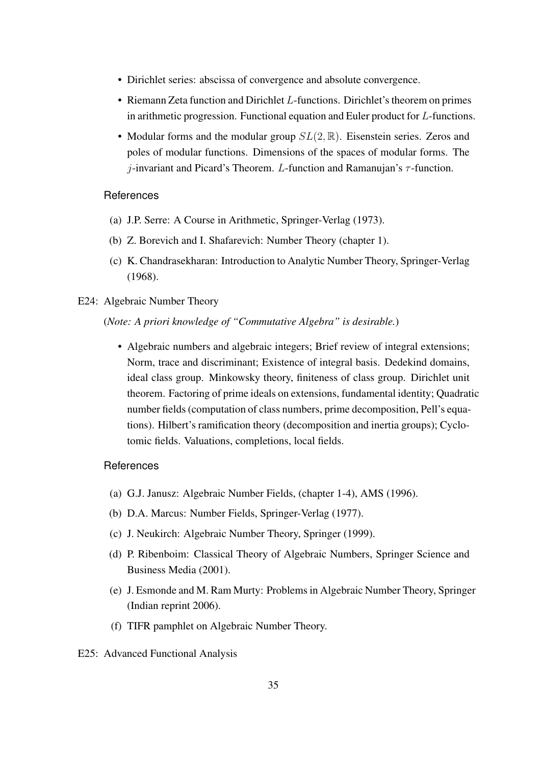- Dirichlet series: abscissa of convergence and absolute convergence.
- Riemann Zeta function and Dirichlet $L$-functions. Dirichlet's theorem on primes in arithmetic progression. Functional equation and Euler product for $L$-functions.
- Modular forms and the modular group $SL(2, \mathbb{R})$. Eisenstein series. Zeros and poles of modular functions. Dimensions of the spaces of modular forms. The $j$-invariant and Picard's Theorem. $L$-function and Ramanujan's $\tau$-function.

References

(a) J.P. Serre: A Course in Arithmetic, Springer-Verlag (1973).

(b) Z. Borevich and I. Shafarevich: Number Theory (chapter 1).

(c) K. Chandrasekharan: Introduction to Analytic Number Theory, Springer-Verlag (1968).

E24: Algebraic Number Theory

(*Note: A priori knowledge of "Commutative Algebra" is desirable.*)

- Algebraic numbers and algebraic integers; Brief review of integral extensions; Norm, trace and discriminant; Existence of integral basis. Dedekind domains, ideal class group. Minkowsky theory, finiteness of class group. Dirichlet unit theorem. Factoring of prime ideals on extensions, fundamental identity; Quadratic number fields (computation of class numbers, prime decomposition, Pell's equations). Hilbert's ramification theory (decomposition and inertia groups); Cyclotomic fields. Valuations, completions, local fields.

References

(a) G.J. Janusz: Algebraic Number Fields, (chapter 1-4), AMS (1996).

(b) D.A. Marcus: Number Fields, Springer-Verlag (1977).

(c) J. Neukirch: Algebraic Number Theory, Springer (1999).

(d) P. Ribenboim: Classical Theory of Algebraic Numbers, Springer Science and Business Media (2001).

(e) J. Esmonde and M. Ram Murty: Problems in Algebraic Number Theory, Springer (Indian reprint 2006).

(f) TIFR pamphlet on Algebraic Number Theory.

E25: Advanced Functional Analysis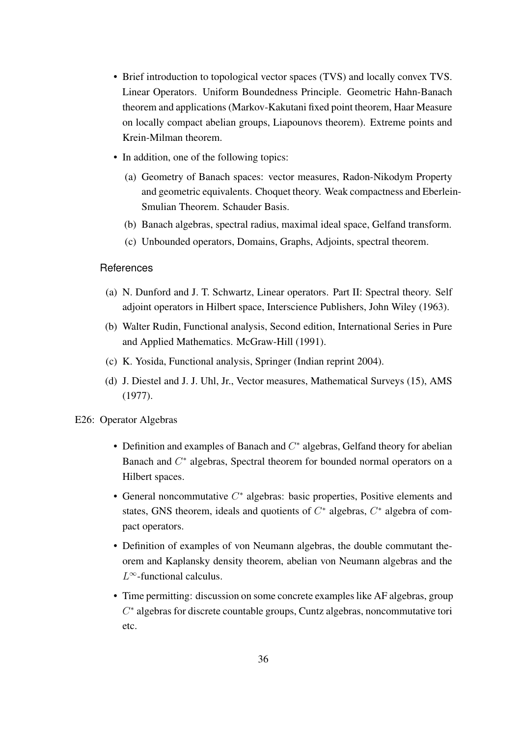- Brief introduction to topological vector spaces (TVS) and locally convex TVS. Linear Operators. Uniform Boundedness Principle. Geometric Hahn-Banach theorem and applications (Markov-Kakutani fixed point theorem, Haar Measure on locally compact abelian groups, Liapounovs theorem). Extreme points and Krein-Milman theorem.
- In addition, one of the following topics:
  - (a) Geometry of Banach spaces: vector measures, Radon-Nikodym Property and geometric equivalents. Choquet theory. Weak compactness and Eberlein-Smulian Theorem. Schauder Basis.
  - (b) Banach algebras, spectral radius, maximal ideal space, Gelfand transform.
  - (c) Unbounded operators, Domains, Graphs, Adjoints, spectral theorem.

### References

(a) N. Dunford and J. T. Schwartz, Linear operators. Part II: Spectral theory. Self adjoint operators in Hilbert space, Interscience Publishers, John Wiley (1963).

(b) Walter Rudin, Functional analysis, Second edition, International Series in Pure and Applied Mathematics. McGraw-Hill (1991).

(c) K. Yosida, Functional analysis, Springer (Indian reprint 2004).

(d) J. Diestel and J. J. Uhl, Jr., Vector measures, Mathematical Surveys (15), AMS (1977).

## E26: Operator Algebras

- Definition and examples of Banach and $C^*$ algebras, Gelfand theory for abelian Banach and $C^*$ algebras, Spectral theorem for bounded normal operators on a Hilbert spaces.
- General noncommutative $C^*$ algebras: basic properties, Positive elements and states, GNS theorem, ideals and quotients of $C^*$ algebras, $C^*$ algebra of compact operators.
- Definition of examples of von Neumann algebras, the double commutant theorem and Kaplansky density theorem, abelian von Neumann algebras and the $L^\infty$-functional calculus.
- Time permitting: discussion on some concrete examples like AF algebras, group $C^*$ algebras for discrete countable groups, Cuntz algebras, noncommutative tori etc.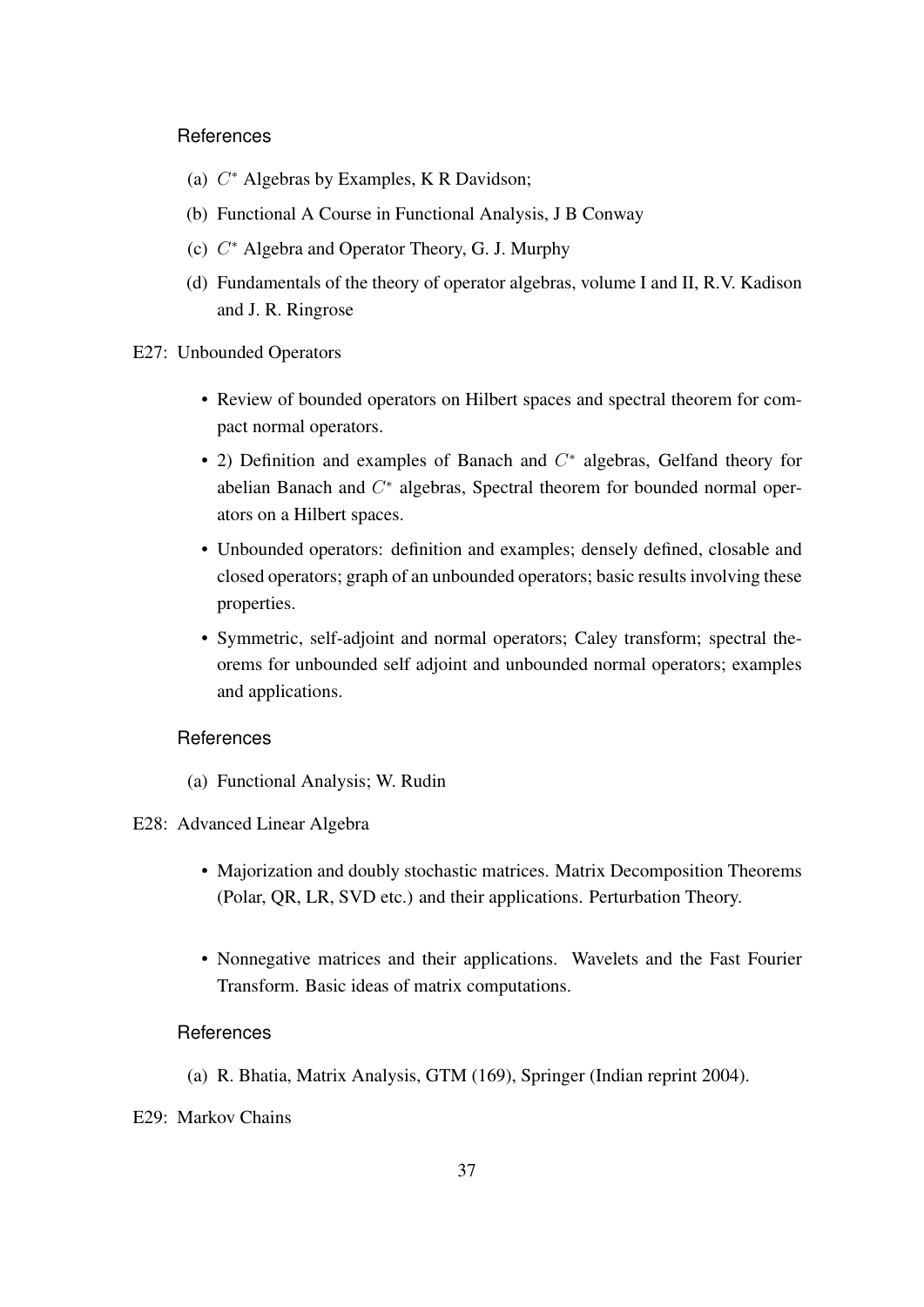References

(a) $C^*$ Algebras by Examples, K R Davidson;

(b) Functional A Course in Functional Analysis, J B Conway

(c) $C^*$ Algebra and Operator Theory, G. J. Murphy

(d) Fundamentals of the theory of operator algebras, volume I and II, R.V. Kadison and J. R. Ringrose

E27: Unbounded Operators

- Review of bounded operators on Hilbert spaces and spectral theorem for compact normal operators.
- 2) Definition and examples of Banach and $C^*$ algebras, Gelfand theory for abelian Banach and $C^*$ algebras, Spectral theorem for bounded normal operators on a Hilbert spaces.
- Unbounded operators: definition and examples; densely defined, closable and closed operators; graph of an unbounded operators; basic results involving these properties.
- Symmetric, self-adjoint and normal operators; Caley transform; spectral theorems for unbounded self adjoint and unbounded normal operators; examples and applications.

References

(a) Functional Analysis; W. Rudin

E28: Advanced Linear Algebra

- Majorization and doubly stochastic matrices. Matrix Decomposition Theorems (Polar, QR, LR, SVD etc.) and their applications. Perturbation Theory.
- Nonnegative matrices and their applications. Wavelets and the Fast Fourier Transform. Basic ideas of matrix computations.

References

(a) R. Bhatia, Matrix Analysis, GTM (169), Springer (Indian reprint 2004).

E29: Markov Chains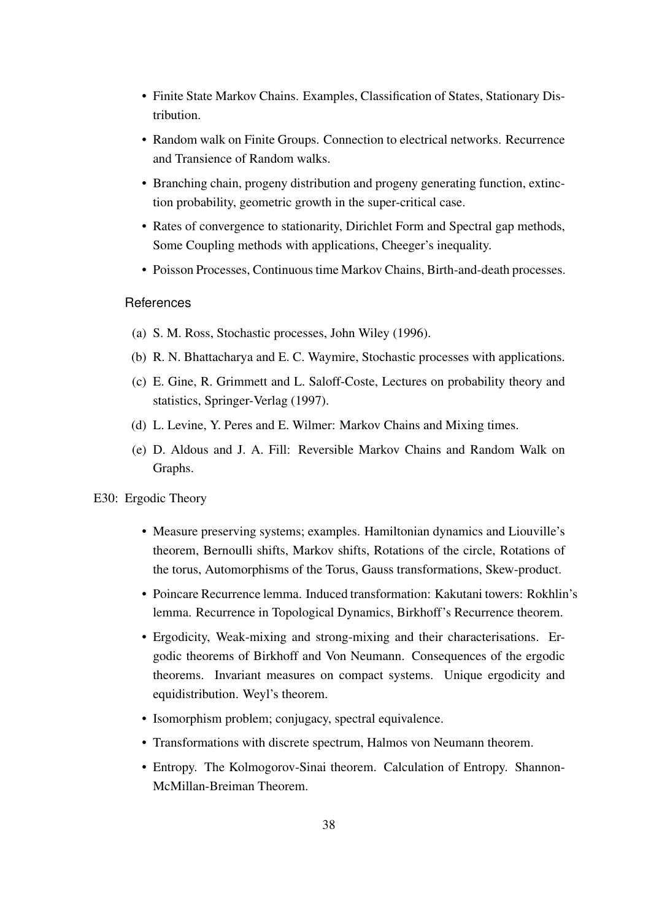- Finite State Markov Chains. Examples, Classification of States, Stationary Distribution.
- Random walk on Finite Groups. Connection to electrical networks. Recurrence and Transience of Random walks.
- Branching chain, progeny distribution and progeny generating function, extinction probability, geometric growth in the super-critical case.
- Rates of convergence to stationarity, Dirichlet Form and Spectral gap methods, Some Coupling methods with applications, Cheeger's inequality.
- Poisson Processes, Continuous time Markov Chains, Birth-and-death processes.

References

(a) S. M. Ross, Stochastic processes, John Wiley (1996).

(b) R. N. Bhattacharya and E. C. Waymire, Stochastic processes with applications.

(c) E. Gine, R. Grimmett and L. Saloff-Coste, Lectures on probability theory and statistics, Springer-Verlag (1997).

(d) L. Levine, Y. Peres and E. Wilmer: Markov Chains and Mixing times.

(e) D. Aldous and J. A. Fill: Reversible Markov Chains and Random Walk on Graphs.

E30: Ergodic Theory

- Measure preserving systems; examples. Hamiltonian dynamics and Liouville's theorem, Bernoulli shifts, Markov shifts, Rotations of the circle, Rotations of the torus, Automorphisms of the Torus, Gauss transformations, Skew-product.
- Poincare Recurrence lemma. Induced transformation: Kakutani towers: Rokhlin's lemma. Recurrence in Topological Dynamics, Birkhoff's Recurrence theorem.
- Ergodicity, Weak-mixing and strong-mixing and their characterisations. Ergodic theorems of Birkhoff and Von Neumann. Consequences of the ergodic theorems. Invariant measures on compact systems. Unique ergodicity and equidistribution. Weyl's theorem.
- Isomorphism problem; conjugacy, spectral equivalence.
- Transformations with discrete spectrum, Halmos von Neumann theorem.
- Entropy. The Kolmogorov-Sinai theorem. Calculation of Entropy. Shannon-McMillan-Breiman Theorem.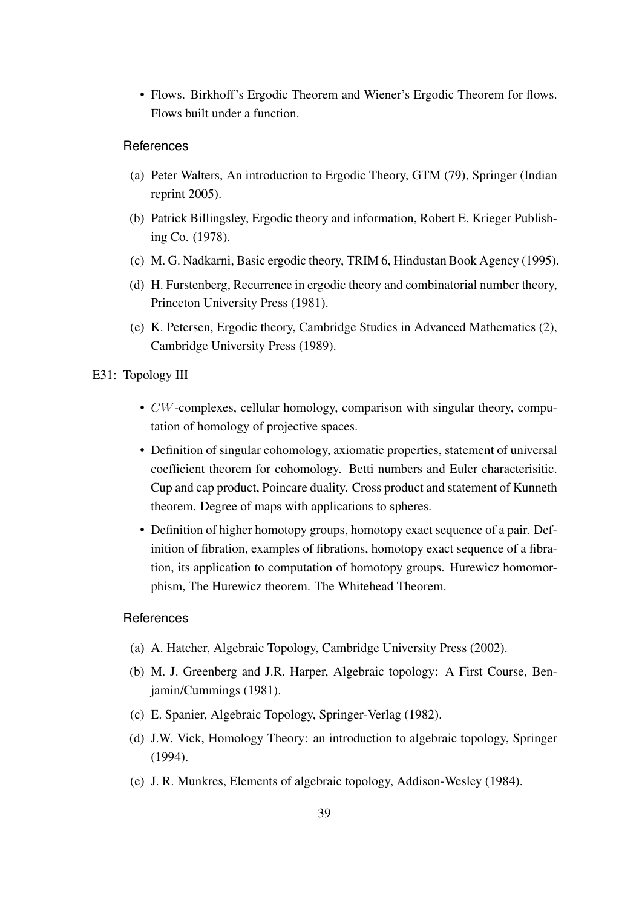- Flows. Birkhoff's Ergodic Theorem and Wiener's Ergodic Theorem for flows. Flows built under a function.

**References**

(a) Peter Walters, An introduction to Ergodic Theory, GTM (79), Springer (Indian reprint 2005).

(b) Patrick Billingsley, Ergodic theory and information, Robert E. Krieger Publishing Co. (1978).

(c) M. G. Nadkarni, Basic ergodic theory, TRIM 6, Hindustan Book Agency (1995).

(d) H. Furstenberg, Recurrence in ergodic theory and combinatorial number theory, Princeton University Press (1981).

(e) K. Petersen, Ergodic theory, Cambridge Studies in Advanced Mathematics (2), Cambridge University Press (1989).

E31: Topology III

- $CW$-complexes, cellular homology, comparison with singular theory, computation of homology of projective spaces.
- Definition of singular cohomology, axiomatic properties, statement of universal coefficient theorem for cohomology. Betti numbers and Euler characterisitic. Cup and cap product, Poincare duality. Cross product and statement of Kunneth theorem. Degree of maps with applications to spheres.
- Definition of higher homotopy groups, homotopy exact sequence of a pair. Definition of fibration, examples of fibrations, homotopy exact sequence of a fibration, its application to computation of homotopy groups. Hurewicz homomorphism, The Hurewicz theorem. The Whitehead Theorem.

**References**

(a) A. Hatcher, Algebraic Topology, Cambridge University Press (2002).

(b) M. J. Greenberg and J.R. Harper, Algebraic topology: A First Course, Benjamin/Cummings (1981).

(c) E. Spanier, Algebraic Topology, Springer-Verlag (1982).

(d) J.W. Vick, Homology Theory: an introduction to algebraic topology, Springer (1994).

(e) J. R. Munkres, Elements of algebraic topology, Addison-Wesley (1984).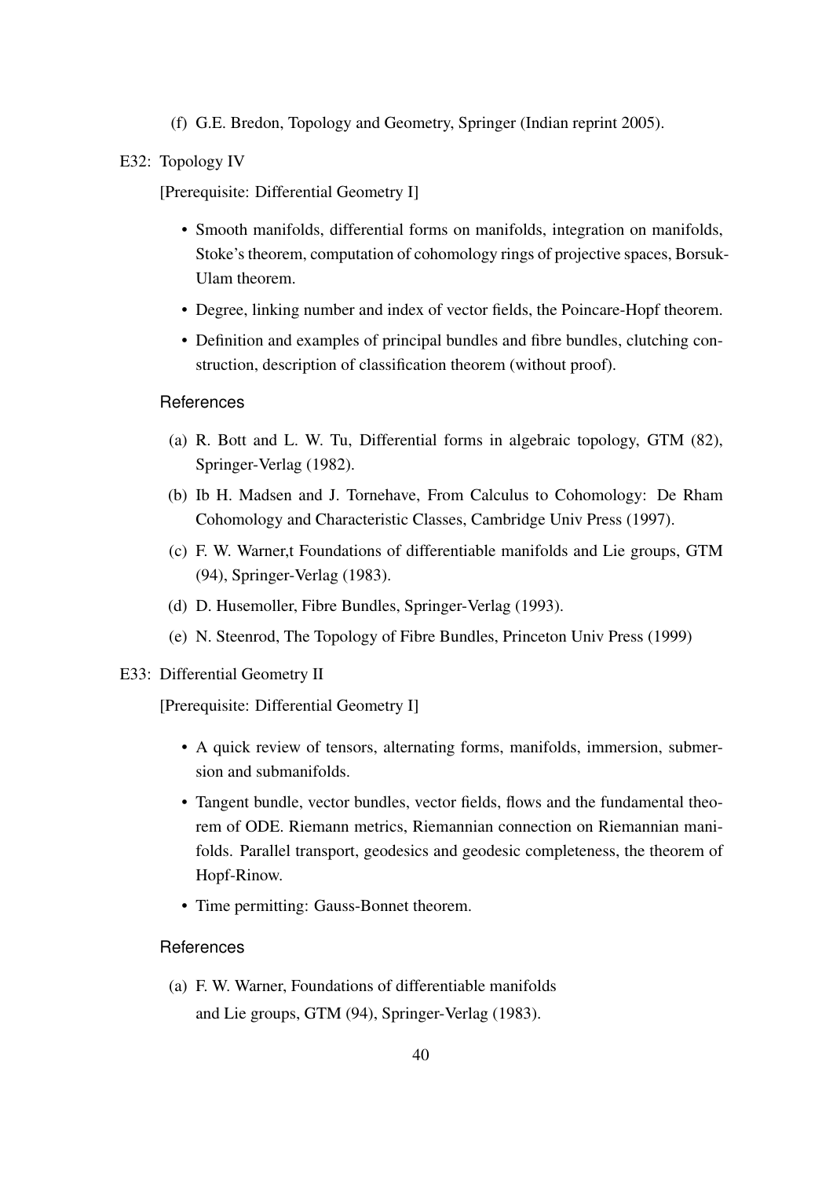(f) G.E. Bredon, Topology and Geometry, Springer (Indian reprint 2005).

E32: Topology IV

[Prerequisite: Differential Geometry I]

- Smooth manifolds, differential forms on manifolds, integration on manifolds, Stoke's theorem, computation of cohomology rings of projective spaces, Borsuk-Ulam theorem.
- Degree, linking number and index of vector fields, the Poincare-Hopf theorem.
- Definition and examples of principal bundles and fibre bundles, clutching construction, description of classification theorem (without proof).

References

(a) R. Bott and L. W. Tu, Differential forms in algebraic topology, GTM (82), Springer-Verlag (1982).

(b) Ib H. Madsen and J. Tornehave, From Calculus to Cohomology: De Rham Cohomology and Characteristic Classes, Cambridge Univ Press (1997).

(c) F. W. Warner,t Foundations of differentiable manifolds and Lie groups, GTM (94), Springer-Verlag (1983).

(d) D. Husemoller, Fibre Bundles, Springer-Verlag (1993).

(e) N. Steenrod, The Topology of Fibre Bundles, Princeton Univ Press (1999)

E33: Differential Geometry II

[Prerequisite: Differential Geometry I]

- A quick review of tensors, alternating forms, manifolds, immersion, submersion and submanifolds.
- Tangent bundle, vector bundles, vector fields, flows and the fundamental theorem of ODE. Riemann metrics, Riemannian connection on Riemannian manifolds. Parallel transport, geodesics and geodesic completeness, the theorem of Hopf-Rinow.
- Time permitting: Gauss-Bonnet theorem.

References

(a) F. W. Warner, Foundations of differentiable manifolds and Lie groups, GTM (94), Springer-Verlag (1983).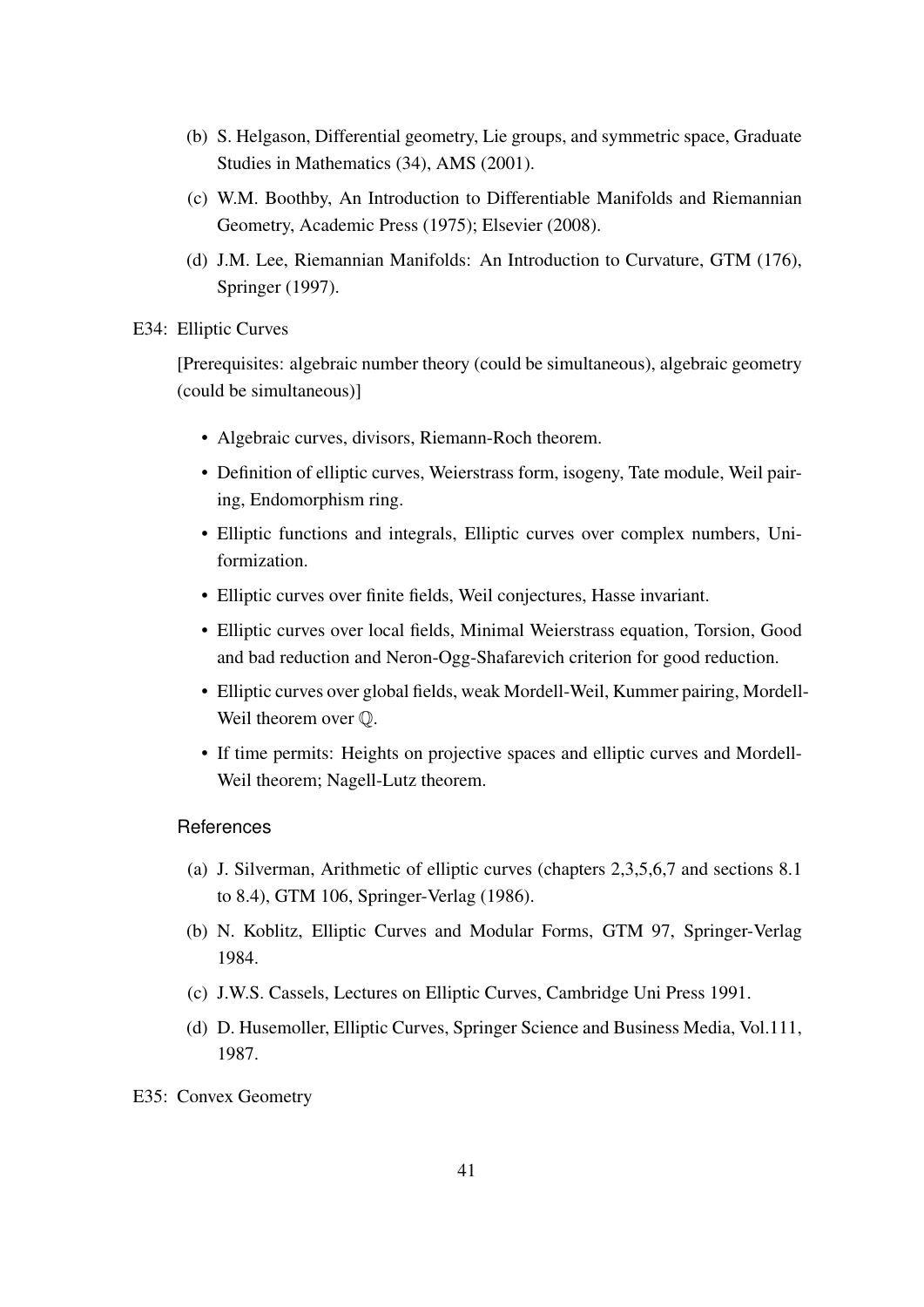(b) S. Helgason, Differential geometry, Lie groups, and symmetric space, Graduate Studies in Mathematics (34), AMS (2001).

(c) W.M. Boothby, An Introduction to Differentiable Manifolds and Riemannian Geometry, Academic Press (1975); Elsevier (2008).

(d) J.M. Lee, Riemannian Manifolds: An Introduction to Curvature, GTM (176), Springer (1997).

E34: Elliptic Curves

[Prerequisites: algebraic number theory (could be simultaneous), algebraic geometry (could be simultaneous)]

- Algebraic curves, divisors, Riemann-Roch theorem.
- Definition of elliptic curves, Weierstrass form, isogeny, Tate module, Weil pairing, Endomorphism ring.
- Elliptic functions and integrals, Elliptic curves over complex numbers, Uniformization.
- Elliptic curves over finite fields, Weil conjectures, Hasse invariant.
- Elliptic curves over local fields, Minimal Weierstrass equation, Torsion, Good and bad reduction and Neron-Ogg-Shafarevich criterion for good reduction.
- Elliptic curves over global fields, weak Mordell-Weil, Kummer pairing, Mordell-Weil theorem over $\mathbb{Q}$.
- If time permits: Heights on projective spaces and elliptic curves and Mordell-Weil theorem; Nagell-Lutz theorem.

### References

(a) J. Silverman, Arithmetic of elliptic curves (chapters 2,3,5,6,7 and sections 8.1 to 8.4), GTM 106, Springer-Verlag (1986).

(b) N. Koblitz, Elliptic Curves and Modular Forms, GTM 97, Springer-Verlag 1984.

(c) J.W.S. Cassels, Lectures on Elliptic Curves, Cambridge Uni Press 1991.

(d) D. Husemoller, Elliptic Curves, Springer Science and Business Media, Vol.111, 1987.

E35: Convex Geometry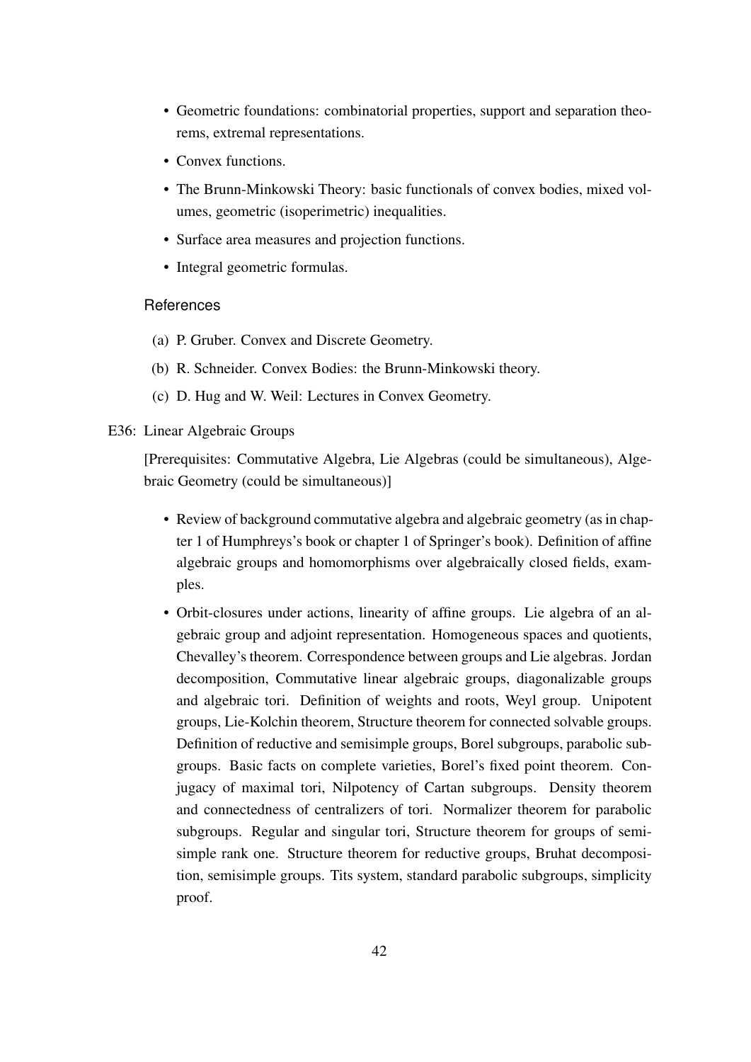- Geometric foundations: combinatorial properties, support and separation theorems, extremal representations.
- Convex functions.
- The Brunn-Minkowski Theory: basic functionals of convex bodies, mixed volumes, geometric (isoperimetric) inequalities.
- Surface area measures and projection functions.
- Integral geometric formulas.

### References

(a) P. Gruber. Convex and Discrete Geometry.

(b) R. Schneider. Convex Bodies: the Brunn-Minkowski theory.

(c) D. Hug and W. Weil: Lectures in Convex Geometry.

E36: Linear Algebraic Groups

[Prerequisites: Commutative Algebra, Lie Algebras (could be simultaneous), Algebraic Geometry (could be simultaneous)]

- Review of background commutative algebra and algebraic geometry (as in chapter 1 of Humphreys's book or chapter 1 of Springer's book). Definition of affine algebraic groups and homomorphisms over algebraically closed fields, examples.
- Orbit-closures under actions, linearity of affine groups. Lie algebra of an algebraic group and adjoint representation. Homogeneous spaces and quotients, Chevalley's theorem. Correspondence between groups and Lie algebras. Jordan decomposition, Commutative linear algebraic groups, diagonalizable groups and algebraic tori. Definition of weights and roots, Weyl group. Unipotent groups, Lie-Kolchin theorem, Structure theorem for connected solvable groups. Definition of reductive and semisimple groups, Borel subgroups, parabolic subgroups. Basic facts on complete varieties, Borel's fixed point theorem. Conjugacy of maximal tori, Nilpotency of Cartan subgroups. Density theorem and connectedness of centralizers of tori. Normalizer theorem for parabolic subgroups. Regular and singular tori, Structure theorem for groups of semisimple rank one. Structure theorem for reductive groups, Bruhat decomposition, semisimple groups. Tits system, standard parabolic subgroups, simplicity proof.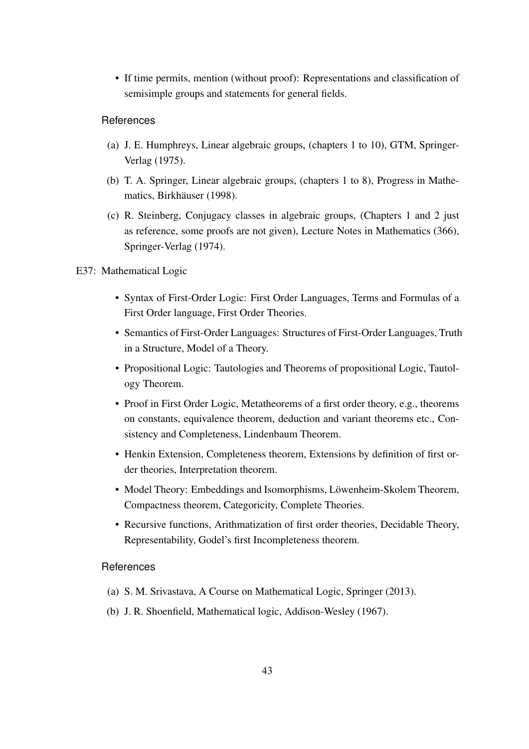- If time permits, mention (without proof): Representations and classification of semisimple groups and statements for general fields.

### References

(a) J. E. Humphreys, Linear algebraic groups, (chapters 1 to 10), GTM, Springer-Verlag (1975).

(b) T. A. Springer, Linear algebraic groups, (chapters 1 to 8), Progress in Mathematics, Birkhäuser (1998).

(c) R. Steinberg, Conjugacy classes in algebraic groups, (Chapters 1 and 2 just as reference, some proofs are not given), Lecture Notes in Mathematics (366), Springer-Verlag (1974).

## E37: Mathematical Logic

- Syntax of First-Order Logic: First Order Languages, Terms and Formulas of a First Order language, First Order Theories.
- Semantics of First-Order Languages: Structures of First-Order Languages, Truth in a Structure, Model of a Theory.
- Propositional Logic: Tautologies and Theorems of propositional Logic, Tautology Theorem.
- Proof in First Order Logic, Metatheorems of a first order theory, e.g., theorems on constants, equivalence theorem, deduction and variant theorems etc., Consistency and Completeness, Lindenbaum Theorem.
- Henkin Extension, Completeness theorem, Extensions by definition of first order theories, Interpretation theorem.
- Model Theory: Embeddings and Isomorphisms, Löwenheim-Skolem Theorem, Compactness theorem, Categoricity, Complete Theories.
- Recursive functions, Arithmatization of first order theories, Decidable Theory, Representability, Godel's first Incompleteness theorem.

### References

(a) S. M. Srivastava, A Course on Mathematical Logic, Springer (2013).

(b) J. R. Shoenfield, Mathematical logic, Addison-Wesley (1967).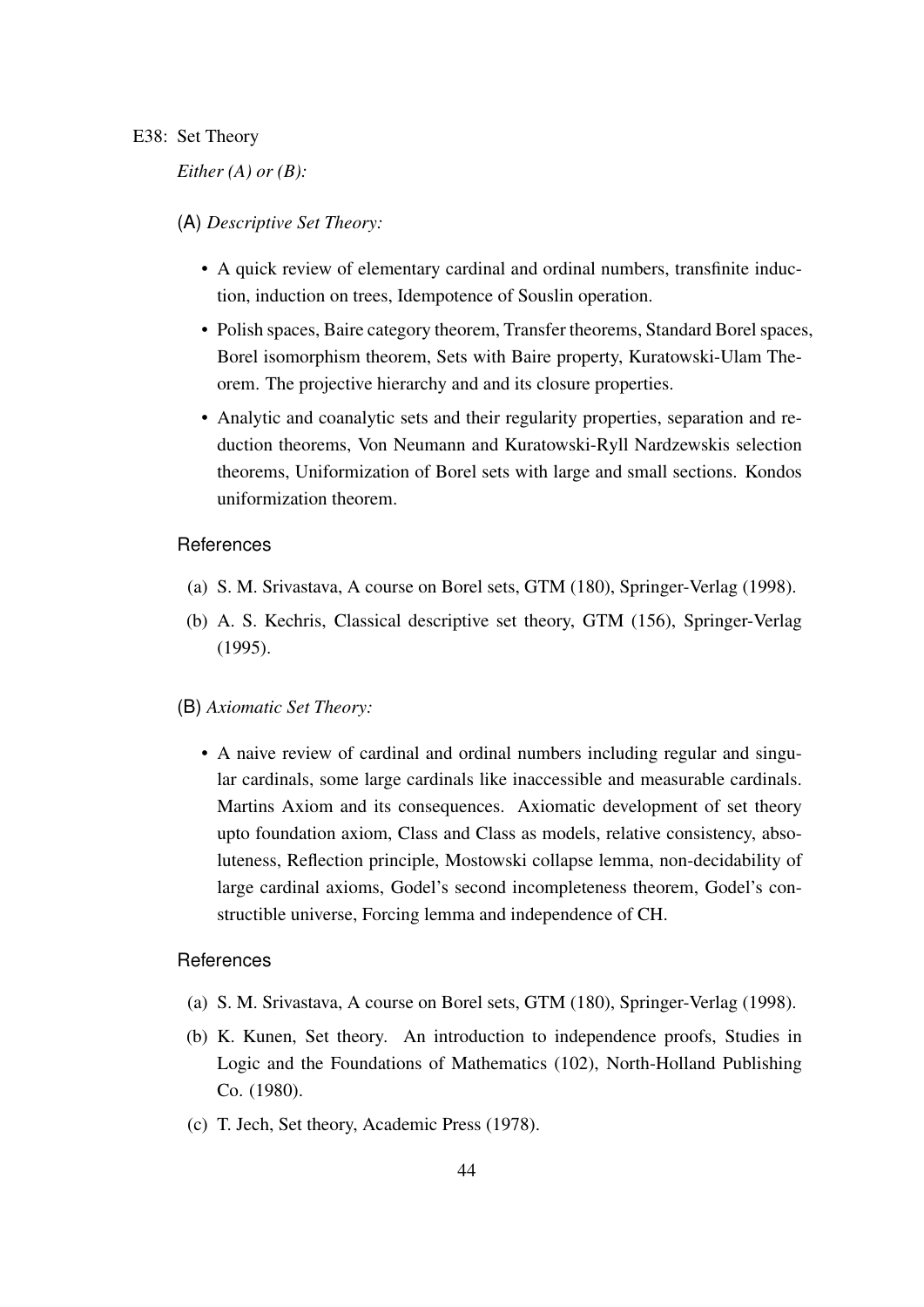E38: Set Theory

*Either (A) or (B):*

(A) *Descriptive Set Theory:*

- A quick review of elementary cardinal and ordinal numbers, transfinite induction, induction on trees, Idempotence of Souslin operation.
- Polish spaces, Baire category theorem, Transfer theorems, Standard Borel spaces, Borel isomorphism theorem, Sets with Baire property, Kuratowski-Ulam Theorem. The projective hierarchy and and its closure properties.
- Analytic and coanalytic sets and their regularity properties, separation and reduction theorems, Von Neumann and Kuratowski-Ryll Nardzewskis selection theorems, Uniformization of Borel sets with large and small sections. Kondos uniformization theorem.

References

(a) S. M. Srivastava, A course on Borel sets, GTM (180), Springer-Verlag (1998).

(b) A. S. Kechris, Classical descriptive set theory, GTM (156), Springer-Verlag (1995).

(B) *Axiomatic Set Theory:*

- A naive review of cardinal and ordinal numbers including regular and singular cardinals, some large cardinals like inaccessible and measurable cardinals. Martins Axiom and its consequences. Axiomatic development of set theory upto foundation axiom, Class and Class as models, relative consistency, absoluteness, Reflection principle, Mostowski collapse lemma, non-decidability of large cardinal axioms, Godel's second incompleteness theorem, Godel's constructible universe, Forcing lemma and independence of CH.

References

(a) S. M. Srivastava, A course on Borel sets, GTM (180), Springer-Verlag (1998).

(b) K. Kunen, Set theory. An introduction to independence proofs, Studies in Logic and the Foundations of Mathematics (102), North-Holland Publishing Co. (1980).

(c) T. Jech, Set theory, Academic Press (1978).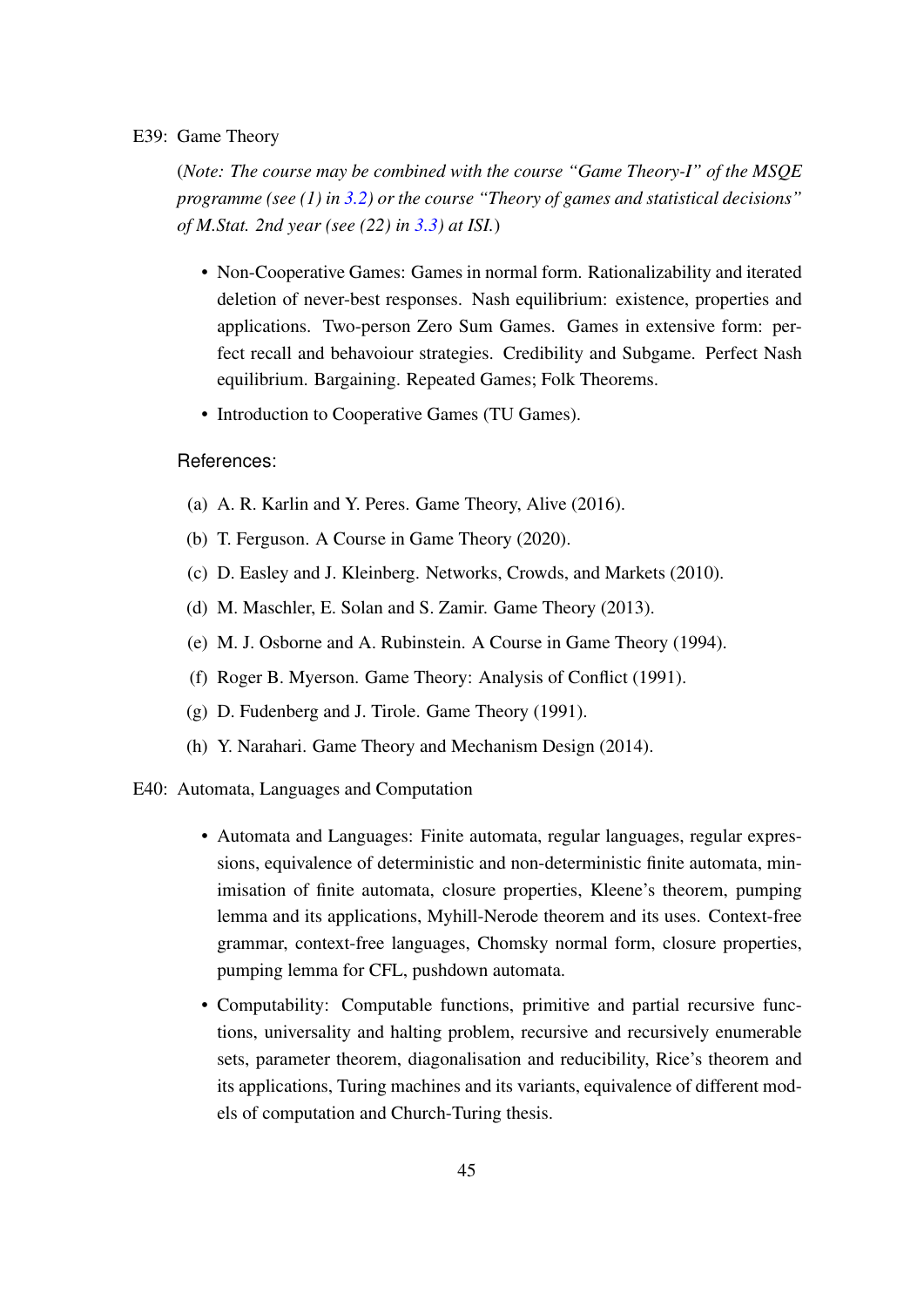E39: Game Theory

(*Note: The course may be combined with the course "Game Theory-I" of the MSQE programme (see (1) in 3.2) or the course "Theory of games and statistical decisions" of M.Stat. 2nd year (see (22) in 3.3) at ISI.*)

- Non-Cooperative Games: Games in normal form. Rationalizability and iterated deletion of never-best responses. Nash equilibrium: existence, properties and applications. Two-person Zero Sum Games. Games in extensive form: perfect recall and behavoiour strategies. Credibility and Subgame. Perfect Nash equilibrium. Bargaining. Repeated Games; Folk Theorems.
- Introduction to Cooperative Games (TU Games).

References:

(a) A. R. Karlin and Y. Peres. Game Theory, Alive (2016).

(b) T. Ferguson. A Course in Game Theory (2020).

(c) D. Easley and J. Kleinberg. Networks, Crowds, and Markets (2010).

(d) M. Maschler, E. Solan and S. Zamir. Game Theory (2013).

(e) M. J. Osborne and A. Rubinstein. A Course in Game Theory (1994).

(f) Roger B. Myerson. Game Theory: Analysis of Conflict (1991).

(g) D. Fudenberg and J. Tirole. Game Theory (1991).

(h) Y. Narahari. Game Theory and Mechanism Design (2014).

E40: Automata, Languages and Computation

- Automata and Languages: Finite automata, regular languages, regular expressions, equivalence of deterministic and non-deterministic finite automata, minimisation of finite automata, closure properties, Kleene's theorem, pumping lemma and its applications, Myhill-Nerode theorem and its uses. Context-free grammar, context-free languages, Chomsky normal form, closure properties, pumping lemma for CFL, pushdown automata.
- Computability: Computable functions, primitive and partial recursive functions, universality and halting problem, recursive and recursively enumerable sets, parameter theorem, diagonalisation and reducibility, Rice's theorem and its applications, Turing machines and its variants, equivalence of different models of computation and Church-Turing thesis.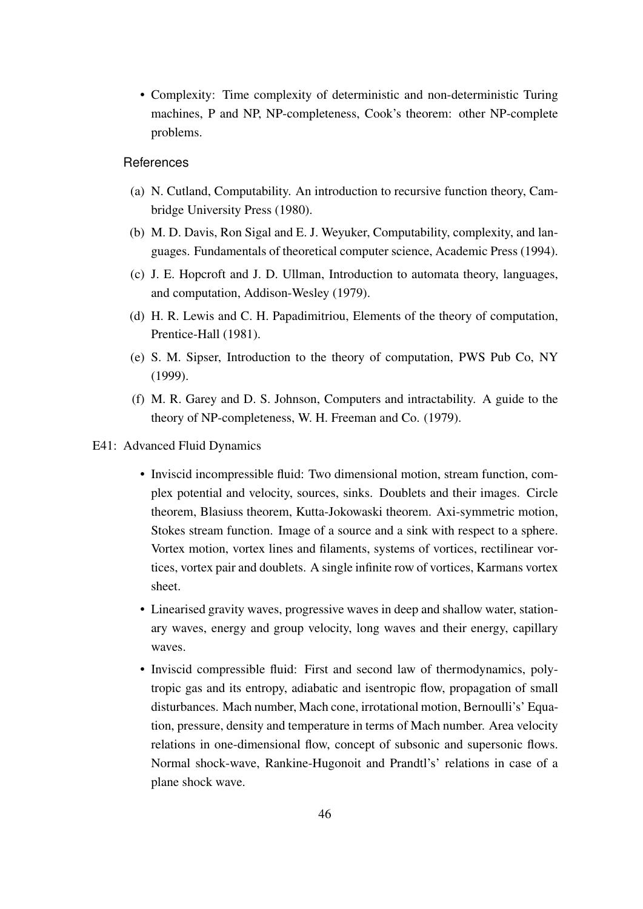- Complexity: Time complexity of deterministic and non-deterministic Turing machines, P and NP, NP-completeness, Cook's theorem: other NP-complete problems.

#### References

(a) N. Cutland, Computability. An introduction to recursive function theory, Cambridge University Press (1980).

(b) M. D. Davis, Ron Sigal and E. J. Weyuker, Computability, complexity, and languages. Fundamentals of theoretical computer science, Academic Press (1994).

(c) J. E. Hopcroft and J. D. Ullman, Introduction to automata theory, languages, and computation, Addison-Wesley (1979).

(d) H. R. Lewis and C. H. Papadimitriou, Elements of the theory of computation, Prentice-Hall (1981).

(e) S. M. Sipser, Introduction to the theory of computation, PWS Pub Co, NY (1999).

(f) M. R. Garey and D. S. Johnson, Computers and intractability. A guide to the theory of NP-completeness, W. H. Freeman and Co. (1979).

### E41: Advanced Fluid Dynamics

- Inviscid incompressible fluid: Two dimensional motion, stream function, complex potential and velocity, sources, sinks. Doublets and their images. Circle theorem, Blasiuss theorem, Kutta-Jokowaski theorem. Axi-symmetric motion, Stokes stream function. Image of a source and a sink with respect to a sphere. Vortex motion, vortex lines and filaments, systems of vortices, rectilinear vortices, vortex pair and doublets. A single infinite row of vortices, Karmans vortex sheet.
- Linearised gravity waves, progressive waves in deep and shallow water, stationary waves, energy and group velocity, long waves and their energy, capillary waves.
- Inviscid compressible fluid: First and second law of thermodynamics, polytropic gas and its entropy, adiabatic and isentropic flow, propagation of small disturbances. Mach number, Mach cone, irrotational motion, Bernoulli's' Equation, pressure, density and temperature in terms of Mach number. Area velocity relations in one-dimensional flow, concept of subsonic and supersonic flows. Normal shock-wave, Rankine-Hugonoit and Prandtl's' relations in case of a plane shock wave.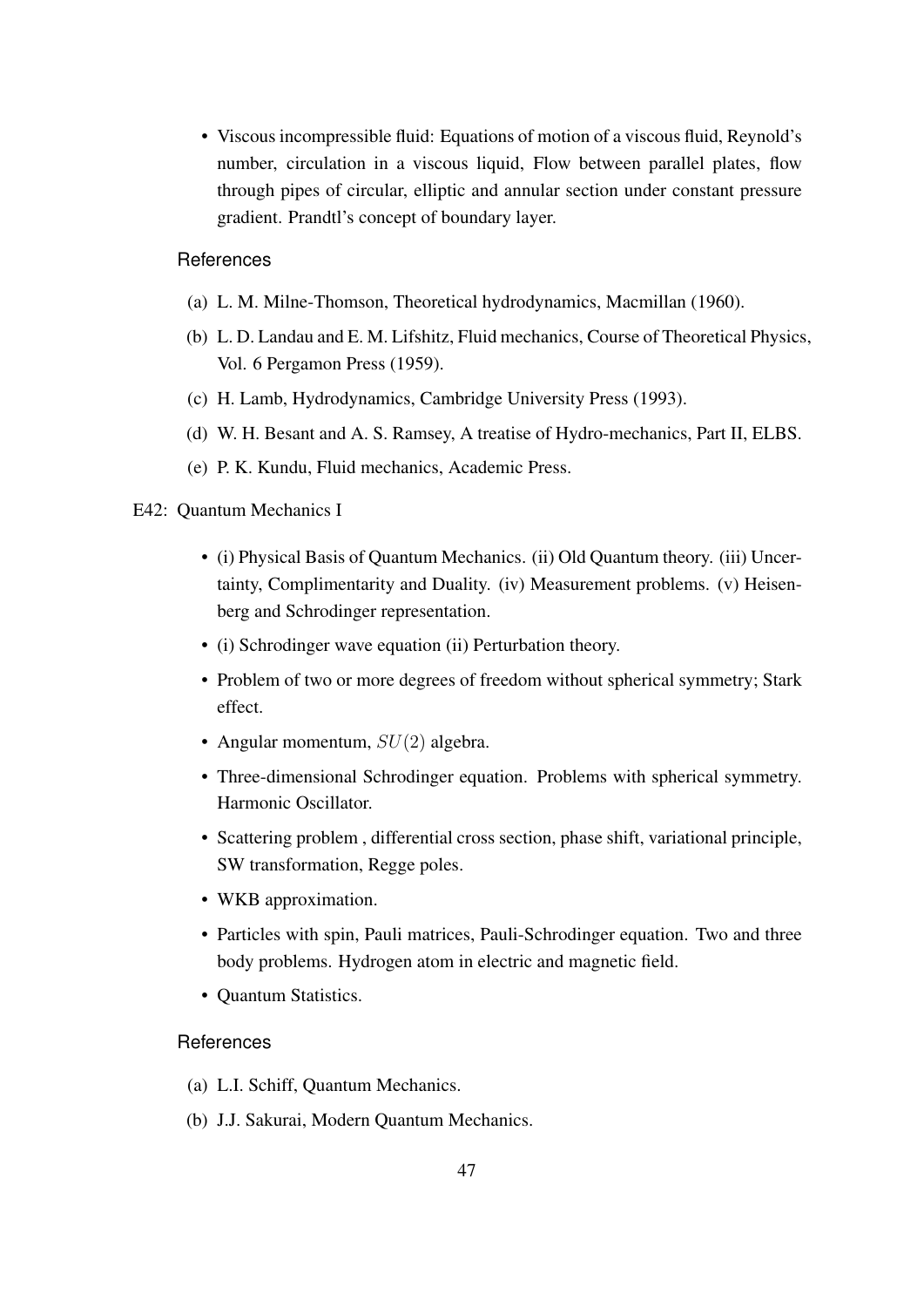- Viscous incompressible fluid: Equations of motion of a viscous fluid, Reynold's number, circulation in a viscous liquid, Flow between parallel plates, flow through pipes of circular, elliptic and annular section under constant pressure gradient. Prandtl's concept of boundary layer.

### References

(a) L. M. Milne-Thomson, Theoretical hydrodynamics, Macmillan (1960).

(b) L. D. Landau and E. M. Lifshitz, Fluid mechanics, Course of Theoretical Physics, Vol. 6 Pergamon Press (1959).

(c) H. Lamb, Hydrodynamics, Cambridge University Press (1993).

(d) W. H. Besant and A. S. Ramsey, A treatise of Hydro-mechanics, Part II, ELBS.

(e) P. K. Kundu, Fluid mechanics, Academic Press.

## E42: Quantum Mechanics I

- (i) Physical Basis of Quantum Mechanics. (ii) Old Quantum theory. (iii) Uncertainty, Complimentarity and Duality. (iv) Measurement problems. (v) Heisenberg and Schrodinger representation.
- (i) Schrodinger wave equation (ii) Perturbation theory.
- Problem of two or more degrees of freedom without spherical symmetry; Stark effect.
- Angular momentum, $SU(2)$ algebra.
- Three-dimensional Schrodinger equation. Problems with spherical symmetry. Harmonic Oscillator.
- Scattering problem , differential cross section, phase shift, variational principle, SW transformation, Regge poles.
- WKB approximation.
- Particles with spin, Pauli matrices, Pauli-Schrodinger equation. Two and three body problems. Hydrogen atom in electric and magnetic field.
- Quantum Statistics.

### References

(a) L.I. Schiff, Quantum Mechanics.

(b) J.J. Sakurai, Modern Quantum Mechanics.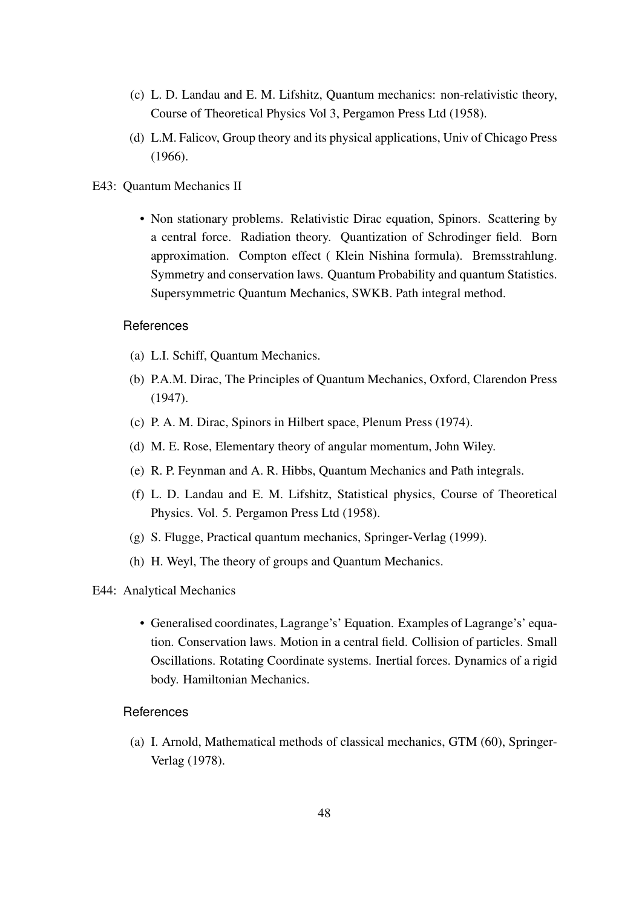(c) L. D. Landau and E. M. Lifshitz, Quantum mechanics: non-relativistic theory, Course of Theoretical Physics Vol 3, Pergamon Press Ltd (1958).

(d) L.M. Falicov, Group theory and its physical applications, Univ of Chicago Press (1966).

E43: Quantum Mechanics II

- Non stationary problems. Relativistic Dirac equation, Spinors. Scattering by a central force. Radiation theory. Quantization of Schrodinger field. Born approximation. Compton effect ( Klein Nishina formula). Bremsstrahlung. Symmetry and conservation laws. Quantum Probability and quantum Statistics. Supersymmetric Quantum Mechanics, SWKB. Path integral method.

References

(a) L.I. Schiff, Quantum Mechanics.

(b) P.A.M. Dirac, The Principles of Quantum Mechanics, Oxford, Clarendon Press (1947).

(c) P. A. M. Dirac, Spinors in Hilbert space, Plenum Press (1974).

(d) M. E. Rose, Elementary theory of angular momentum, John Wiley.

(e) R. P. Feynman and A. R. Hibbs, Quantum Mechanics and Path integrals.

(f) L. D. Landau and E. M. Lifshitz, Statistical physics, Course of Theoretical Physics. Vol. 5. Pergamon Press Ltd (1958).

(g) S. Flugge, Practical quantum mechanics, Springer-Verlag (1999).

(h) H. Weyl, The theory of groups and Quantum Mechanics.

E44: Analytical Mechanics

- Generalised coordinates, Lagrange's' Equation. Examples of Lagrange's' equation. Conservation laws. Motion in a central field. Collision of particles. Small Oscillations. Rotating Coordinate systems. Inertial forces. Dynamics of a rigid body. Hamiltonian Mechanics.

References

(a) I. Arnold, Mathematical methods of classical mechanics, GTM (60), Springer-Verlag (1978).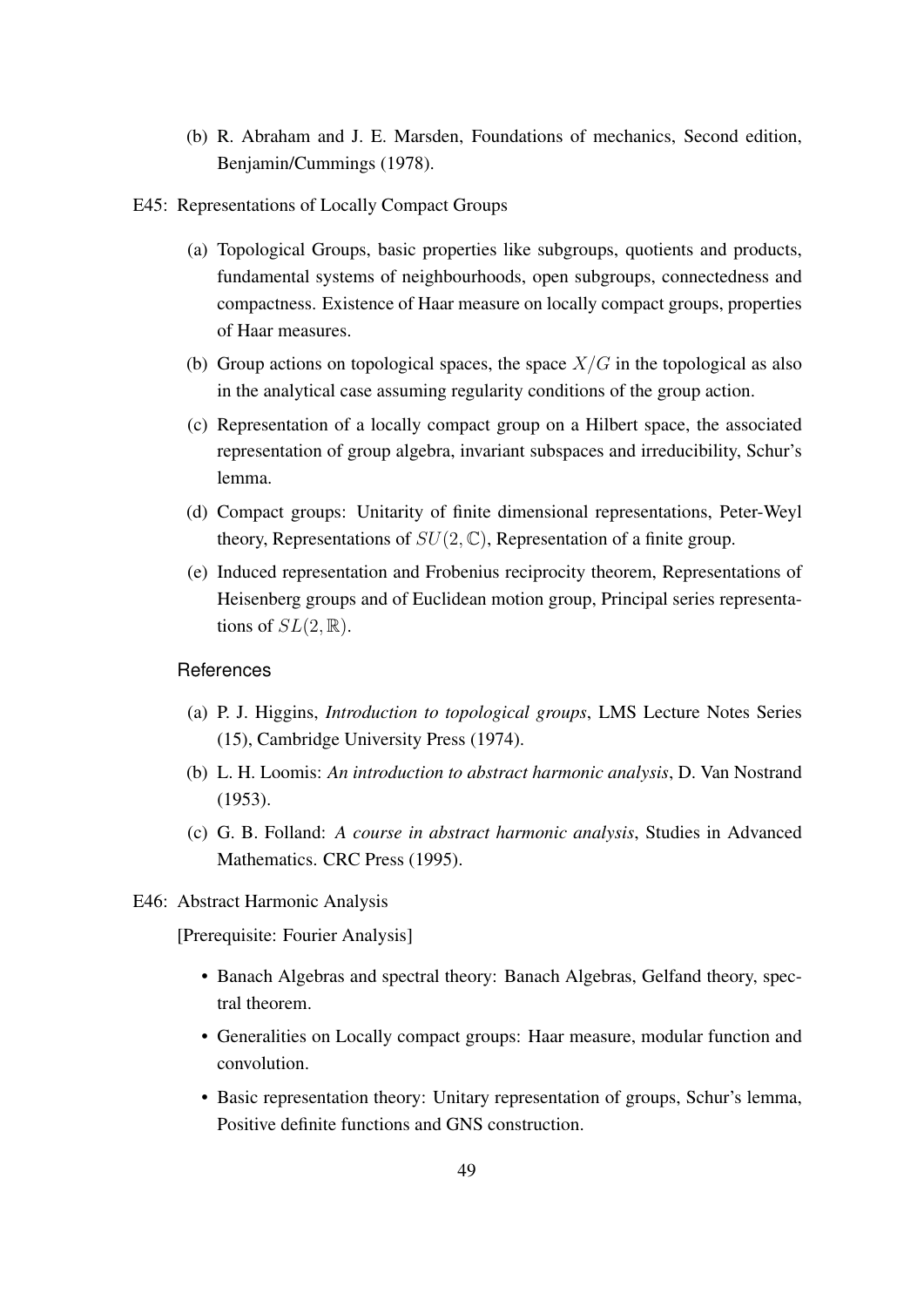(b) R. Abraham and J. E. Marsden, Foundations of mechanics, Second edition, Benjamin/Cummings (1978).

E45: Representations of Locally Compact Groups

(a) Topological Groups, basic properties like subgroups, quotients and products, fundamental systems of neighbourhoods, open subgroups, connectedness and compactness. Existence of Haar measure on locally compact groups, properties of Haar measures.

(b) Group actions on topological spaces, the space $X/G$ in the topological as also in the analytical case assuming regularity conditions of the group action.

(c) Representation of a locally compact group on a Hilbert space, the associated representation of group algebra, invariant subspaces and irreducibility, Schur's lemma.

(d) Compact groups: Unitarity of finite dimensional representations, Peter-Weyl theory, Representations of $SU(2, \mathbb{C})$, Representation of a finite group.

(e) Induced representation and Frobenius reciprocity theorem, Representations of Heisenberg groups and of Euclidean motion group, Principal series representations of $SL(2, \mathbb{R})$.

References

(a) P. J. Higgins, *Introduction to topological groups*, LMS Lecture Notes Series (15), Cambridge University Press (1974).

(b) L. H. Loomis: *An introduction to abstract harmonic analysis*, D. Van Nostrand (1953).

(c) G. B. Folland: *A course in abstract harmonic analysis*, Studies in Advanced Mathematics. CRC Press (1995).

E46: Abstract Harmonic Analysis

[Prerequisite: Fourier Analysis]

- Banach Algebras and spectral theory: Banach Algebras, Gelfand theory, spectral theorem.
- Generalities on Locally compact groups: Haar measure, modular function and convolution.
- Basic representation theory: Unitary representation of groups, Schur's lemma, Positive definite functions and GNS construction.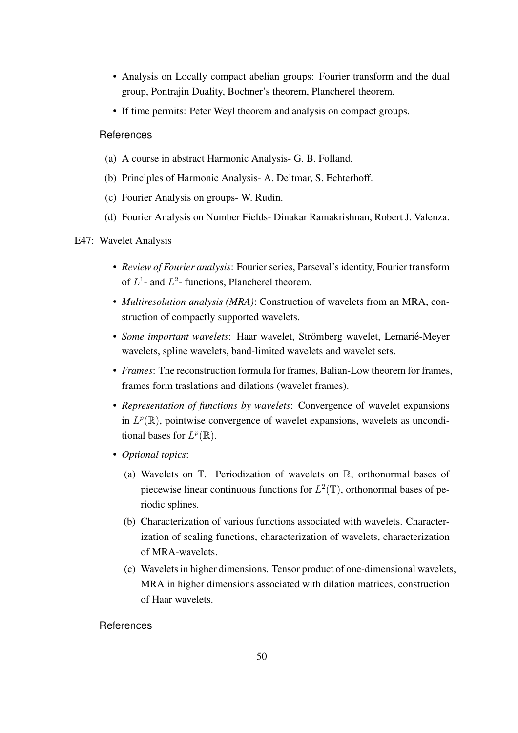- Analysis on Locally compact abelian groups: Fourier transform and the dual group, Pontrajin Duality, Bochner's theorem, Plancherel theorem.
- If time permits: Peter Weyl theorem and analysis on compact groups.

References

(a) A course in abstract Harmonic Analysis- G. B. Folland.

(b) Principles of Harmonic Analysis- A. Deitmar, S. Echterhoff.

(c) Fourier Analysis on groups- W. Rudin.

(d) Fourier Analysis on Number Fields- Dinakar Ramakrishnan, Robert J. Valenza.

E47: Wavelet Analysis

- *Review of Fourier analysis*: Fourier series, Parseval's identity, Fourier transform of $L^1$- and $L^2$- functions, Plancherel theorem.
- *Multiresolution analysis (MRA)*: Construction of wavelets from an MRA, construction of compactly supported wavelets.
- *Some important wavelets*: Haar wavelet, Strömberg wavelet, Lemarié-Meyer wavelets, spline wavelets, band-limited wavelets and wavelet sets.
- *Frames*: The reconstruction formula for frames, Balian-Low theorem for frames, frames form traslations and dilations (wavelet frames).
- *Representation of functions by wavelets*: Convergence of wavelet expansions in $L^p(\mathbb{R})$, pointwise convergence of wavelet expansions, wavelets as unconditional bases for $L^p(\mathbb{R})$.
- *Optional topics*:
  (a) Wavelets on $\mathbb{T}$. Periodization of wavelets on $\mathbb{R}$, orthonormal bases of piecewise linear continuous functions for $L^2(\mathbb{T})$, orthonormal bases of periodic splines.
  (b) Characterization of various functions associated with wavelets. Characterization of scaling functions, characterization of wavelets, characterization of MRA-wavelets.
  (c) Wavelets in higher dimensions. Tensor product of one-dimensional wavelets, MRA in higher dimensions associated with dilation matrices, construction of Haar wavelets.

References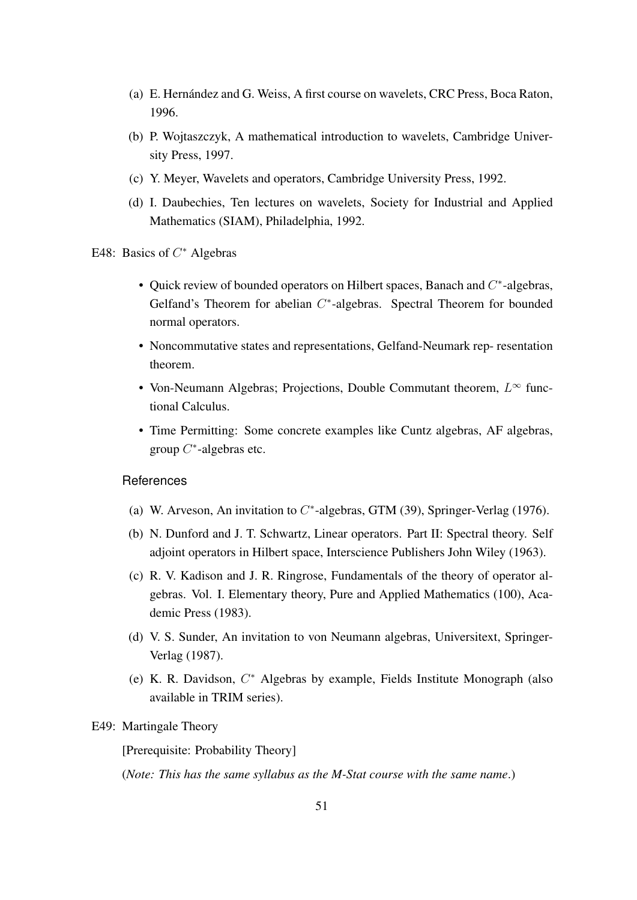(a) E. Hernández and G. Weiss, A first course on wavelets, CRC Press, Boca Raton, 1996.

(b) P. Wojtaszczyk, A mathematical introduction to wavelets, Cambridge University Press, 1997.

(c) Y. Meyer, Wavelets and operators, Cambridge University Press, 1992.

(d) I. Daubechies, Ten lectures on wavelets, Society for Industrial and Applied Mathematics (SIAM), Philadelphia, 1992.

E48: Basics of $C^*$ Algebras

- Quick review of bounded operators on Hilbert spaces, Banach and $C^*$-algebras, Gelfand's Theorem for abelian $C^*$-algebras. Spectral Theorem for bounded normal operators.
- Noncommutative states and representations, Gelfand-Neumark rep- resentation theorem.
- Von-Neumann Algebras; Projections, Double Commutant theorem, $L^\infty$ functional Calculus.
- Time Permitting: Some concrete examples like Cuntz algebras, AF algebras, group $C^*$-algebras etc.

References

(a) W. Arveson, An invitation to $C^*$-algebras, GTM (39), Springer-Verlag (1976).

(b) N. Dunford and J. T. Schwartz, Linear operators. Part II: Spectral theory. Self adjoint operators in Hilbert space, Interscience Publishers John Wiley (1963).

(c) R. V. Kadison and J. R. Ringrose, Fundamentals of the theory of operator algebras. Vol. I. Elementary theory, Pure and Applied Mathematics (100), Academic Press (1983).

(d) V. S. Sunder, An invitation to von Neumann algebras, Universitext, Springer-Verlag (1987).

(e) K. R. Davidson, $C^*$ Algebras by example, Fields Institute Monograph (also available in TRIM series).

E49: Martingale Theory

[Prerequisite: Probability Theory]

(*Note: This has the same syllabus as the M-Stat course with the same name*.)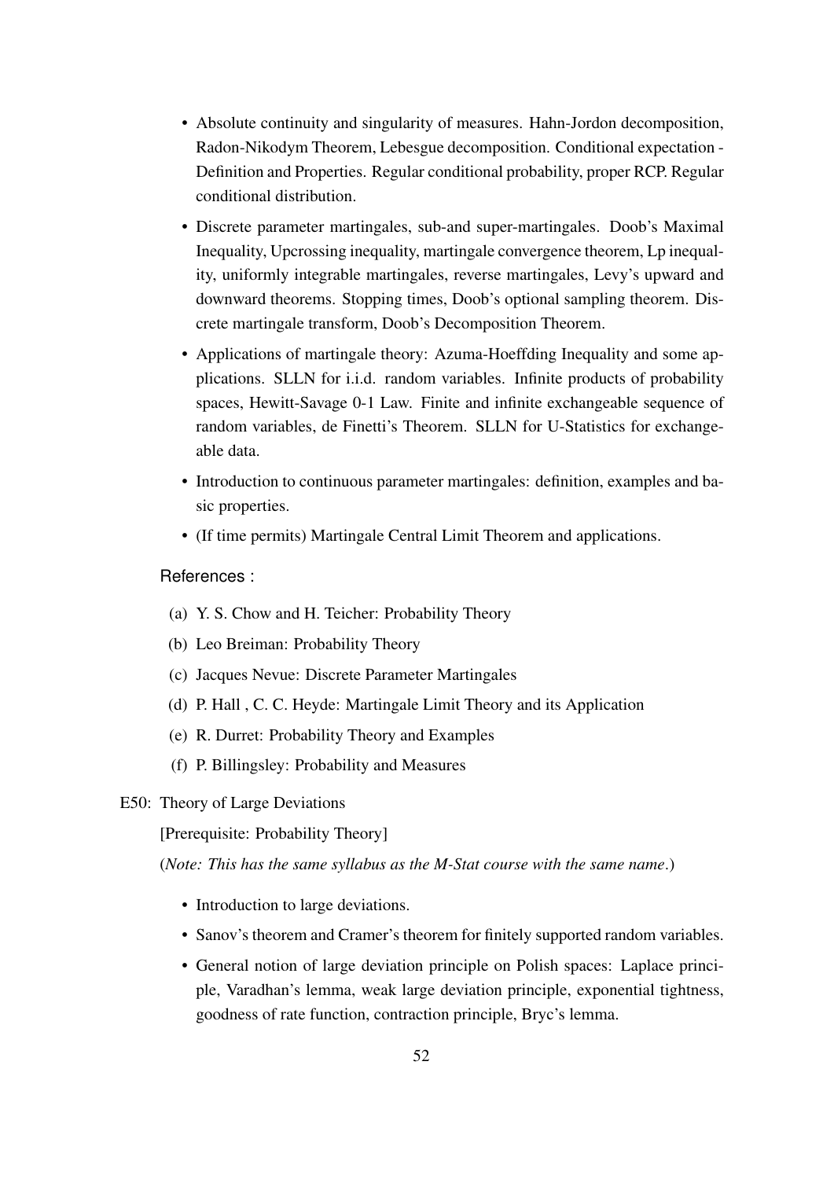- Absolute continuity and singularity of measures. Hahn-Jordon decomposition, Radon-Nikodym Theorem, Lebesgue decomposition. Conditional expectation - Definition and Properties. Regular conditional probability, proper RCP. Regular conditional distribution.
- Discrete parameter martingales, sub-and super-martingales. Doob's Maximal Inequality, Upcrossing inequality, martingale convergence theorem, Lp inequality, uniformly integrable martingales, reverse martingales, Levy's upward and downward theorems. Stopping times, Doob's optional sampling theorem. Discrete martingale transform, Doob's Decomposition Theorem.
- Applications of martingale theory: Azuma-Hoeffding Inequality and some applications. SLLN for i.i.d. random variables. Infinite products of probability spaces, Hewitt-Savage 0-1 Law. Finite and infinite exchangeable sequence of random variables, de Finetti's Theorem. SLLN for U-Statistics for exchangeable data.
- Introduction to continuous parameter martingales: definition, examples and basic properties.
- (If time permits) Martingale Central Limit Theorem and applications.

References :

(a) Y. S. Chow and H. Teicher: Probability Theory

(b) Leo Breiman: Probability Theory

(c) Jacques Nevue: Discrete Parameter Martingales

(d) P. Hall , C. C. Heyde: Martingale Limit Theory and its Application

(e) R. Durret: Probability Theory and Examples

(f) P. Billingsley: Probability and Measures

E50: Theory of Large Deviations

[Prerequisite: Probability Theory]

(*Note: This has the same syllabus as the M-Stat course with the same name*.)

- Introduction to large deviations.
- Sanov's theorem and Cramer's theorem for finitely supported random variables.
- General notion of large deviation principle on Polish spaces: Laplace principle, Varadhan's lemma, weak large deviation principle, exponential tightness, goodness of rate function, contraction principle, Bryc's lemma.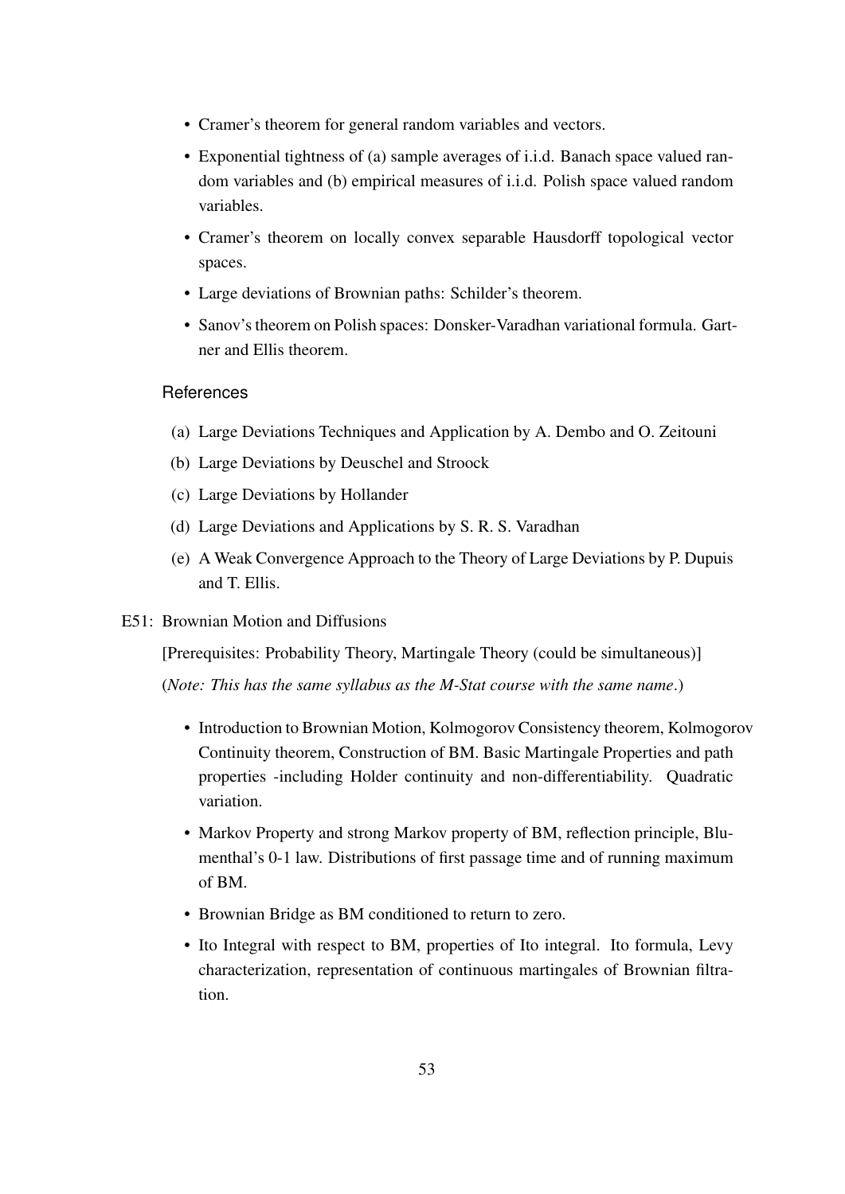- Cramer's theorem for general random variables and vectors.
- Exponential tightness of (a) sample averages of i.i.d. Banach space valued random variables and (b) empirical measures of i.i.d. Polish space valued random variables.
- Cramer's theorem on locally convex separable Hausdorff topological vector spaces.
- Large deviations of Brownian paths: Schilder's theorem.
- Sanov's theorem on Polish spaces: Donsker-Varadhan variational formula. Gartner and Ellis theorem.

#### References

(a) Large Deviations Techniques and Application by A. Dembo and O. Zeitouni

(b) Large Deviations by Deuschel and Stroock

(c) Large Deviations by Hollander

(d) Large Deviations and Applications by S. R. S. Varadhan

(e) A Weak Convergence Approach to the Theory of Large Deviations by P. Dupuis and T. Ellis.

E51: Brownian Motion and Diffusions

[Prerequisites: Probability Theory, Martingale Theory (could be simultaneous)]

(*Note: This has the same syllabus as the M-Stat course with the same name*.)

- Introduction to Brownian Motion, Kolmogorov Consistency theorem, Kolmogorov Continuity theorem, Construction of BM. Basic Martingale Properties and path properties -including Holder continuity and non-differentiability. Quadratic variation.
- Markov Property and strong Markov property of BM, reflection principle, Blumenthal's 0-1 law. Distributions of first passage time and of running maximum of BM.
- Brownian Bridge as BM conditioned to return to zero.
- Ito Integral with respect to BM, properties of Ito integral. Ito formula, Levy characterization, representation of continuous martingales of Brownian filtration.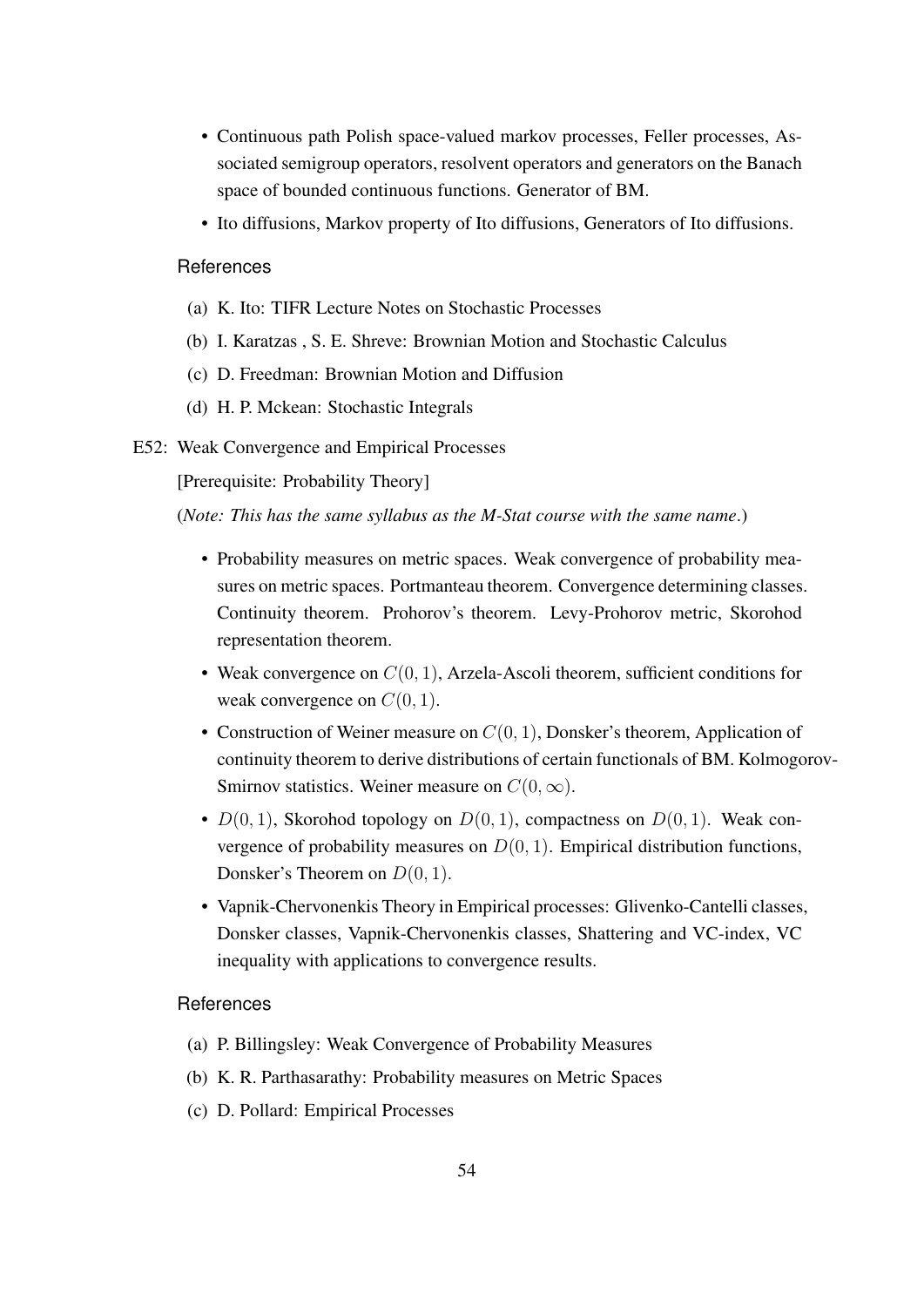- Continuous path Polish space-valued markov processes, Feller processes, Associated semigroup operators, resolvent operators and generators on the Banach space of bounded continuous functions. Generator of BM.
- Ito diffusions, Markov property of Ito diffusions, Generators of Ito diffusions.

References

(a) K. Ito: TIFR Lecture Notes on Stochastic Processes

(b) I. Karatzas , S. E. Shreve: Brownian Motion and Stochastic Calculus

(c) D. Freedman: Brownian Motion and Diffusion

(d) H. P. Mckean: Stochastic Integrals

E52: Weak Convergence and Empirical Processes

[Prerequisite: Probability Theory]

(*Note: This has the same syllabus as the M-Stat course with the same name*.)

- Probability measures on metric spaces. Weak convergence of probability measures on metric spaces. Portmanteau theorem. Convergence determining classes. Continuity theorem. Prohorov's theorem. Levy-Prohorov metric, Skorohod representation theorem.
- Weak convergence on $C(0, 1)$, Arzela-Ascoli theorem, sufficient conditions for weak convergence on $C(0, 1)$.
- Construction of Weiner measure on $C(0, 1)$, Donsker's theorem, Application of continuity theorem to derive distributions of certain functionals of BM. Kolmogorov-Smirnov statistics. Weiner measure on $C(0, \infty)$.
- $D(0, 1)$, Skorohod topology on $D(0, 1)$, compactness on $D(0, 1)$. Weak convergence of probability measures on $D(0, 1)$. Empirical distribution functions, Donsker's Theorem on $D(0, 1)$.
- Vapnik-Chervonenkis Theory in Empirical processes: Glivenko-Cantelli classes, Donsker classes, Vapnik-Chervonenkis classes, Shattering and VC-index, VC inequality with applications to convergence results.

References

(a) P. Billingsley: Weak Convergence of Probability Measures

(b) K. R. Parthasarathy: Probability measures on Metric Spaces

(c) D. Pollard: Empirical Processes